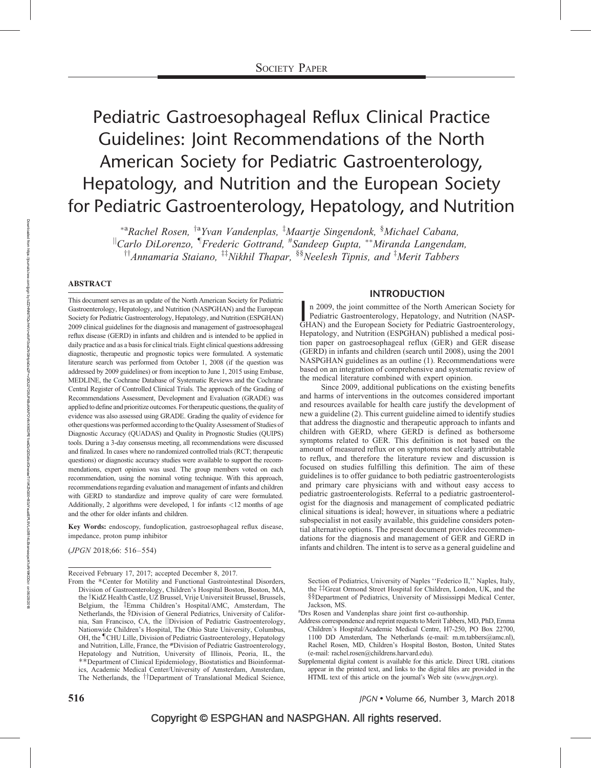# Pediatric Gastroesophageal Reflux Clinical Practice Guidelines: Joint Recommendations of the North American Society for Pediatric Gastroenterology, Hepatology, and Nutrition and the European Society for Pediatric Gastroenterology, Hepatology, and Nutrition

*[*a] Rachel Rosen, [†a] Yvan Vandenplas, [‡] Maartje Singendonk, [§] Michael Cabana, [||] Carlo DiLorenzo, [¶] Frederic Gottrand, [#] Sandeep Gupta, [**] Miranda Langendam, [††] Annamaria Staiano, [‡‡] Nikhil Thapar, [§§] Neelesh Tipnis, and [‡] Merit Tabbers*

## ABSTRACT

This document serves as an update of the North American Society for Pediatric Gastroenterology, Hepatology, and Nutrition (NASPGHAN) and the European Society for Pediatric Gastroenterology, Hepatology, and Nutrition (ESPGHAN) 2009 clinical guidelines for the diagnosis and management of gastroesophageal reflux disease (GERD) in infants and children and is intended to be applied in daily practice and as a basis for clinical trials. Eight clinical questions addressing diagnostic, therapeutic and prognostic topics were formulated. A systematic literature search was performed from October 1, 2008 (if the question was addressed by 2009 guidelines) or from inception to June 1, 2015 using Embase, MEDLINE, the Cochrane Database of Systematic Reviews and the Cochrane Central Register of Controlled Clinical Trials. The approach of the Grading of Recommendations Assessment, Development and Evaluation (GRADE) was applied to define and prioritize outcomes. For therapeutic questions, the quality of evidence was also assessed using GRADE. Grading the quality of evidence for other questions was performed according to the Quality Assessment of Studies of Diagnostic Accuracy (QUADAS) and Quality in Prognostic Studies (QUIPS) tools. During a 3-day consensus meeting, all recommendations were discussed and finalized. In cases where no randomized controlled trials (RCT; therapeutic questions) or diagnostic accuracy studies were available to support the recommendations, expert opinion was used. The group members voted on each recommendation, using the nominal voting technique. With this approach, recommendations regarding evaluation and management of infants and children with GERD to standardize and improve quality of care were formulated. Additionally, 2 algorithms were developed, 1 for infants <12 months of age and the other for older infants and children.

**Key Words:** endoscopy, fundoplication, gastroesophageal reflux disease, impedance, proton pump inhibitor

(*JPGN* 2018;66: 516–554)

Received February 17, 2017; accepted December 8, 2017.

From the *Center for Motility and Functional Gastrointestinal Disorders, Division of Gastroenterology, Children's Hospital Boston, Boston, MA, the †KidZ Health Castle, UZ Brussel, Vrije Universiteit Brussel, Brussels, Belgium, the ‡Emma Children's Hospital/AMC, Amsterdam, The Netherlands, the §Division of General Pediatrics, University of California, San Francisco, CA, the ||Division of Pediatric Gastroenterology, Nationwide Children's Hospital, The Ohio State University, Columbus, OH, the ¶CHU Lille, Division of Pediatric Gastroenterology, Hepatology and Nutrition, Lille, France, the #Division of Pediatric Gastroenterology, Hepatology and Nutrition, University of Illinois, Peoria, IL, the **Department of Clinical Epidemiology, Biostatistics and Bioinformatics, Academic Medical Center/University of Amsterdam, Amsterdam, The Netherlands, the ††Department of Translational Medical Science, Section of Pediatrics, University of Naples "Federico II," Naples, Italy, the ‡‡Great Ormond Street Hospital for Children, London, UK, and the §§Department of Pediatrics, University of Mississippi Medical Center, Jackson, MS.

[a] Drs Rosen and Vandenplas share joint first co-authorship.

Address correspondence and reprint requests to Merit Tabbers, MD, PhD, Emma Children's Hospital/Academic Medical Centre, H7-250, PO Box 22700, 1100 DD Amsterdam, The Netherlands (e-mail: m.m.tabbers@amc.nl), Rachel Rosen, MD, Children's Hospital Boston, Boston, United States (e-mail: rachel.rosen@childrens.harvard.edu).

Supplemental digital content is available for this article. Direct URL citations appear in the printed text, and links to the digital files are provided in the HTML text of this article on the journal's Web site (*www.jpgn.org*).

## INTRODUCTION

In 2009, the joint committee of the North American Society for Pediatric Gastroenterology, Hepatology, and Nutrition (NASPGHAN) and the European Society for Pediatric Gastroenterology, Hepatology, and Nutrition (ESPGHAN) published a medical position paper on gastroesophageal reflux (GER) and GER disease (GERD) in infants and children (search until 2008), using the 2001 NASPGHAN guidelines as an outline (1). Recommendations were based on an integration of comprehensive and systematic review of the medical literature combined with expert opinion.

Since 2009, additional publications on the existing benefits and harms of interventions in the outcomes considered important and resources available for health care justify the development of new a guideline (2). This current guideline aimed to identify studies that address the diagnostic and therapeutic approach to infants and children with GERD, where GERD is defined as bothersome symptoms related to GER. This definition is not based on the amount of measured reflux or on symptoms not clearly attributable to reflux, and therefore the literature review and discussion is focused on studies fulfilling this definition. The aim of these guidelines is to offer guidance to both pediatric gastroenterologists and primary care physicians with and without easy access to pediatric gastroenterologists. Referral to a pediatric gastroenterologist for the diagnosis and management of complicated pediatric clinical situations is ideal; however, in situations where a pediatric subspecialist in not easily available, this guideline considers potential alternative options. The present document provides recommendations for the diagnosis and management of GER and GERD in infants and children. The intent is to serve as a general guideline and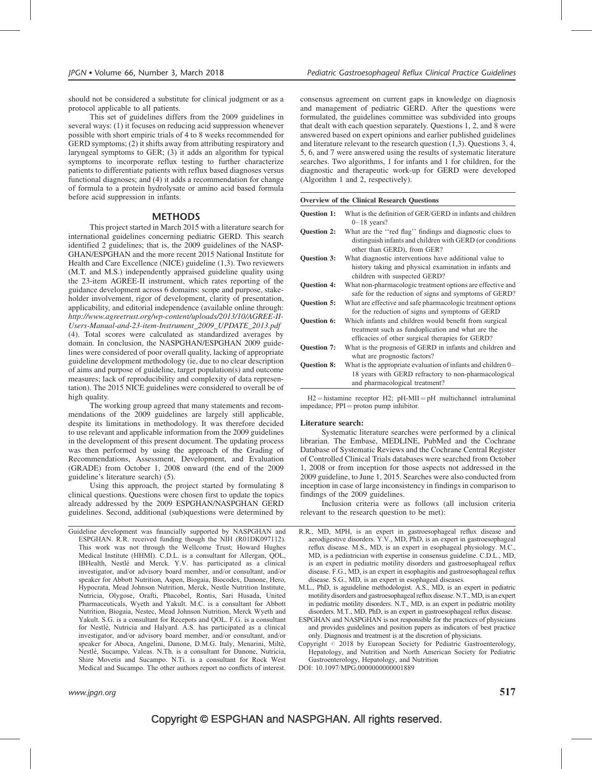should not be considered a substitute for clinical judgment or as a protocol applicable to all patients.

This set of guidelines differs from the 2009 guidelines in several ways: (1) it focuses on reducing acid suppression whenever possible with short empiric trials of 4 to 8 weeks recommended for GERD symptoms; (2) it shifts away from attributing respiratory and laryngeal symptoms to GER; (3) it adds an algorithm for typical symptoms to incorporate reflux testing to further characterize patients to differentiate patients with reflux based diagnoses versus functional diagnoses; and (4) it adds a recommendation for change of formula to a protein hydrolysate or amino acid based formula before acid suppression in infants.

## METHODS

This project started in March 2015 with a literature search for international guidelines concerning pediatric GERD. This search identified 2 guidelines; that is, the 2009 guidelines of the NASPGHAN/ESPGHAN and the more recent 2015 National Institute for Health and Care Excellence (NICE) guideline (1,3). Two reviewers (M.T. and M.S.) independently appraised guideline quality using the 23-item AGREE-II instrument, which rates reporting of the guidance development across 6 domains: scope and purpose, stakeholder involvement, rigor of development, clarity of presentation, applicability, and editorial independence (available online through: *http://www.agreetrust.org/wp-content/uploads/2013/10/AGREE-II-Users-Manual-and-23-item-Instrument_2009_UPDATE_2013.pdf* (4). Total scores were calculated as standardized averages by domain. In conclusion, the NASPGHAN/ESPGHAN 2009 guidelines were considered of poor overall quality, lacking of appropriate guideline development methodology (ie, due to no clear description of aims and purpose of guideline, target population(s) and outcome measures; lack of reproducibility and complexity of data representation). The 2015 NICE guidelines were considered to overall be of high quality.

The working group agreed that many statements and recommendations of the 2009 guidelines are largely still applicable, despite its limitations in methodology. It was therefore decided to use relevant and applicable information from the 2009 guidelines in the development of this present document. The updating process was then performed by using the approach of the Grading of Recommendations, Assessment, Development, and Evaluation (GRADE) from October 1, 2008 onward (the end of the 2009 guideline's literature search) (5).

Using this approach, the project started by formulating 8 clinical questions. Questions were chosen first to update the topics already addressed by the 2009 ESPGHAN/NASPGHAN GERD guidelines. Second, additional (sub)questions were determined by consensus agreement on current gaps in knowledge on diagnosis and management of pediatric GERD. After the questions were formulated, the guidelines committee was subdivided into groups that dealt with each question separately. Questions 1, 2, and 8 were answered based on expert opinions and earlier published guidelines and literature relevant to the research question (1,3). Questions 3, 4, 5, 6, and 7 were answered using the results of systematic literature searches. Two algorithms, 1 for infants and 1 for children, for the diagnostic and therapeutic work-up for GERD were developed (Algorithm 1 and 2, respectively).

**Overview of the Clinical Research Questions**

| | |
|---|---|
| **Question 1:** | What is the definition of GER/GERD in infants and children 0–18 years? |
| **Question 2:** | What are the ''red flag'' findings and diagnostic clues to distinguish infants and children with GERD (or conditions other than GERD), from GER? |
| **Question 3:** | What diagnostic interventions have additional value to history taking and physical examination in infants and children with suspected GERD? |
| **Question 4:** | What non-pharmacologic treatment options are effective and safe for the reduction of signs and symptoms of GERD? |
| **Question 5:** | What are effective and safe pharmacologic treatment options for the reduction of signs and symptoms of GERD |
| **Question 6:** | Which infants and children would benefit from surgical treatment such as fundoplication and what are the efficacies of other surgical therapies for GERD? |
| **Question 7:** | What is the prognosis of GERD in infants and children and what are prognostic factors? |
| **Question 8:** | What is the appropriate evaluation of infants and children 0–18 years with GERD refractory to non-pharmacological and pharmacological treatment? |

H2 = histamine receptor H2; pH-MII = pH multichannel intraluminal impedance; PPI = proton pump inhibitor.

#### Literature search:

Systematic literature searches were performed by a clinical librarian. The Embase, MEDLINE, PubMed and the Cochrane Database of Systematic Reviews and the Cochrane Central Register of Controlled Clinical Trials databases were searched from October 1, 2008 or from inception for those aspects not addressed in the 2009 guideline, to June 1, 2015. Searches were also conducted from inception in case of large inconsistency in findings in comparison to findings of the 2009 guidelines.

Inclusion criteria were as follows (all inclusion criteria relevant to the research question to be met):

---

Guideline development was financially supported by NASPGHAN and ESPGHAN. R.R. received funding though the NIH (R01DK097112). This work was not through the Wellcome Trust; Howard Hughes Medical Institute (HHMI). C.D.L. is a consultant for Allergan, QOL, IBHealth, Nestlé and Merck. Y.V. has participated as a clinical investigator, and/or advisory board member, and/or consultant, and/or speaker for Abbott Nutrition, Aspen, Biogaia, Biocodex, Danone, Hero, Hypocrata, Mead Johnson Nutrition, Merck, Nestle Nutrition Institute, Nutricia, Olygose, Orafti, Phacobel, Rontis, Sari Husada, United Pharmaceuticals, Wyeth and Yakult. M.C. is a consultant for Abbott Nutrition, Biogaia, Nestec, Mead Johnson Nutrition, Merck Wyeth and Yakult. S.G. is a consultant for Recepots and QOL. F.G. is a consultant for Nestlé, Nutricia and Halyard. A.S. has participated as a clinical investigator, and/or advisory board member, and/or consultant, and/or speaker for Aboca, Angelini, Danone, D.M.G. Italy, Menarini, Miltè, Nestlé, Sucampo, Valeas. N.Th. is a consultant for Danone, Nutricia, Shire Movetis and Sucampo. N.Ti. is a consultant for Rock West Medical and Sucampo. The other authors report no conflicts of interest.

R.R., MD, MPH, is an expert in gastroesophageal reflux disease and aerodigestive disorders. Y.V., MD, PhD, is an expert in gastroesophageal reflux disease. M.S., MD, is an expert in esophageal physiology. M.C., MD, is a pediatrician with expertise in consensus guideline. C.D.L., MD, is an expert in pediatric motility disorders and gastroesophageal reflux disease. F.G., MD, is an expert in esophagitis and gastroesophageal reflux disease. S.G., MD, is an expert in esophageal diseases.

M.L., PhD, is aguideline methodologist. A.S., MD, is an expert in pediatric motility disorders and gastroesophageal reflux disease. N.T., MD, is an expert in pediatric motility disorders. N.T., MD, is an expert in pediatric motility disorders. M.T., MD, PhD, is an expert in gastroesophageal reflux disease.

ESPGHAN and NASPGHAN is not responsible for the practices of physicians and provides guidelines and position papers as indicators of best practice only. Diagnosis and treatment is at the discretion of physicians.

Copyright © 2018 by European Society for Pediatric Gastroenterology, Hepatology, and Nutrition and North American Society for Pediatric Gastroenterology, Hepatology, and Nutrition

DOI: 10.1097/MPG.0000000000001889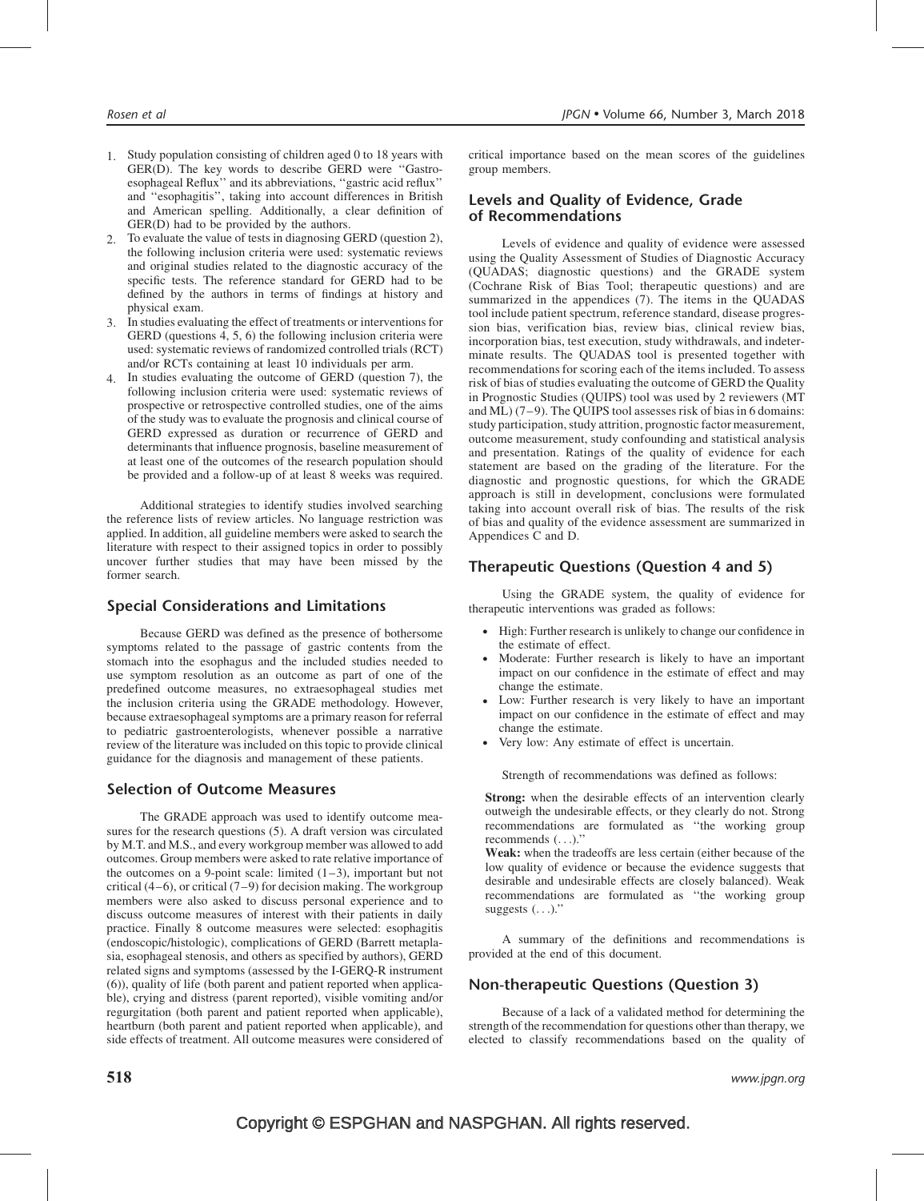1. Study population consisting of children aged 0 to 18 years with GER(D). The key words to describe GERD were ''Gastroesophageal Reflux'' and its abbreviations, ''gastric acid reflux'' and ''esophagitis'', taking into account differences in British and American spelling. Additionally, a clear definition of GER(D) had to be provided by the authors.
2. To evaluate the value of tests in diagnosing GERD (question 2), the following inclusion criteria were used: systematic reviews and original studies related to the diagnostic accuracy of the specific tests. The reference standard for GERD had to be defined by the authors in terms of findings at history and physical exam.
3. In studies evaluating the effect of treatments or interventions for GERD (questions 4, 5, 6) the following inclusion criteria were used: systematic reviews of randomized controlled trials (RCT) and/or RCTs containing at least 10 individuals per arm.
4. In studies evaluating the outcome of GERD (question 7), the following inclusion criteria were used: systematic reviews of prospective or retrospective controlled studies, one of the aims of the study was to evaluate the prognosis and clinical course of GERD expressed as duration or recurrence of GERD and determinants that influence prognosis, baseline measurement of at least one of the outcomes of the research population should be provided and a follow-up of at least 8 weeks was required.

Additional strategies to identify studies involved searching the reference lists of review articles. No language restriction was applied. In addition, all guideline members were asked to search the literature with respect to their assigned topics in order to possibly uncover further studies that may have been missed by the former search.

## Special Considerations and Limitations

Because GERD was defined as the presence of bothersome symptoms related to the passage of gastric contents from the stomach into the esophagus and the included studies needed to use symptom resolution as an outcome as part of one of the predefined outcome measures, no extraesophageal studies met the inclusion criteria using the GRADE methodology. However, because extraesophageal symptoms are a primary reason for referral to pediatric gastroenterologists, whenever possible a narrative review of the literature was included on this topic to provide clinical guidance for the diagnosis and management of these patients.

## Selection of Outcome Measures

The GRADE approach was used to identify outcome measures for the research questions (5). A draft version was circulated by M.T. and M.S., and every workgroup member was allowed to add outcomes. Group members were asked to rate relative importance of the outcomes on a 9-point scale: limited (1–3), important but not critical (4–6), or critical (7–9) for decision making. The workgroup members were also asked to discuss personal experience and to discuss outcome measures of interest with their patients in daily practice. Finally 8 outcome measures were selected: esophagitis (endoscopic/histologic), complications of GERD (Barrett metaplasia, esophageal stenosis, and others as specified by authors), GERD related signs and symptoms (assessed by the I-GERQ-R instrument (6)), quality of life (both parent and patient reported when applicable), crying and distress (parent reported), visible vomiting and/or regurgitation (both parent and patient reported when applicable), heartburn (both parent and patient reported when applicable), and side effects of treatment. All outcome measures were considered of critical importance based on the mean scores of the guidelines group members.

## Levels and Quality of Evidence, Grade of Recommendations

Levels of evidence and quality of evidence were assessed using the Quality Assessment of Studies of Diagnostic Accuracy (QUADAS; diagnostic questions) and the GRADE system (Cochrane Risk of Bias Tool; therapeutic questions) and are summarized in the appendices (7). The items in the QUADAS tool include patient spectrum, reference standard, disease progression bias, verification bias, review bias, clinical review bias, incorporation bias, test execution, study withdrawals, and indeterminate results. The QUADAS tool is presented together with recommendations for scoring each of the items included. To assess risk of bias of studies evaluating the outcome of GERD the Quality in Prognostic Studies (QUIPS) tool was used by 2 reviewers (MT and ML) (7–9). The QUIPS tool assesses risk of bias in 6 domains: study participation, study attrition, prognostic factor measurement, outcome measurement, study confounding and statistical analysis and presentation. Ratings of the quality of evidence for each statement are based on the grading of the literature. For the diagnostic and prognostic questions, for which the GRADE approach is still in development, conclusions were formulated taking into account overall risk of bias. The results of the risk of bias and quality of the evidence assessment are summarized in Appendices C and D.

## Therapeutic Questions (Question 4 and 5)

Using the GRADE system, the quality of evidence for therapeutic interventions was graded as follows:

- High: Further research is unlikely to change our confidence in the estimate of effect.
- Moderate: Further research is likely to have an important impact on our confidence in the estimate of effect and may change the estimate.
- Low: Further research is very likely to have an important impact on our confidence in the estimate of effect and may change the estimate.
- Very low: Any estimate of effect is uncertain.

Strength of recommendations was defined as follows:

**Strong:** when the desirable effects of an intervention clearly outweigh the undesirable effects, or they clearly do not. Strong recommendations are formulated as ''the working group recommends (...).''

**Weak:** when the tradeoffs are less certain (either because of the low quality of evidence or because the evidence suggests that desirable and undesirable effects are closely balanced). Weak recommendations are formulated as ''the working group suggests (...).''

A summary of the definitions and recommendations is provided at the end of this document.

## Non-therapeutic Questions (Question 3)

Because of a lack of a validated method for determining the strength of the recommendation for questions other than therapy, we elected to classify recommendations based on the quality of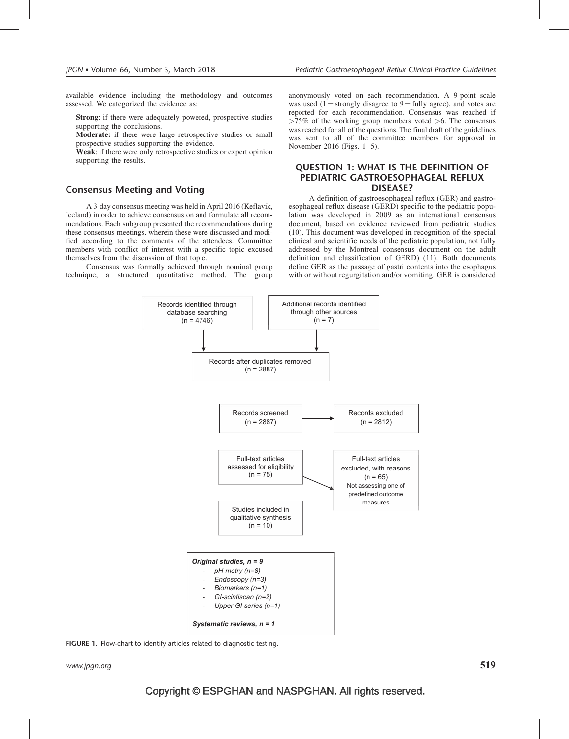available evidence including the methodology and outcomes assessed. We categorized the evidence as:

**Strong**: if there were adequately powered, prospective studies supporting the conclusions.
**Moderate:** if there were large retrospective studies or small prospective studies supporting the evidence.
**Weak**: if there were only retrospective studies or expert opinion supporting the results.

## Consensus Meeting and Voting

A 3-day consensus meeting was held in April 2016 (Keflavik, Iceland) in order to achieve consensus on and formulate all recommendations. Each subgroup presented the recommendations during these consensus meetings, wherein these were discussed and modified according to the comments of the attendees. Committee members with conflict of interest with a specific topic excused themselves from the discussion of that topic.

Consensus was formally achieved through nominal group technique, a structured quantitative method. The group anonymously voted on each recommendation. A 9-point scale was used (1 = strongly disagree to 9 = fully agree), and votes are reported for each recommendation. Consensus was reached if >75% of the working group members voted >6. The consensus was reached for all of the questions. The final draft of the guidelines was sent to all of the committee members for approval in November 2016 (Figs. 1–5).

## QUESTION 1: WHAT IS THE DEFINITION OF PEDIATRIC GASTROESOPHAGEAL REFLUX DISEASE?

A definition of gastroesophageal reflux (GER) and gastroesophageal reflux disease (GERD) specific to the pediatric population was developed in 2009 as an international consensus document, based on evidence reviewed from pediatric studies (10). This document was developed in recognition of the special clinical and scientific needs of the pediatric population, not fully addressed by the Montreal consensus document on the adult definition and classification of GERD) (11). Both documents define GER as the passage of gastri contents into the esophagus with or without regurgitation and/or vomiting. GER is considered

Records identified through database searching (n = 4746)

Additional records identified through other sources (n = 7)

Records after duplicates removed (n = 2887)

Records screened (n = 2887)

Records excluded (n = 2812)

Full-text articles assessed for eligibility (n = 75)

Full-text articles excluded, with reasons (n = 65)
Not assessing one of predefined outcome measures

Studies included in qualitative synthesis (n = 10)

*Original studies, n = 9*
- *pH-metry (n=8)*
- *Endoscopy (n=3)*
- *Biomarkers (n=1)*
- *GI-scintiscan (n=2)*
- *Upper GI series (n=1)*

*Systematic reviews, n = 1*

**FIGURE 1.** Flow-chart to identify articles related to diagnostic testing.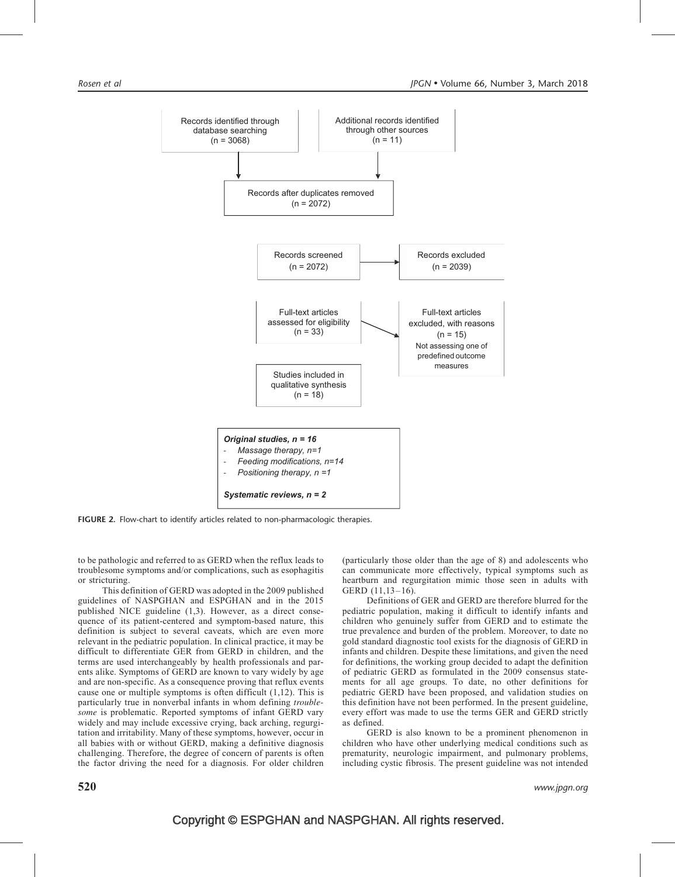Records identified through database searching (n = 3068)

Additional records identified through other sources (n = 11)

Records after duplicates removed (n = 2072)

Records screened (n = 2072)

Records excluded (n = 2039)

Full-text articles assessed for eligibility (n = 33)

Full-text articles excluded, with reasons (n = 15) Not assessing one of predefined outcome measures

Studies included in qualitative synthesis (n = 18)

***Original studies, n = 16***
- *Massage therapy, n=1*
- *Feeding modifications, n=14*
- *Positioning therapy, n =1*

***Systematic reviews, n = 2***

**FIGURE 2.** Flow-chart to identify articles related to non-pharmacologic therapies.

to be pathologic and referred to as GERD when the reflux leads to troublesome symptoms and/or complications, such as esophagitis or stricturing.

This definition of GERD was adopted in the 2009 published guidelines of NASPGHAN and ESPGHAN and in the 2015 published NICE guideline (1,3). However, as a direct consequence of its patient-centered and symptom-based nature, this definition is subject to several caveats, which are even more relevant in the pediatric population. In clinical practice, it may be difficult to differentiate GER from GERD in children, and the terms are used interchangeably by health professionals and parents alike. Symptoms of GERD are known to vary widely by age and are non-specific. As a consequence proving that reflux events cause one or multiple symptoms is often difficult (1,12). This is particularly true in nonverbal infants in whom defining *troublesome* is problematic. Reported symptoms of infant GERD vary widely and may include excessive crying, back arching, regurgitation and irritability. Many of these symptoms, however, occur in all babies with or without GERD, making a definitive diagnosis challenging. Therefore, the degree of concern of parents is often the factor driving the need for a diagnosis. For older children (particularly those older than the age of 8) and adolescents who can communicate more effectively, typical symptoms such as heartburn and regurgitation mimic those seen in adults with GERD (11,13–16).

Definitions of GER and GERD are therefore blurred for the pediatric population, making it difficult to identify infants and children who genuinely suffer from GERD and to estimate the true prevalence and burden of the problem. Moreover, to date no gold standard diagnostic tool exists for the diagnosis of GERD in infants and children. Despite these limitations, and given the need for definitions, the working group decided to adapt the definition of pediatric GERD as formulated in the 2009 consensus statements for all age groups. To date, no other definitions for pediatric GERD have been proposed, and validation studies on this definition have not been performed. In the present guideline, every effort was made to use the terms GER and GERD strictly as defined.

GERD is also known to be a prominent phenomenon in children who have other underlying medical conditions such as prematurity, neurologic impairment, and pulmonary problems, including cystic fibrosis. The present guideline was not intended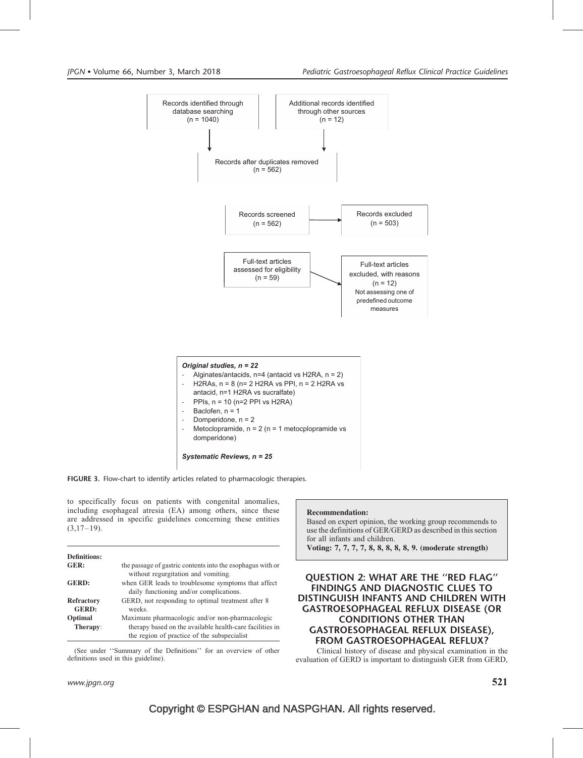Records identified through database searching (n = 1040)

Additional records identified through other sources (n = 12)

Records after duplicates removed (n = 562)

Records screened (n = 562)

Records excluded (n = 503)

Full-text articles assessed for eligibility (n = 59)

Full-text articles excluded, with reasons (n = 12) Not assessing one of predefined outcome measures

***Original studies, n = 22***

- Alginates/antacids, n=4 (antacid vs H2RA, n = 2)
- H2RAs, n = 8 (n= 2 H2RA vs PPI, n = 2 H2RA vs antacid, n=1 H2RA vs sucralfate)
- PPIs, n = 10 (n=2 PPI vs H2RA)
- Baclofen, n = 1
- Domperidone, n = 2
- Metoclopramide, n = 2 (n = 1 metocplopramide vs domperidone)

***Systematic Reviews, n = 25***

**FIGURE 3.** Flow-chart to identify articles related to pharmacologic therapies.

to specifically focus on patients with congenital anomalies, including esophageal atresia (EA) among others, since these are addressed in specific guidelines concerning these entities (3,17–19).

| **Definitions:** | |
|---|---|
| **GER:** | the passage of gastric contents into the esophagus with or without regurgitation and vomiting. |
| **GERD:** | when GER leads to troublesome symptoms that affect daily functioning and/or complications. |
| **Refractory GERD:** | GERD, not responding to optimal treatment after 8 weeks. |
| **Optimal Therapy:** | Maximum pharmacologic and/or non-pharmacologic therapy based on the available health-care facilities in the region of practice of the subspecialist |

(See under ''Summary of the Definitions'' for an overview of other definitions used in this guideline).

**Recommendation:**
Based on expert opinion, the working group recommends to use the definitions of GER/GERD as described in this section for all infants and children.
**Voting: 7, 7, 7, 7, 8, 8, 8, 8, 8, 9. (moderate strength)**

## QUESTION 2: WHAT ARE THE ''RED FLAG'' FINDINGS AND DIAGNOSTIC CLUES TO DISTINGUISH INFANTS AND CHILDREN WITH GASTROESOPHAGEAL REFLUX DISEASE (OR CONDITIONS OTHER THAN GASTROESOPHAGEAL REFLUX DISEASE), FROM GASTROESOPHAGEAL REFLUX?

Clinical history of disease and physical examination in the evaluation of GERD is important to distinguish GER from GERD,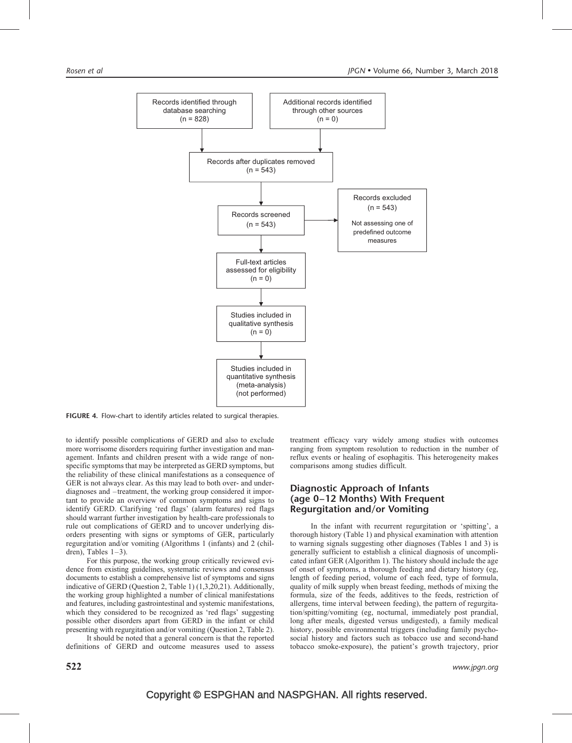Records identified through database searching (n = 828)

Additional records identified through other sources (n = 0)

Records after duplicates removed (n = 543)

Records screened (n = 543)

Records excluded (n = 543) Not assessing one of predefined outcome measures

Full-text articles assessed for eligibility (n = 0)

Studies included in qualitative synthesis (n = 0)

Studies included in quantitative synthesis (meta-analysis) (not performed)

**FIGURE 4.** Flow-chart to identify articles related to surgical therapies.

to identify possible complications of GERD and also to exclude more worrisome disorders requiring further investigation and management. Infants and children present with a wide range of nonspecific symptoms that may be interpreted as GERD symptoms, but the reliability of these clinical manifestations as a consequence of GER is not always clear. As this may lead to both over- and underdiagnoses and –treatment, the working group considered it important to provide an overview of common symptoms and signs to identify GERD. Clarifying 'red flags' (alarm features) red flags should warrant further investigation by health-care professionals to rule out complications of GERD and to uncover underlying disorders presenting with signs or symptoms of GER, particularly regurgitation and/or vomiting (Algorithms 1 (infants) and 2 (children), Tables 1–3).

For this purpose, the working group critically reviewed evidence from existing guidelines, systematic reviews and consensus documents to establish a comprehensive list of symptoms and signs indicative of GERD (Question 2, Table 1) (1,3,20,21). Additionally, the working group highlighted a number of clinical manifestations and features, including gastrointestinal and systemic manifestations, which they considered to be recognized as 'red flags' suggesting possible other disorders apart from GERD in the infant or child presenting with regurgitation and/or vomiting (Question 2, Table 2).

It should be noted that a general concern is that the reported definitions of GERD and outcome measures used to assess treatment efficacy vary widely among studies with outcomes ranging from symptom resolution to reduction in the number of reflux events or healing of esophagitis. This heterogeneity makes comparisons among studies difficult.

## Diagnostic Approach of Infants (age 0–12 Months) With Frequent Regurgitation and/or Vomiting

In the infant with recurrent regurgitation or 'spitting', a thorough history (Table 1) and physical examination with attention to warning signals suggesting other diagnoses (Tables 1 and 3) is generally sufficient to establish a clinical diagnosis of uncomplicated infant GER (Algorithm 1). The history should include the age of onset of symptoms, a thorough feeding and dietary history (eg, length of feeding period, volume of each feed, type of formula, quality of milk supply when breast feeding, methods of mixing the formula, size of the feeds, additives to the feeds, restriction of allergens, time interval between feeding), the pattern of regurgitation/spitting/vomiting (eg, nocturnal, immediately post prandial, long after meals, digested versus undigested), a family medical history, possible environmental triggers (including family psychosocial history and factors such as tobacco use and second-hand tobacco smoke-exposure), the patient's growth trajectory, prior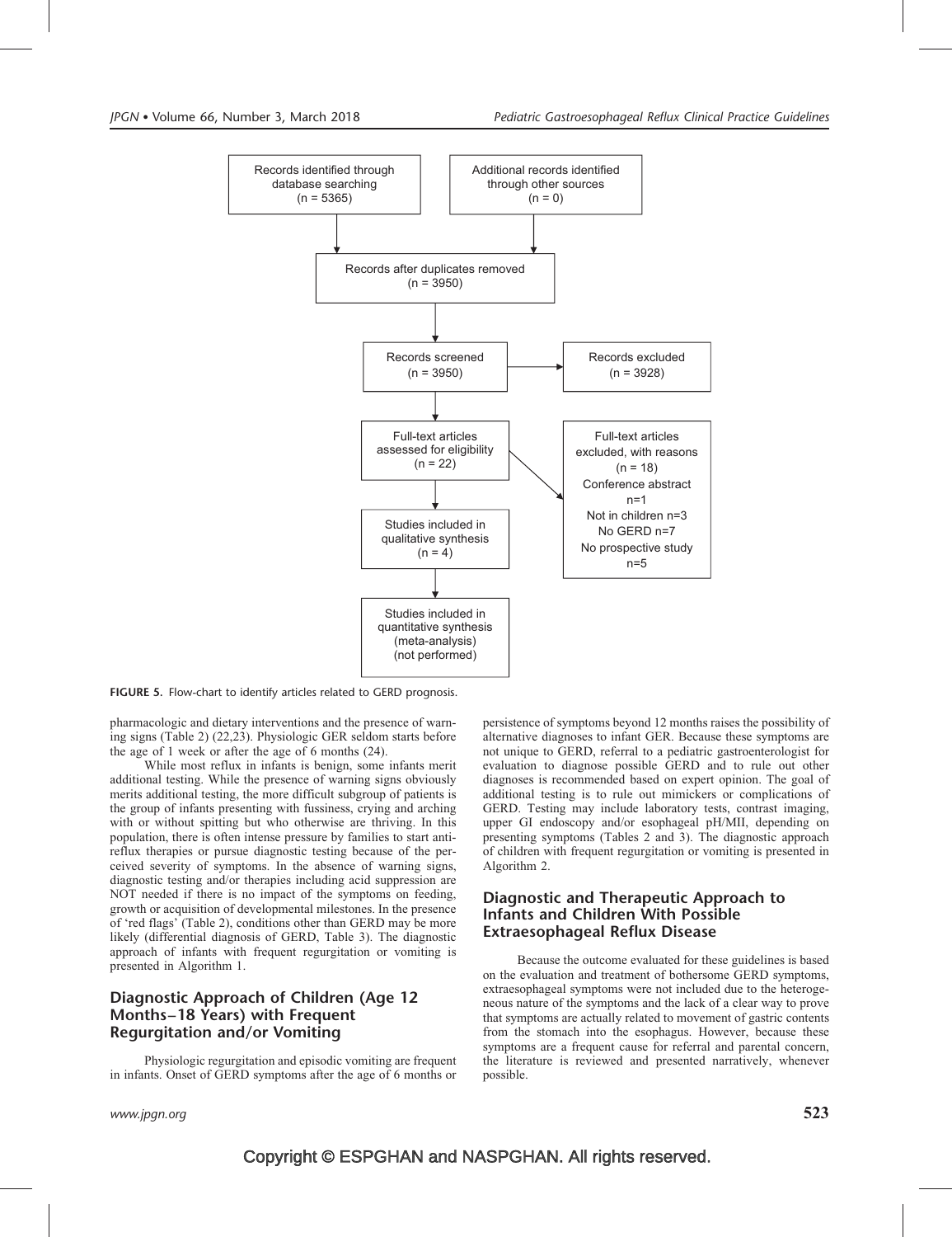Records identified through database searching (n = 5365)

Additional records identified through other sources (n = 0)

Records after duplicates removed (n = 3950)

Records screened (n = 3950)

Records excluded (n = 3928)

Full-text articles assessed for eligibility (n = 22)

Full-text articles excluded, with reasons (n = 18)
Conference abstract n=1
Not in children n=3
No GERD n=7
No prospective study n=5

Studies included in qualitative synthesis (n = 4)

Studies included in quantitative synthesis (meta-analysis) (not performed)

**FIGURE 5.** Flow-chart to identify articles related to GERD prognosis.

pharmacologic and dietary interventions and the presence of warning signs (Table 2) (22,23). Physiologic GER seldom starts before the age of 1 week or after the age of 6 months (24).

While most reflux in infants is benign, some infants merit additional testing. While the presence of warning signs obviously merits additional testing, the more difficult subgroup of patients is the group of infants presenting with fussiness, crying and arching with or without spitting but who otherwise are thriving. In this population, there is often intense pressure by families to start anti-reflux therapies or pursue diagnostic testing because of the perceived severity of symptoms. In the absence of warning signs, diagnostic testing and/or therapies including acid suppression are NOT needed if there is no impact of the symptoms on feeding, growth or acquisition of developmental milestones. In the presence of 'red flags' (Table 2), conditions other than GERD may be more likely (differential diagnosis of GERD, Table 3). The diagnostic approach of infants with frequent regurgitation or vomiting is presented in Algorithm 1.

## Diagnostic Approach of Children (Age 12 Months–18 Years) with Frequent Regurgitation and/or Vomiting

Physiologic regurgitation and episodic vomiting are frequent in infants. Onset of GERD symptoms after the age of 6 months or persistence of symptoms beyond 12 months raises the possibility of alternative diagnoses to infant GER. Because these symptoms are not unique to GERD, referral to a pediatric gastroenterologist for evaluation to diagnose possible GERD and to rule out other diagnoses is recommended based on expert opinion. The goal of additional testing is to rule out mimickers or complications of GERD. Testing may include laboratory tests, contrast imaging, upper GI endoscopy and/or esophageal pH/MII, depending on presenting symptoms (Tables 2 and 3). The diagnostic approach of children with frequent regurgitation or vomiting is presented in Algorithm 2.

## Diagnostic and Therapeutic Approach to Infants and Children With Possible Extraesophageal Reflux Disease

Because the outcome evaluated for these guidelines is based on the evaluation and treatment of bothersome GERD symptoms, extraesophageal symptoms were not included due to the heterogeneous nature of the symptoms and the lack of a clear way to prove that symptoms are actually related to movement of gastric contents from the stomach into the esophagus. However, because these symptoms are a frequent cause for referral and parental concern, the literature is reviewed and presented narratively, whenever possible.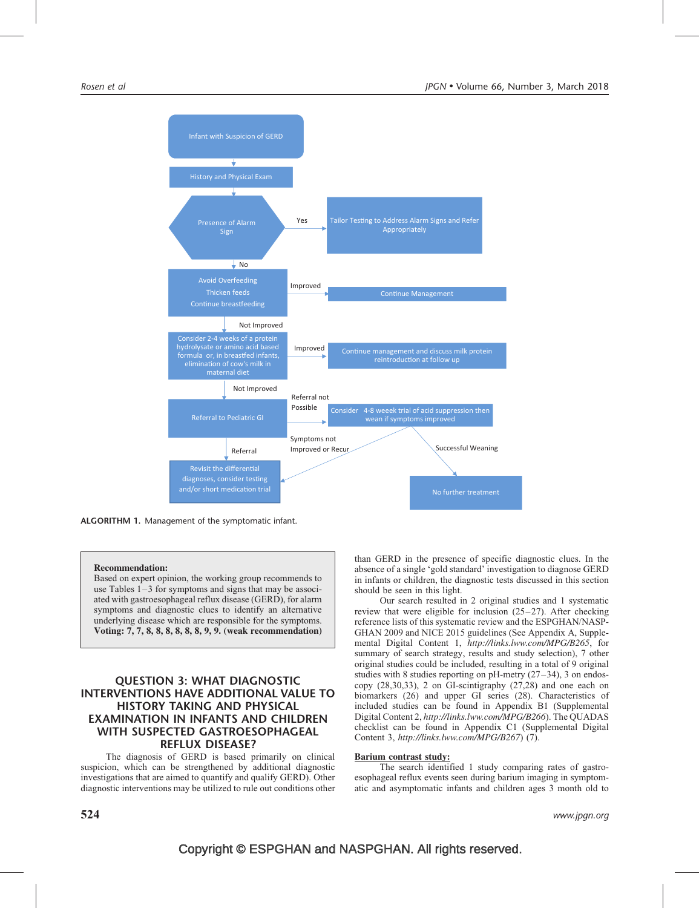Infant with Suspicion of GERD

History and Physical Exam

Presence of Alarm Sign

Yes

Tailor Testing to Address Alarm Signs and Refer Appropriately

No

Avoid Overfeeding
Thicken feeds
Continue breastfeeding

Improved

Continue Management

Not Improved

Consider 2-4 weeks of a protein hydrolysate or amino acid based formula or, in breastfed infants, elimination of cow's milk in maternal diet

Improved

Continue management and discuss milk protein reintroduction at follow up

Not Improved

Referral to Pediatric GI

Referral not Possible

Consider 4-8 weeek trial of acid suppression then wean if symptoms improved

Symptoms not Improved or Recur

Successful Weaning

Referral

Revisit the differential diagnoses, consider testing and/or short medication trial

No further treatment

**ALGORITHM 1.** Management of the symptomatic infant.

> **Recommendation:**
> Based on expert opinion, the working group recommends to use Tables 1–3 for symptoms and signs that may be associated with gastroesophageal reflux disease (GERD), for alarm symptoms and diagnostic clues to identify an alternative underlying disease which are responsible for the symptoms.
> **Voting: 7, 7, 8, 8, 8, 8, 8, 8, 9, 9. (weak recommendation)**

## QUESTION 3: WHAT DIAGNOSTIC INTERVENTIONS HAVE ADDITIONAL VALUE TO HISTORY TAKING AND PHYSICAL EXAMINATION IN INFANTS AND CHILDREN WITH SUSPECTED GASTROESOPHAGEAL REFLUX DISEASE?

The diagnosis of GERD is based primarily on clinical suspicion, which can be strengthened by additional diagnostic investigations that are aimed to quantify and qualify GERD). Other diagnostic interventions may be utilized to rule out conditions other than GERD in the presence of specific diagnostic clues. In the absence of a single 'gold standard' investigation to diagnose GERD in infants or children, the diagnostic tests discussed in this section should be seen in this light.

Our search resulted in 2 original studies and 1 systematic review that were eligible for inclusion (25–27). After checking reference lists of this systematic review and the ESPGHAN/NASPGHAN 2009 and NICE 2015 guidelines (See Appendix A, Supplemental Digital Content 1, *http://links.lww.com/MPG/B265*, for summary of search strategy, results and study selection), 7 other original studies could be included, resulting in a total of 9 original studies with 8 studies reporting on pH-metry (27–34), 3 on endoscopy (28,30,33), 2 on GI-scintigraphy (27,28) and one each on biomarkers (26) and upper GI series (28). Characteristics of included studies can be found in Appendix B1 (Supplemental Digital Content 2, *http://links.lww.com/MPG/B266*). The QUADAS checklist can be found in Appendix C1 (Supplemental Digital Content 3, *http://links.lww.com/MPG/B267*) (7).

**Barium contrast study:**

The search identified 1 study comparing rates of gastroesophageal reflux events seen during barium imaging in symptomatic and asymptomatic infants and children ages 3 month old to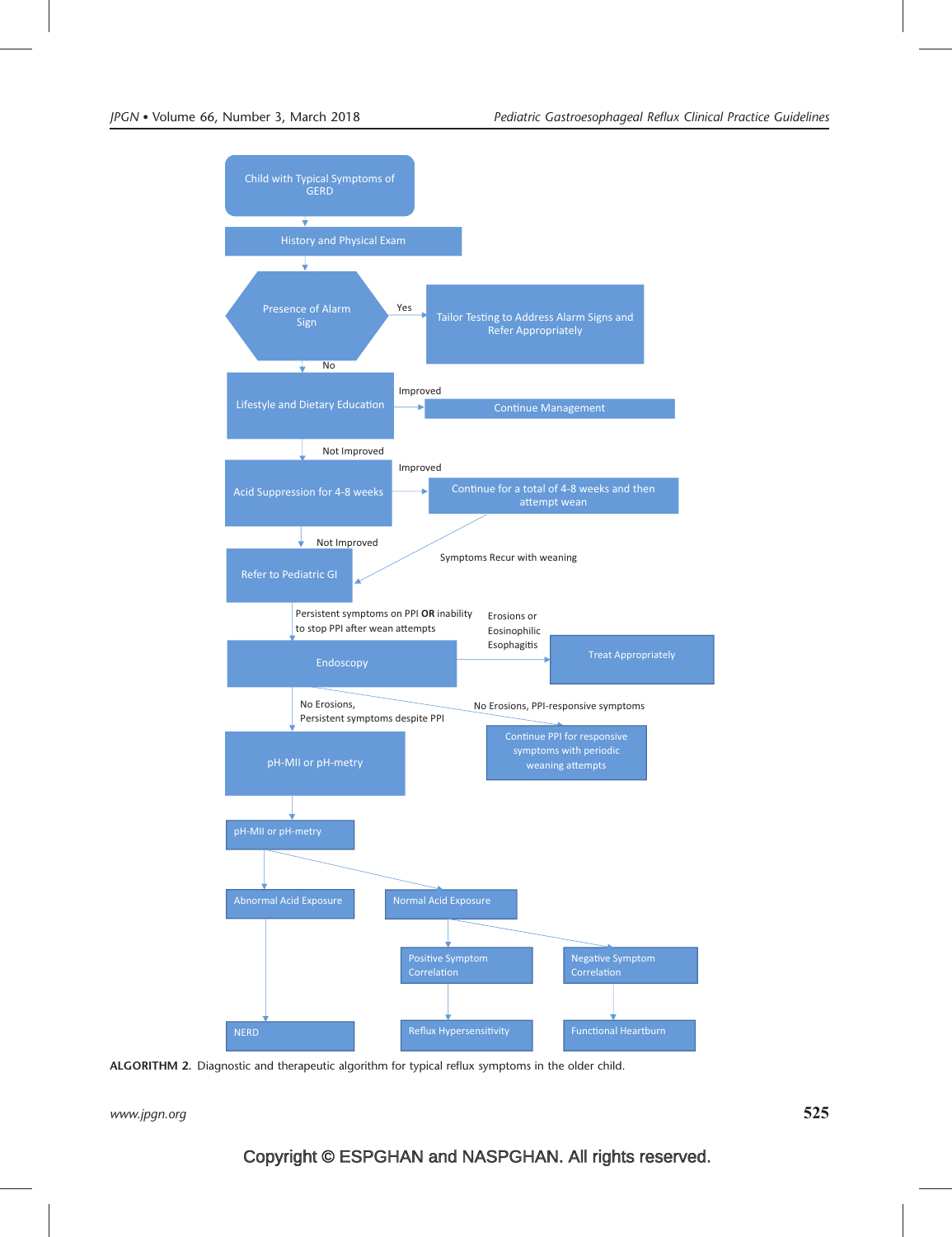- Child with Typical Symptoms of GERD
  - History and Physical Exam
    - Presence of Alarm Sign
      - Yes → Tailor Testing to Address Alarm Signs and Refer Appropriately
      - No → Lifestyle and Dietary Education
        - Improved → Continue Management
        - Not Improved → Acid Suppression for 4-8 weeks
          - Improved → Continue for a total of 4-8 weeks and then attempt wean
            - Symptoms Recur with weaning → Refer to Pediatric GI
          - Not Improved → Refer to Pediatric GI
            - Persistent symptoms on PPI **OR** inability to stop PPI after wean attempts → Endoscopy
              - Erosions or Eosinophilic Esophagitis → Treat Appropriately
              - No Erosions, PPI-responsive symptoms → Continue PPI for responsive symptoms with periodic weaning attempts
              - No Erosions, Persistent symptoms despite PPI → pH-MII or pH-metry
                - pH-MII or pH-metry
                  - Abnormal Acid Exposure → NERD
                  - Normal Acid Exposure
                    - Positive Symptom Correlation → Reflux Hypersensitivity
                    - Negative Symptom Correlation → Functional Heartburn

**ALGORITHM 2.** Diagnostic and therapeutic algorithm for typical reflux symptoms in the older child.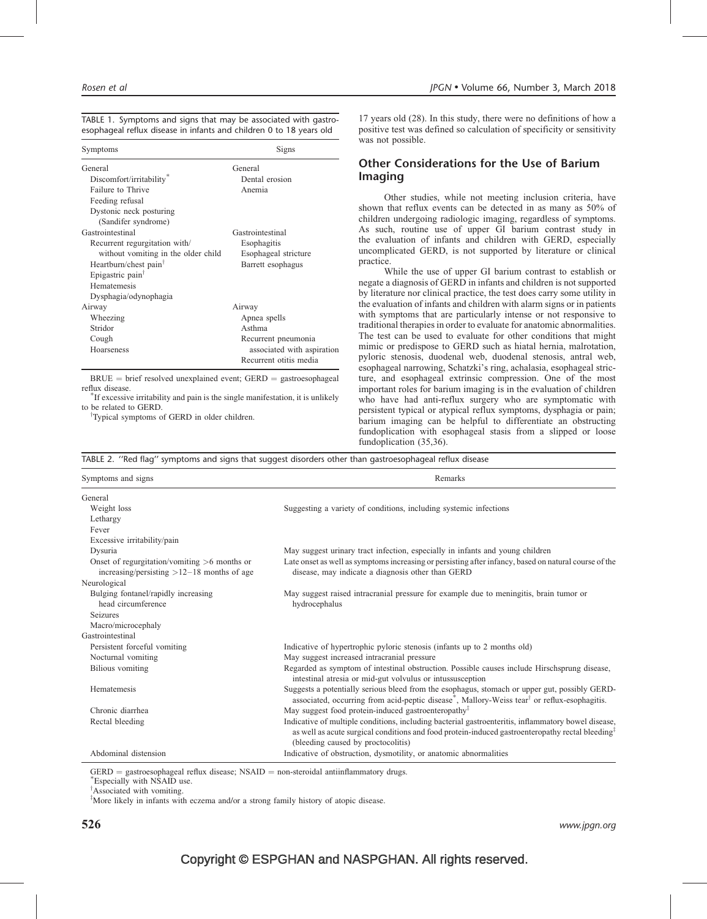TABLE 1. Symptoms and signs that may be associated with gastroesophageal reflux disease in infants and children 0 to 18 years old

| Symptoms | Signs |
|---|---|
| General | General |
| Discomfort/irritability* | Dental erosion |
| Failure to Thrive | Anemia |
| Feeding refusal | |
| Dystonic neck posturing (Sandifer syndrome) | |
| Gastrointestinal | Gastrointestinal |
| Recurrent regurgitation with/without vomiting in the older child | Esophagitis |
| Heartburn/chest pain† | Esophageal stricture |
| Epigastric pain† | Barrett esophagus |
| Hematemesis | |
| Dysphagia/odynophagia | |
| Airway | Airway |
| Wheezing | Apnea spells |
| Stridor | Asthma |
| Cough | Recurrent pneumonia associated with aspiration |
| Hoarseness | Recurrent otitis media |

BRUE = brief resolved unexplained event; GERD = gastroesophageal reflux disease.
*If excessive irritability and pain is the single manifestation, it is unlikely to be related to GERD.
†Typical symptoms of GERD in older children.

17 years old (28). In this study, there were no definitions of how a positive test was defined so calculation of specificity or sensitivity was not possible.

## Other Considerations for the Use of Barium Imaging

Other studies, while not meeting inclusion criteria, have shown that reflux events can be detected in as many as 50% of children undergoing radiologic imaging, regardless of symptoms. As such, routine use of upper GI barium contrast study in the evaluation of infants and children with GERD, especially uncomplicated GERD, is not supported by literature or clinical practice.

While the use of upper GI barium contrast to establish or negate a diagnosis of GERD in infants and children is not supported by literature nor clinical practice, the test does carry some utility in the evaluation of infants and children with alarm signs or in patients with symptoms that are particularly intense or not responsive to traditional therapies in order to evaluate for anatomic abnormalities. The test can be used to evaluate for other conditions that might mimic or predispose to GERD such as hiatal hernia, malrotation, pyloric stenosis, duodenal web, duodenal stenosis, antral web, esophageal narrowing, Schatzki's ring, achalasia, esophageal stricture, and esophageal extrinsic compression. One of the most important roles for barium imaging is in the evaluation of children who have had anti-reflux surgery who are symptomatic with persistent typical or atypical reflux symptoms, dysphagia or pain; barium imaging can be helpful to differentiate an obstructing fundoplication with esophageal stasis from a slipped or loose fundoplication (35,36).

TABLE 2. ''Red flag'' symptoms and signs that suggest disorders other than gastroesophageal reflux disease

| Symptoms and signs | Remarks |
|---|---|
| General | |
| Weight loss | Suggesting a variety of conditions, including systemic infections |
| Lethargy | |
| Fever | |
| Excessive irritability/pain | |
| Dysuria | May suggest urinary tract infection, especially in infants and young children |
| Onset of regurgitation/vomiting >6 months or increasing/persisting >12–18 months of age | Late onset as well as symptoms increasing or persisting after infancy, based on natural course of the disease, may indicate a diagnosis other than GERD |
| Neurological | |
| Bulging fontanel/rapidly increasing head circumference | May suggest raised intracranial pressure for example due to meningitis, brain tumor or hydrocephalus |
| Seizures | |
| Macro/microcephaly | |
| Gastrointestinal | |
| Persistent forceful vomiting | Indicative of hypertrophic pyloric stenosis (infants up to 2 months old) |
| Nocturnal vomiting | May suggest increased intracranial pressure |
| Bilious vomiting | Regarded as symptom of intestinal obstruction. Possible causes include Hirschsprung disease, intestinal atresia or mid-gut volvulus or intussusception |
| Hematemesis | Suggests a potentially serious bleed from the esophagus, stomach or upper gut, possibly GERD-associated, occurring from acid-peptic disease*, Mallory-Weiss tear† or reflux-esophagitis. |
| Chronic diarrhea | May suggest food protein-induced gastroenteropathy‡ |
| Rectal bleeding | Indicative of multiple conditions, including bacterial gastroenteritis, inflammatory bowel disease, as well as acute surgical conditions and food protein-induced gastroenteropathy rectal bleeding‡ (bleeding caused by proctocolitis) |
| Abdominal distension | Indicative of obstruction, dysmotility, or anatomic abnormalities |

GERD = gastroesophageal reflux disease; NSAID = non-steroidal antiinflammatory drugs.
*Especially with NSAID use.
†Associated with vomiting.
‡More likely in infants with eczema and/or a strong family history of atopic disease.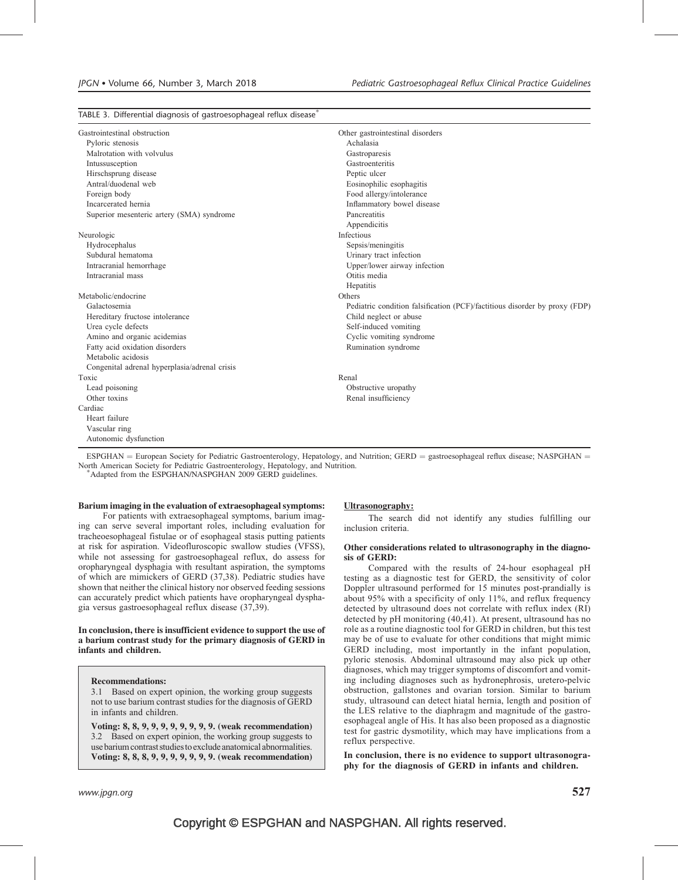TABLE 3. Differential diagnosis of gastroesophageal reflux disease*

| | |
|---|---|
| Gastrointestinal obstruction | Other gastrointestinal disorders |
| Pyloric stenosis | Achalasia |
| Malrotation with volvulus | Gastroparesis |
| Intussusception | Gastroenteritis |
| Hirschsprung disease | Peptic ulcer |
| Antral/duodenal web | Eosinophilic esophagitis |
| Foreign body | Food allergy/intolerance |
| Incarcerated hernia | Inflammatory bowel disease |
| Superior mesenteric artery (SMA) syndrome | Pancreatitis |
| | Appendicitis |
| Neurologic | Infectious |
| Hydrocephalus | Sepsis/meningitis |
| Subdural hematoma | Urinary tract infection |
| Intracranial hemorrhage | Upper/lower airway infection |
| Intracranial mass | Otitis media |
| | Hepatitis |
| Metabolic/endocrine | Others |
| Galactosemia | Pediatric condition falsification (PCF)/factitious disorder by proxy (FDP) |
| Hereditary fructose intolerance | Child neglect or abuse |
| Urea cycle defects | Self-induced vomiting |
| Amino and organic acidemias | Cyclic vomiting syndrome |
| Fatty acid oxidation disorders | Rumination syndrome |
| Metabolic acidosis | |
| Congenital adrenal hyperplasia/adrenal crisis | |
| Toxic | Renal |
| Lead poisoning | Obstructive uropathy |
| Other toxins | Renal insufficiency |
| Cardiac | |
| Heart failure | |
| Vascular ring | |
| Autonomic dysfunction | |

ESPGHAN = European Society for Pediatric Gastroenterology, Hepatology, and Nutrition; GERD = gastroesophageal reflux disease; NASPGHAN = North American Society for Pediatric Gastroenterology, Hepatology, and Nutrition.
*Adapted from the ESPGHAN/NASPGHAN 2009 GERD guidelines.

**Barium imaging in the evaluation of extraesophageal symptoms:** For patients with extraesophageal symptoms, barium imaging can serve several important roles, including evaluation for tracheoesophageal fistulae or of esophageal stasis putting patients at risk for aspiration. Videofluroscopic swallow studies (VFSS), while not assessing for gastroesophageal reflux, do assess for oropharyngeal dysphagia with resultant aspiration, the symptoms of which are mimickers of GERD (37,38). Pediatric studies have shown that neither the clinical history nor observed feeding sessions can accurately predict which patients have oropharyngeal dysphagia versus gastroesophageal reflux disease (37,39).

**In conclusion, there is insufficient evidence to support the use of a barium contrast study for the primary diagnosis of GERD in infants and children.**

> **Recommendations:**
>
> 3.1 Based on expert opinion, the working group suggests not to use barium contrast studies for the diagnosis of GERD in infants and children.
>
> **Voting: 8, 8, 9, 9, 9, 9, 9, 9, 9, 9. (weak recommendation)**
>
> 3.2 Based on expert opinion, the working group suggests to use barium contrast studies to exclude anatomical abnormalities.
> **Voting: 8, 8, 8, 9, 9, 9, 9, 9, 9, 9. (weak recommendation)**

**Ultrasonography:**

The search did not identify any studies fulfilling our inclusion criteria.

**Other considerations related to ultrasonography in the diagnosis of GERD:**

Compared with the results of 24-hour esophageal pH testing as a diagnostic test for GERD, the sensitivity of color Doppler ultrasound performed for 15 minutes post-prandially is about 95% with a specificity of only 11%, and reflux frequency detected by ultrasound does not correlate with reflux index (RI) detected by pH monitoring (40,41). At present, ultrasound has no role as a routine diagnostic tool for GERD in children, but this test may be of use to evaluate for other conditions that might mimic GERD including, most importantly in the infant population, pyloric stenosis. Abdominal ultrasound may also pick up other diagnoses, which may trigger symptoms of discomfort and vomiting including diagnoses such as hydronephrosis, uretero-pelvic obstruction, gallstones and ovarian torsion. Similar to barium study, ultrasound can detect hiatal hernia, length and position of the LES relative to the diaphragm and magnitude of the gastroesophageal angle of His. It has also been proposed as a diagnostic test for gastric dysmotility, which may have implications from a reflux perspective.

**In conclusion, there is no evidence to support ultrasonography for the diagnosis of GERD in infants and children.**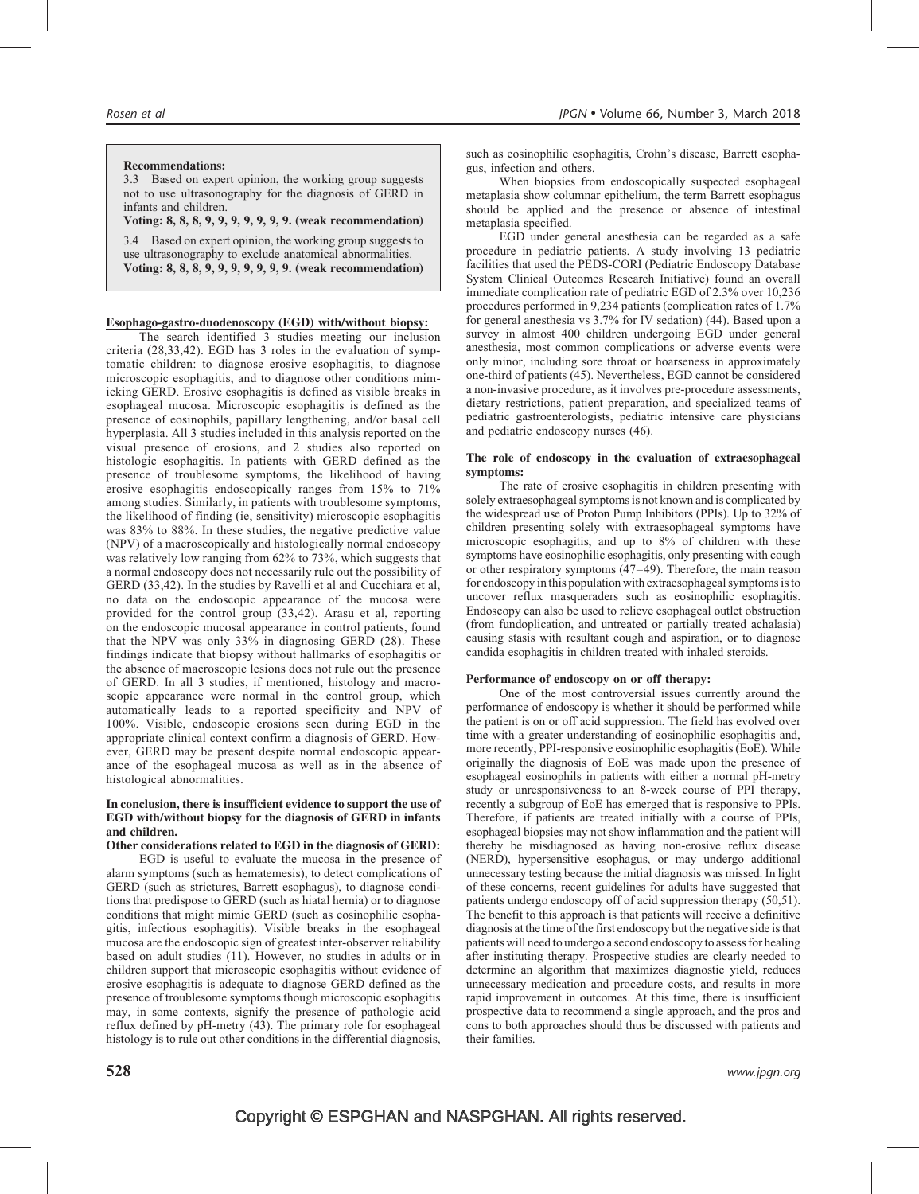**Recommendations:**

3.3 Based on expert opinion, the working group suggests not to use ultrasonography for the diagnosis of GERD in infants and children.

**Voting: 8, 8, 8, 9, 9, 9, 9, 9, 9, 9. (weak recommendation)**

3.4 Based on expert opinion, the working group suggests to use ultrasonography to exclude anatomical abnormalities.

**Voting: 8, 8, 8, 9, 9, 9, 9, 9, 9, 9. (weak recommendation)**

**Esophago-gastro-duodenoscopy (EGD) with/without biopsy:**

The search identified 3 studies meeting our inclusion criteria (28,33,42). EGD has 3 roles in the evaluation of symptomatic children: to diagnose erosive esophagitis, to diagnose microscopic esophagitis, and to diagnose other conditions mimicking GERD. Erosive esophagitis is defined as visible breaks in esophageal mucosa. Microscopic esophagitis is defined as the presence of eosinophils, papillary lengthening, and/or basal cell hyperplasia. All 3 studies included in this analysis reported on the visual presence of erosions, and 2 studies also reported on histologic esophagitis. In patients with GERD defined as the presence of troublesome symptoms, the likelihood of having erosive esophagitis endoscopically ranges from 15% to 71% among studies. Similarly, in patients with troublesome symptoms, the likelihood of finding (ie, sensitivity) microscopic esophagitis was 83% to 88%. In these studies, the negative predictive value (NPV) of a macroscopically and histologically normal endoscopy was relatively low ranging from 62% to 73%, which suggests that a normal endoscopy does not necessarily rule out the possibility of GERD (33,42). In the studies by Ravelli et al and Cucchiara et al, no data on the endoscopic appearance of the mucosa were provided for the control group (33,42). Arasu et al, reporting on the endoscopic mucosal appearance in control patients, found that the NPV was only 33% in diagnosing GERD (28). These findings indicate that biopsy without hallmarks of esophagitis or the absence of macroscopic lesions does not rule out the presence of GERD. In all 3 studies, if mentioned, histology and macroscopic appearance were normal in the control group, which automatically leads to a reported specificity and NPV of 100%. Visible, endoscopic erosions seen during EGD in the appropriate clinical context confirm a diagnosis of GERD. However, GERD may be present despite normal endoscopic appearance of the esophageal mucosa as well as in the absence of histological abnormalities.

**In conclusion, there is insufficient evidence to support the use of EGD with/without biopsy for the diagnosis of GERD in infants and children.**

**Other considerations related to EGD in the diagnosis of GERD:**

EGD is useful to evaluate the mucosa in the presence of alarm symptoms (such as hematemesis), to detect complications of GERD (such as strictures, Barrett esophagus), to diagnose conditions that predispose to GERD (such as hiatal hernia) or to diagnose conditions that might mimic GERD (such as eosinophilic esophagitis, infectious esophagitis). Visible breaks in the esophageal mucosa are the endoscopic sign of greatest inter-observer reliability based on adult studies (11). However, no studies in adults or in children support that microscopic esophagitis without evidence of erosive esophagitis is adequate to diagnose GERD defined as the presence of troublesome symptoms though microscopic esophagitis may, in some contexts, signify the presence of pathologic acid reflux defined by pH-metry (43). The primary role for esophageal histology is to rule out other conditions in the differential diagnosis, such as eosinophilic esophagitis, Crohn's disease, Barrett esophagus, infection and others.

When biopsies from endoscopically suspected esophageal metaplasia show columnar epithelium, the term Barrett esophagus should be applied and the presence or absence of intestinal metaplasia specified.

EGD under general anesthesia can be regarded as a safe procedure in pediatric patients. A study involving 13 pediatric facilities that used the PEDS-CORI (Pediatric Endoscopy Database System Clinical Outcomes Research Initiative) found an overall immediate complication rate of pediatric EGD of 2.3% over 10,236 procedures performed in 9,234 patients (complication rates of 1.7% for general anesthesia vs 3.7% for IV sedation) (44). Based upon a survey in almost 400 children undergoing EGD under general anesthesia, most common complications or adverse events were only minor, including sore throat or hoarseness in approximately one-third of patients (45). Nevertheless, EGD cannot be considered a non-invasive procedure, as it involves pre-procedure assessments, dietary restrictions, patient preparation, and specialized teams of pediatric gastroenterologists, pediatric intensive care physicians and pediatric endoscopy nurses (46).

**The role of endoscopy in the evaluation of extraesophageal symptoms:**

The rate of erosive esophagitis in children presenting with solely extraesophageal symptoms is not known and is complicated by the widespread use of Proton Pump Inhibitors (PPIs). Up to 32% of children presenting solely with extraesophageal symptoms have microscopic esophagitis, and up to 8% of children with these symptoms have eosinophilic esophagitis, only presenting with cough or other respiratory symptoms (47–49). Therefore, the main reason for endoscopy in this population with extraesophageal symptoms is to uncover reflux masqueraders such as eosinophilic esophagitis. Endoscopy can also be used to relieve esophageal outlet obstruction (from fundoplication, and untreated or partially treated achalasia) causing stasis with resultant cough and aspiration, or to diagnose candida esophagitis in children treated with inhaled steroids.

**Performance of endoscopy on or off therapy:**

One of the most controversial issues currently around the performance of endoscopy is whether it should be performed while the patient is on or off acid suppression. The field has evolved over time with a greater understanding of eosinophilic esophagitis and, more recently, PPI-responsive eosinophilic esophagitis (EoE). While originally the diagnosis of EoE was made upon the presence of esophageal eosinophils in patients with either a normal pH-metry study or unresponsiveness to an 8-week course of PPI therapy, recently a subgroup of EoE has emerged that is responsive to PPIs. Therefore, if patients are treated initially with a course of PPIs, esophageal biopsies may not show inflammation and the patient will thereby be misdiagnosed as having non-erosive reflux disease (NERD), hypersensitive esophagus, or may undergo additional unnecessary testing because the initial diagnosis was missed. In light of these concerns, recent guidelines for adults have suggested that patients undergo endoscopy off of acid suppression therapy (50,51). The benefit to this approach is that patients will receive a definitive diagnosis at the time of the first endoscopy but the negative side is that patients will need to undergo a second endoscopy to assess for healing after instituting therapy. Prospective studies are clearly needed to determine an algorithm that maximizes diagnostic yield, reduces unnecessary medication and procedure costs, and results in more rapid improvement in outcomes. At this time, there is insufficient prospective data to recommend a single approach, and the pros and cons to both approaches should thus be discussed with patients and their families.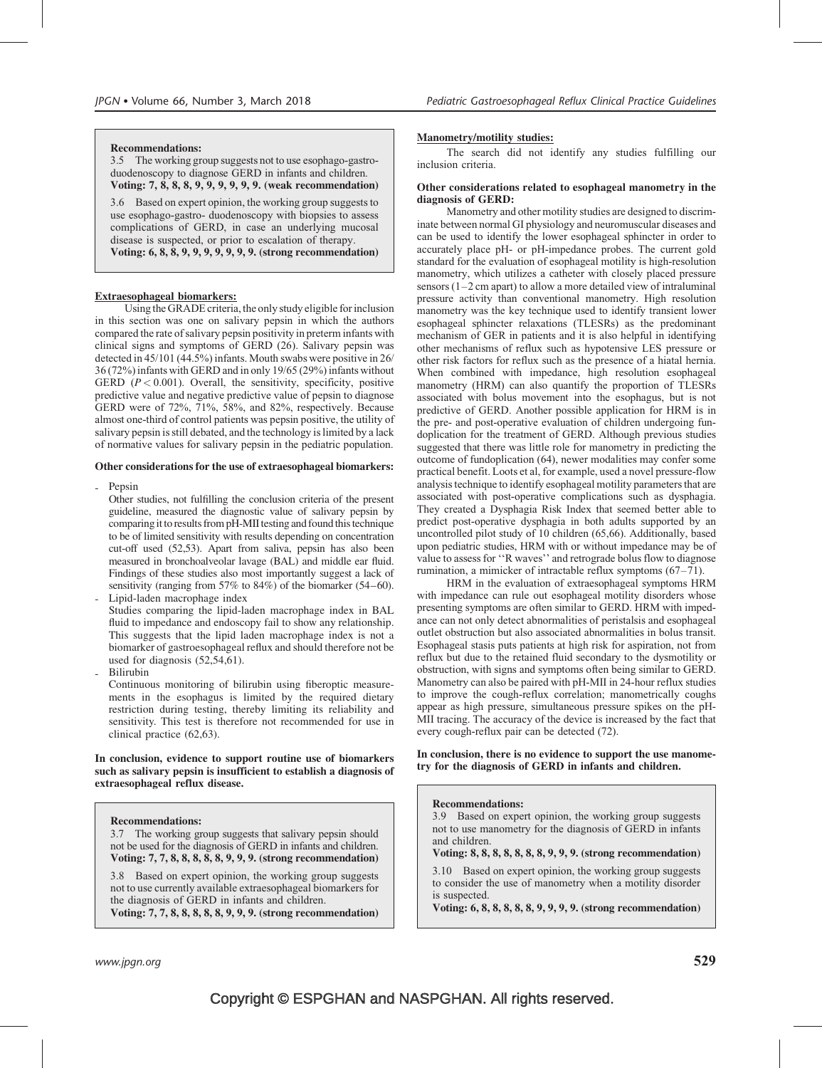**Recommendations:**

3.5 The working group suggests not to use esophago-gastro-duodenoscopy to diagnose GERD in infants and children.
**Voting: 7, 8, 8, 8, 9, 9, 9, 9, 9, 9. (weak recommendation)**

3.6 Based on expert opinion, the working group suggests to use esophago-gastro- duodenoscopy with biopsies to assess complications of GERD, in case an underlying mucosal disease is suspected, or prior to escalation of therapy.
**Voting: 6, 8, 8, 9, 9, 9, 9, 9, 9, 9. (strong recommendation)**

## Extraesophageal biomarkers:

Using the GRADE criteria, the only study eligible for inclusion in this section was one on salivary pepsin in which the authors compared the rate of salivary pepsin positivity in preterm infants with clinical signs and symptoms of GERD (26). Salivary pepsin was detected in 45/101 (44.5%) infants. Mouth swabs were positive in 26/36 (72%) infants with GERD and in only 19/65 (29%) infants without GERD ($P < 0.001$). Overall, the sensitivity, specificity, positive predictive value and negative predictive value of pepsin to diagnose GERD were of 72%, 71%, 58%, and 82%, respectively. Because almost one-third of control patients was pepsin positive, the utility of salivary pepsin is still debated, and the technology is limited by a lack of normative values for salivary pepsin in the pediatric population.

### Other considerations for the use of extraesophageal biomarkers:

- Pepsin
  Other studies, not fulfilling the conclusion criteria of the present guideline, measured the diagnostic value of salivary pepsin by comparing it to results from pH-MII testing and found this technique to be of limited sensitivity with results depending on concentration cut-off used (52,53). Apart from saliva, pepsin has also been measured in bronchoalveolar lavage (BAL) and middle ear fluid. Findings of these studies also most importantly suggest a lack of sensitivity (ranging from 57% to 84%) of the biomarker (54–60).
- Lipid-laden macrophage index
  Studies comparing the lipid-laden macrophage index in BAL fluid to impedance and endoscopy fail to show any relationship. This suggests that the lipid laden macrophage index is not a biomarker of gastroesophageal reflux and should therefore not be used for diagnosis (52,54,61).
- Bilirubin
  Continuous monitoring of bilirubin using fiberoptic measurements in the esophagus is limited by the required dietary restriction during testing, thereby limiting its reliability and sensitivity. This test is therefore not recommended for use in clinical practice (62,63).

**In conclusion, evidence to support routine use of biomarkers such as salivary pepsin is insufficient to establish a diagnosis of extraesophageal reflux disease.**

**Recommendations:**

3.7 The working group suggests that salivary pepsin should not be used for the diagnosis of GERD in infants and children.
**Voting: 7, 7, 8, 8, 8, 8, 8, 9, 9, 9. (strong recommendation)**

3.8 Based on expert opinion, the working group suggests not to use currently available extraesophageal biomarkers for the diagnosis of GERD in infants and children.
**Voting: 7, 7, 8, 8, 8, 8, 8, 9, 9, 9. (strong recommendation)**

## Manometry/motility studies:

The search did not identify any studies fulfilling our inclusion criteria.

### Other considerations related to esophageal manometry in the diagnosis of GERD:

Manometry and other motility studies are designed to discriminate between normal GI physiology and neuromuscular diseases and can be used to identify the lower esophageal sphincter in order to accurately place pH- or pH-impedance probes. The current gold standard for the evaluation of esophageal motility is high-resolution manometry, which utilizes a catheter with closely placed pressure sensors (1–2 cm apart) to allow a more detailed view of intraluminal pressure activity than conventional manometry. High resolution manometry was the key technique used to identify transient lower esophageal sphincter relaxations (TLESRs) as the predominant mechanism of GER in patients and it is also helpful in identifying other mechanisms of reflux such as hypotensive LES pressure or other risk factors for reflux such as the presence of a hiatal hernia. When combined with impedance, high resolution esophageal manometry (HRM) can also quantify the proportion of TLESRs associated with bolus movement into the esophagus, but is not predictive of GERD. Another possible application for HRM is in the pre- and post-operative evaluation of children undergoing fundoplication for the treatment of GERD. Although previous studies suggested that there was little role for manometry in predicting the outcome of fundoplication (64), newer modalities may confer some practical benefit. Loots et al, for example, used a novel pressure-flow analysis technique to identify esophageal motility parameters that are associated with post-operative complications such as dysphagia. They created a Dysphagia Risk Index that seemed better able to predict post-operative dysphagia in both adults supported by an uncontrolled pilot study of 10 children (65,66). Additionally, based upon pediatric studies, HRM with or without impedance may be of value to assess for ''R waves'' and retrograde bolus flow to diagnose rumination, a mimicker of intractable reflux symptoms (67–71).

HRM in the evaluation of extraesophageal symptoms HRM with impedance can rule out esophageal motility disorders whose presenting symptoms are often similar to GERD. HRM with impedance can not only detect abnormalities of peristalsis and esophageal outlet obstruction but also associated abnormalities in bolus transit. Esophageal stasis puts patients at high risk for aspiration, not from reflux but due to the retained fluid secondary to the dysmotility or obstruction, with signs and symptoms often being similar to GERD. Manometry can also be paired with pH-MII in 24-hour reflux studies to improve the cough-reflux correlation; manometrically coughs appear as high pressure, simultaneous pressure spikes on the pH-MII tracing. The accuracy of the device is increased by the fact that every cough-reflux pair can be detected (72).

**In conclusion, there is no evidence to support the use manometry for the diagnosis of GERD in infants and children.**

**Recommendations:**

3.9 Based on expert opinion, the working group suggests not to use manometry for the diagnosis of GERD in infants and children.
**Voting: 8, 8, 8, 8, 8, 8, 8, 9, 9, 9. (strong recommendation)**

3.10 Based on expert opinion, the working group suggests to consider the use of manometry when a motility disorder is suspected.
**Voting: 6, 8, 8, 8, 8, 8, 9, 9, 9, 9. (strong recommendation)**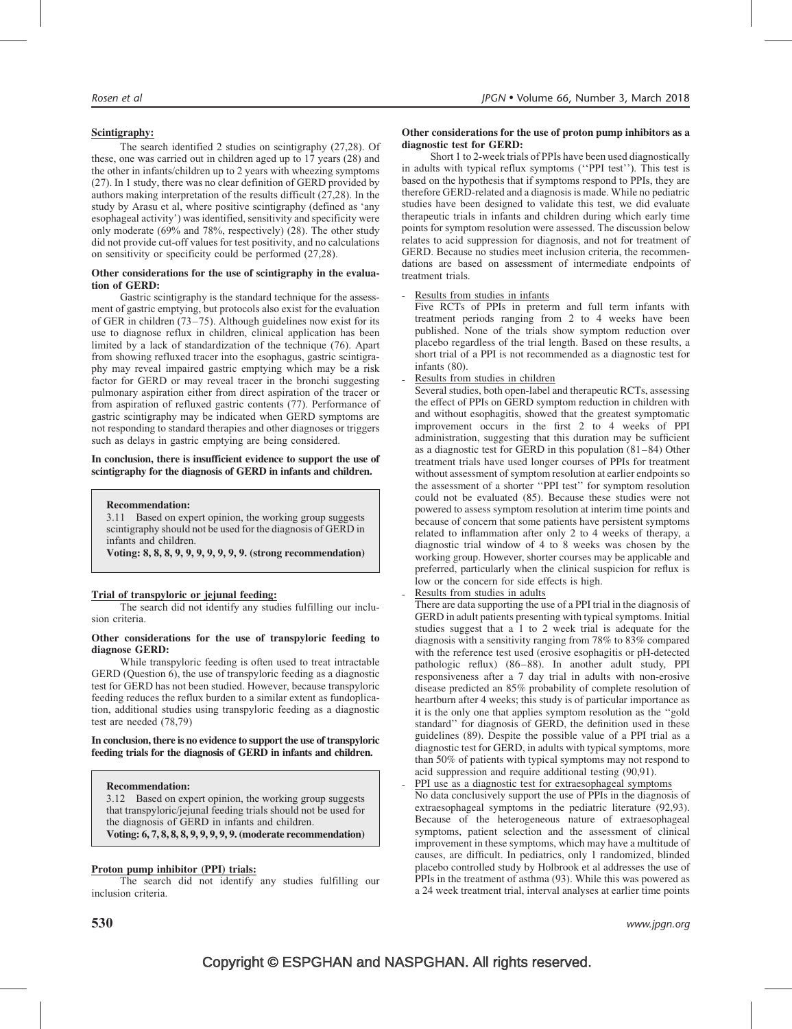**Scintigraphy:**

The search identified 2 studies on scintigraphy (27,28). Of these, one was carried out in children aged up to 17 years (28) and the other in infants/children up to 2 years with wheezing symptoms (27). In 1 study, there was no clear definition of GERD provided by authors making interpretation of the results difficult (27,28). In the study by Arasu et al, where positive scintigraphy (defined as 'any esophageal activity') was identified, sensitivity and specificity were only moderate (69% and 78%, respectively) (28). The other study did not provide cut-off values for test positivity, and no calculations on sensitivity or specificity could be performed (27,28).

**Other considerations for the use of scintigraphy in the evaluation of GERD:**

Gastric scintigraphy is the standard technique for the assessment of gastric emptying, but protocols also exist for the evaluation of GER in children (73–75). Although guidelines now exist for its use to diagnose reflux in children, clinical application has been limited by a lack of standardization of the technique (76). Apart from showing refluxed tracer into the esophagus, gastric scintigraphy may reveal impaired gastric emptying which may be a risk factor for GERD or may reveal tracer in the bronchi suggesting pulmonary aspiration either from direct aspiration of the tracer or from aspiration of refluxed gastric contents (77). Performance of gastric scintigraphy may be indicated when GERD symptoms are not responding to standard therapies and other diagnoses or triggers such as delays in gastric emptying are being considered.

**In conclusion, there is insufficient evidence to support the use of scintigraphy for the diagnosis of GERD in infants and children.**

> **Recommendation:**
> 3.11 Based on expert opinion, the working group suggests scintigraphy should not be used for the diagnosis of GERD in infants and children.
> **Voting: 8, 8, 8, 9, 9, 9, 9, 9, 9, 9. (strong recommendation)**

**Trial of transpyloric or jejunal feeding:**

The search did not identify any studies fulfilling our inclusion criteria.

**Other considerations for the use of transpyloric feeding to diagnose GERD:**

While transpyloric feeding is often used to treat intractable GERD (Question 6), the use of transpyloric feeding as a diagnostic test for GERD has not been studied. However, because transpyloric feeding reduces the reflux burden to a similar extent as fundoplication, additional studies using transpyloric feeding as a diagnostic test are needed (78,79)

**In conclusion, there is no evidence to support the use of transpyloric feeding trials for the diagnosis of GERD in infants and children.**

> **Recommendation:**
> 3.12 Based on expert opinion, the working group suggests that transpyloric/jejunal feeding trials should not be used for the diagnosis of GERD in infants and children.
> **Voting: 6, 7, 8, 8, 8, 9, 9, 9, 9, 9. (moderate recommendation)**

**Proton pump inhibitor (PPI) trials:**

The search did not identify any studies fulfilling our inclusion criteria.

**Other considerations for the use of proton pump inhibitors as a diagnostic test for GERD:**

Short 1 to 2-week trials of PPIs have been used diagnostically in adults with typical reflux symptoms (''PPI test''). This test is based on the hypothesis that if symptoms respond to PPIs, they are therefore GERD-related and a diagnosis is made. While no pediatric studies have been designed to validate this test, we did evaluate therapeutic trials in infants and children during which early time points for symptom resolution were assessed. The discussion below relates to acid suppression for diagnosis, and not for treatment of GERD. Because no studies meet inclusion criteria, the recommendations are based on assessment of intermediate endpoints of treatment trials.

- Results from studies in infants
  Five RCTs of PPIs in preterm and full term infants with treatment periods ranging from 2 to 4 weeks have been published. None of the trials show symptom reduction over placebo regardless of the trial length. Based on these results, a short trial of a PPI is not recommended as a diagnostic test for infants (80).
- Results from studies in children
  Several studies, both open-label and therapeutic RCTs, assessing the effect of PPIs on GERD symptom reduction in children with and without esophagitis, showed that the greatest symptomatic improvement occurs in the first 2 to 4 weeks of PPI administration, suggesting that this duration may be sufficient as a diagnostic test for GERD in this population (81–84) Other treatment trials have used longer courses of PPIs for treatment without assessment of symptom resolution at earlier endpoints so the assessment of a shorter ''PPI test'' for symptom resolution could not be evaluated (85). Because these studies were not powered to assess symptom resolution at interim time points and because of concern that some patients have persistent symptoms related to inflammation after only 2 to 4 weeks of therapy, a diagnostic trial window of 4 to 8 weeks was chosen by the working group. However, shorter courses may be applicable and preferred, particularly when the clinical suspicion for reflux is low or the concern for side effects is high.
- Results from studies in adults
  There are data supporting the use of a PPI trial in the diagnosis of GERD in adult patients presenting with typical symptoms. Initial studies suggest that a 1 to 2 week trial is adequate for the diagnosis with a sensitivity ranging from 78% to 83% compared with the reference test used (erosive esophagitis or pH-detected pathologic reflux) (86–88). In another adult study, PPI responsiveness after a 7 day trial in adults with non-erosive disease predicted an 85% probability of complete resolution of heartburn after 4 weeks; this study is of particular importance as it is the only one that applies symptom resolution as the ''gold standard'' for diagnosis of GERD, the definition used in these guidelines (89). Despite the possible value of a PPI trial as a diagnostic test for GERD, in adults with typical symptoms, more than 50% of patients with typical symptoms may not respond to acid suppression and require additional testing (90,91).
- PPI use as a diagnostic test for extraesophageal symptoms
  No data conclusively support the use of PPIs in the diagnosis of extraesophageal symptoms in the pediatric literature (92,93). Because of the heterogeneous nature of extraesophageal symptoms, patient selection and the assessment of clinical improvement in these symptoms, which may have a multitude of causes, are difficult. In pediatrics, only 1 randomized, blinded placebo controlled study by Holbrook et al addresses the use of PPIs in the treatment of asthma (93). While this was powered as a 24 week treatment trial, interval analyses at earlier time points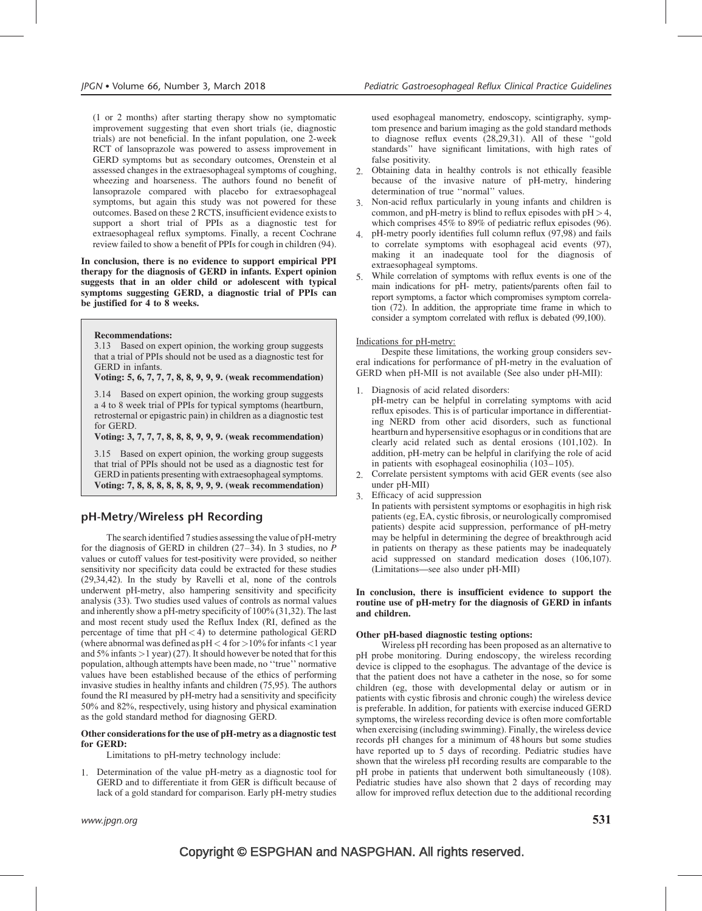(1 or 2 months) after starting therapy show no symptomatic improvement suggesting that even short trials (ie, diagnostic trials) are not beneficial. In the infant population, one 2-week RCT of lansoprazole was powered to assess improvement in GERD symptoms but as secondary outcomes, Orenstein et al assessed changes in the extraesophageal symptoms of coughing, wheezing and hoarseness. The authors found no benefit of lansoprazole compared with placebo for extraesophageal symptoms, but again this study was not powered for these outcomes. Based on these 2 RCTS, insufficient evidence exists to support a short trial of PPIs as a diagnostic test for extraesophageal reflux symptoms. Finally, a recent Cochrane review failed to show a benefit of PPIs for cough in children (94).

**In conclusion, there is no evidence to support empirical PPI therapy for the diagnosis of GERD in infants. Expert opinion suggests that in an older child or adolescent with typical symptoms suggesting GERD, a diagnostic trial of PPIs can be justified for 4 to 8 weeks.**

**Recommendations:**

3.13 Based on expert opinion, the working group suggests that a trial of PPIs should not be used as a diagnostic test for GERD in infants.
**Voting: 5, 6, 7, 7, 7, 8, 8, 9, 9, 9. (weak recommendation)**

3.14 Based on expert opinion, the working group suggests a 4 to 8 week trial of PPIs for typical symptoms (heartburn, retrosternal or epigastric pain) in children as a diagnostic test for GERD.
**Voting: 3, 7, 7, 7, 8, 8, 8, 9, 9, 9. (weak recommendation)**

3.15 Based on expert opinion, the working group suggests that trial of PPIs should not be used as a diagnostic test for GERD in patients presenting with extraesophageal symptoms.
**Voting: 7, 8, 8, 8, 8, 8, 8, 9, 9, 9. (weak recommendation)**

## pH-Metry/Wireless pH Recording

The search identified 7 studies assessing the value of pH-metry for the diagnosis of GERD in children (27–34). In 3 studies, no *P* values or cutoff values for test-positivity were provided, so neither sensitivity nor specificity data could be extracted for these studies (29,34,42). In the study by Ravelli et al, none of the controls underwent pH-metry, also hampering sensitivity and specificity analysis (33). Two studies used values of controls as normal values and inherently show a pH-metry specificity of 100% (31,32). The last and most recent study used the Reflux Index (RI, defined as the percentage of time that $pH < 4$) to determine pathological GERD (where abnormal was defined as $pH < 4$ for >10% for infants <1 year and 5% infants >1 year) (27). It should however be noted that for this population, although attempts have been made, no "true" normative values have been established because of the ethics of performing invasive studies in healthy infants and children (75,95). The authors found the RI measured by pH-metry had a sensitivity and specificity 50% and 82%, respectively, using history and physical examination as the gold standard method for diagnosing GERD.

**Other considerations for the use of pH-metry as a diagnostic test for GERD:**

Limitations to pH-metry technology include:

1. Determination of the value pH-metry as a diagnostic tool for GERD and to differentiate it from GER is difficult because of lack of a gold standard for comparison. Early pH-metry studies used esophageal manometry, endoscopy, scintigraphy, symptom presence and barium imaging as the gold standard methods to diagnose reflux events (28,29,31). All of these "gold standards" have significant limitations, with high rates of false positivity.
2. Obtaining data in healthy controls is not ethically feasible because of the invasive nature of pH-metry, hindering determination of true "normal" values.
3. Non-acid reflux particularly in young infants and children is common, and pH-metry is blind to reflux episodes with $pH > 4$, which comprises 45% to 89% of pediatric reflux episodes (96).
4. pH-metry poorly identifies full column reflux (97,98) and fails to correlate symptoms with esophageal acid events (97), making it an inadequate tool for the diagnosis of extraesophageal symptoms.
5. While correlation of symptoms with reflux events is one of the main indications for pH- metry, patients/parents often fail to report symptoms, a factor which compromises symptom correlation (72). In addition, the appropriate time frame in which to consider a symptom correlated with reflux is debated (99,100).

Indications for pH-metry:

Despite these limitations, the working group considers several indications for performance of pH-metry in the evaluation of GERD when pH-MII is not available (See also under pH-MII):

1. Diagnosis of acid related disorders:
   pH-metry can be helpful in correlating symptoms with acid reflux episodes. This is of particular importance in differentiating NERD from other acid disorders, such as functional heartburn and hypersensitive esophagus or in conditions that are clearly acid related such as dental erosions (101,102). In addition, pH-metry can be helpful in clarifying the role of acid in patients with esophageal eosinophilia (103–105).
2. Correlate persistent symptoms with acid GER events (see also under pH-MII)
3. Efficacy of acid suppression
   In patients with persistent symptoms or esophagitis in high risk patients (eg, EA, cystic fibrosis, or neurologically compromised patients) despite acid suppression, performance of pH-metry may be helpful in determining the degree of breakthrough acid in patients on therapy as these patients may be inadequately acid suppressed on standard medication doses (106,107). (Limitations—see also under pH-MII)

**In conclusion, there is insufficient evidence to support the routine use of pH-metry for the diagnosis of GERD in infants and children.**

**Other pH-based diagnostic testing options:**

Wireless pH recording has been proposed as an alternative to pH probe monitoring. During endoscopy, the wireless recording device is clipped to the esophagus. The advantage of the device is that the patient does not have a catheter in the nose, so for some children (eg, those with developmental delay or autism or in patients with cystic fibrosis and chronic cough) the wireless device is preferable. In addition, for patients with exercise induced GERD symptoms, the wireless recording device is often more comfortable when exercising (including swimming). Finally, the wireless device records pH changes for a minimum of 48 hours but some studies have reported up to 5 days of recording. Pediatric studies have shown that the wireless pH recording results are comparable to the pH probe in patients that underwent both simultaneously (108). Pediatric studies have also shown that 2 days of recording may allow for improved reflux detection due to the additional recording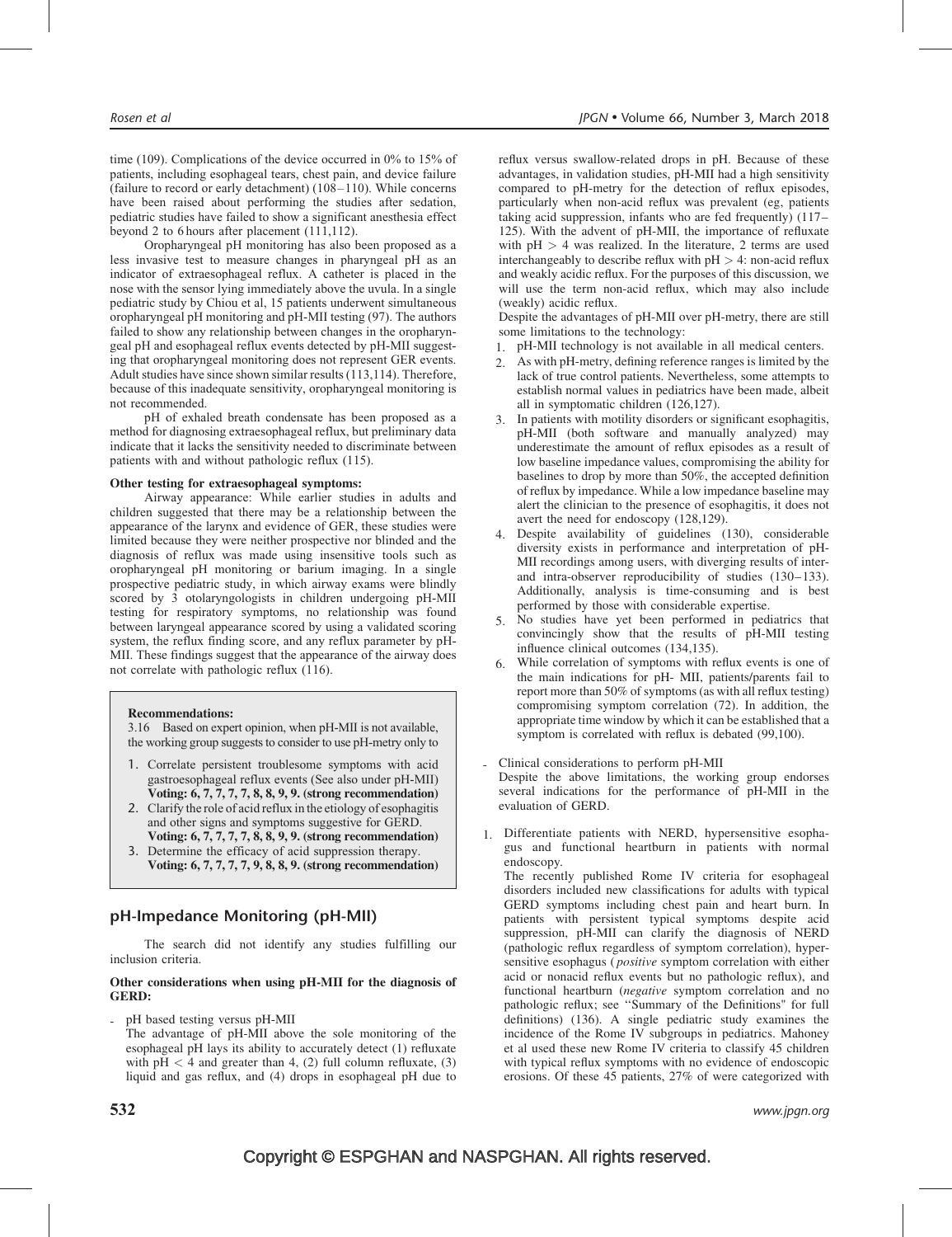time (109). Complications of the device occurred in 0% to 15% of patients, including esophageal tears, chest pain, and device failure (failure to record or early detachment) (108–110). While concerns have been raised about performing the studies after sedation, pediatric studies have failed to show a significant anesthesia effect beyond 2 to 6 hours after placement (111,112).

Oropharyngeal pH monitoring has also been proposed as a less invasive test to measure changes in pharyngeal pH as an indicator of extraesophageal reflux. A catheter is placed in the nose with the sensor lying immediately above the uvula. In a single pediatric study by Chiou et al, 15 patients underwent simultaneous oropharyngeal pH monitoring and pH-MII testing (97). The authors failed to show any relationship between changes in the oropharyngeal pH and esophageal reflux events detected by pH-MII suggesting that oropharyngeal monitoring does not represent GER events. Adult studies have since shown similar results (113,114). Therefore, because of this inadequate sensitivity, oropharyngeal monitoring is not recommended.

pH of exhaled breath condensate has been proposed as a method for diagnosing extraesophageal reflux, but preliminary data indicate that it lacks the sensitivity needed to discriminate between patients with and without pathologic reflux (115).

**Other testing for extraesophageal symptoms:**

Airway appearance: While earlier studies in adults and children suggested that there may be a relationship between the appearance of the larynx and evidence of GER, these studies were limited because they were neither prospective nor blinded and the diagnosis of reflux was made using insensitive tools such as oropharyngeal pH monitoring or barium imaging. In a single prospective pediatric study, in which airway exams were blindly scored by 3 otolaryngologists in children undergoing pH-MII testing for respiratory symptoms, no relationship was found between laryngeal appearance scored by using a validated scoring system, the reflux finding score, and any reflux parameter by pH-MII. These findings suggest that the appearance of the airway does not correlate with pathologic reflux (116).

> **Recommendations:**
>
> 3.16 Based on expert opinion, when pH-MII is not available, the working group suggests to consider to use pH-metry only to
>
> 1. Correlate persistent troublesome symptoms with acid gastroesophageal reflux events (See also under pH-MII) **Voting: 6, 7, 7, 7, 7, 8, 8, 9, 9. (strong recommendation)**
> 2. Clarify the role of acid reflux in the etiology of esophagitis and other signs and symptoms suggestive for GERD. **Voting: 6, 7, 7, 7, 7, 8, 8, 9, 9. (strong recommendation)**
> 3. Determine the efficacy of acid suppression therapy. **Voting: 6, 7, 7, 7, 7, 9, 8, 8, 9. (strong recommendation)**

## pH-Impedance Monitoring (pH-MII)

The search did not identify any studies fulfilling our inclusion criteria.

**Other considerations when using pH-MII for the diagnosis of GERD:**

- pH based testing versus pH-MII

The advantage of pH-MII above the sole monitoring of the esophageal pH lays its ability to accurately detect (1) refluxate with $pH < 4$ and greater than 4, (2) full column refluxate, (3) liquid and gas reflux, and (4) drops in esophageal pH due to reflux versus swallow-related drops in pH. Because of these advantages, in validation studies, pH-MII had a high sensitivity compared to pH-metry for the detection of reflux episodes, particularly when non-acid reflux was prevalent (eg, patients taking acid suppression, infants who are fed frequently) (117–125). With the advent of pH-MII, the importance of refluxate with $pH > 4$ was realized. In the literature, 2 terms are used interchangeably to describe reflux with $pH > 4$: non-acid reflux and weakly acidic reflux. For the purposes of this discussion, we will use the term non-acid reflux, which may also include (weakly) acidic reflux.

Despite the advantages of pH-MII over pH-metry, there are still some limitations to the technology:

1. pH-MII technology is not available in all medical centers.
2. As with pH-metry, defining reference ranges is limited by the lack of true control patients. Nevertheless, some attempts to establish normal values in pediatrics have been made, albeit all in symptomatic children (126,127).
3. In patients with motility disorders or significant esophagitis, pH-MII (both software and manually analyzed) may underestimate the amount of reflux episodes as a result of low baseline impedance values, compromising the ability for baselines to drop by more than 50%, the accepted definition of reflux by impedance. While a low impedance baseline may alert the clinician to the presence of esophagitis, it does not avert the need for endoscopy (128,129).
4. Despite availability of guidelines (130), considerable diversity exists in performance and interpretation of pH-MII recordings among users, with diverging results of inter- and intra-observer reproducibility of studies (130–133). Additionally, analysis is time-consuming and is best performed by those with considerable expertise.
5. No studies have yet been performed in pediatrics that convincingly show that the results of pH-MII testing influence clinical outcomes (134,135).
6. While correlation of symptoms with reflux events is one of the main indications for pH- MII, patients/parents fail to report more than 50% of symptoms (as with all reflux testing) compromising symptom correlation (72). In addition, the appropriate time window by which it can be established that a symptom is correlated with reflux is debated (99,100).

- Clinical considerations to perform pH-MII

Despite the above limitations, the working group endorses several indications for the performance of pH-MII in the evaluation of GERD.

1. Differentiate patients with NERD, hypersensitive esophagus and functional heartburn in patients with normal endoscopy.

   The recently published Rome IV criteria for esophageal disorders included new classifications for adults with typical GERD symptoms including chest pain and heart burn. In patients with persistent typical symptoms despite acid suppression, pH-MII can clarify the diagnosis of NERD (pathologic reflux regardless of symptom correlation), hypersensitive esophagus (*positive* symptom correlation with either acid or nonacid reflux events but no pathologic reflux), and functional heartburn (*negative* symptom correlation and no pathologic reflux; see "Summary of the Definitions" for full definitions) (136). A single pediatric study examines the incidence of the Rome IV subgroups in pediatrics. Mahoney et al used these new Rome IV criteria to classify 45 children with typical reflux symptoms with no evidence of endoscopic erosions. Of these 45 patients, 27% of were categorized with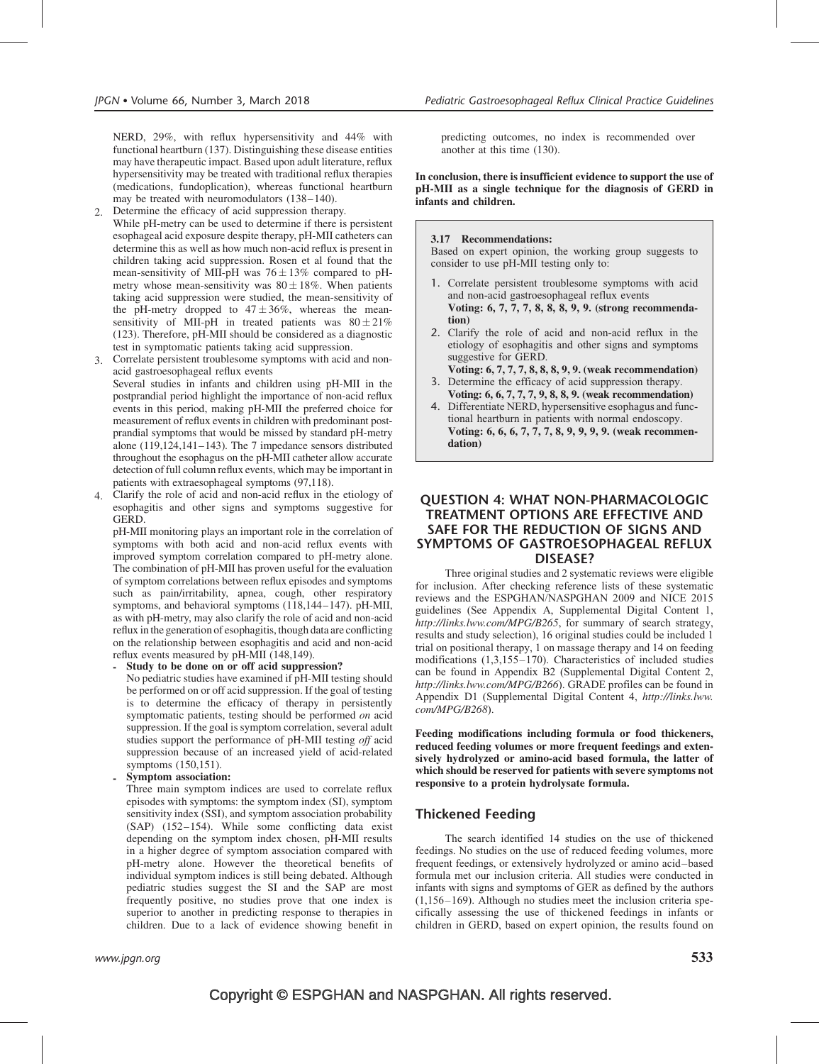NERD, 29%, with reflux hypersensitivity and 44% with functional heartburn (137). Distinguishing these disease entities may have therapeutic impact. Based upon adult literature, reflux hypersensitivity may be treated with traditional reflux therapies (medications, fundoplication), whereas functional heartburn may be treated with neuromodulators (138–140).

2. Determine the efficacy of acid suppression therapy.
   While pH-metry can be used to determine if there is persistent esophageal acid exposure despite therapy, pH-MII catheters can determine this as well as how much non-acid reflux is present in children taking acid suppression. Rosen et al found that the mean-sensitivity of MII-pH was $76 \pm 13\%$ compared to pH-metry whose mean-sensitivity was $80 \pm 18\%$. When patients taking acid suppression were studied, the mean-sensitivity of the pH-metry dropped to $47 \pm 36\%$, whereas the mean-sensitivity of MII-pH in treated patients was $80 \pm 21\%$ (123). Therefore, pH-MII should be considered as a diagnostic test in symptomatic patients taking acid suppression.
3. Correlate persistent troublesome symptoms with acid and non-acid gastroesophageal reflux events
   Several studies in infants and children using pH-MII in the postprandial period highlight the importance of non-acid reflux events in this period, making pH-MII the preferred choice for measurement of reflux events in children with predominant postprandial symptoms that would be missed by standard pH-metry alone (119,124,141–143). The 7 impedance sensors distributed throughout the esophagus on the pH-MII catheter allow accurate detection of full column reflux events, which may be important in patients with extraesophageal symptoms (97,118).
4. Clarify the role of acid and non-acid reflux in the etiology of esophagitis and other signs and symptoms suggestive for GERD.
   pH-MII monitoring plays an important role in the correlation of symptoms with both acid and non-acid reflux events with improved symptom correlation compared to pH-metry alone. The combination of pH-MII has proven useful for the evaluation of symptom correlations between reflux episodes and symptoms such as pain/irritability, apnea, cough, other respiratory symptoms, and behavioral symptoms (118,144–147). pH-MII, as with pH-metry, may also clarify the role of acid and non-acid reflux in the generation of esophagitis, though data are conflicting on the relationship between esophagitis and acid and non-acid reflux events measured by pH-MII (148,149).
   - **Study to be done on or off acid suppression?**
     No pediatric studies have examined if pH-MII testing should be performed on or off acid suppression. If the goal of testing is to determine the efficacy of therapy in persistently symptomatic patients, testing should be performed *on* acid suppression. If the goal is symptom correlation, several adult studies support the performance of pH-MII testing *off* acid suppression because of an increased yield of acid-related symptoms (150,151).
   - **Symptom association:**
     Three main symptom indices are used to correlate reflux episodes with symptoms: the symptom index (SI), symptom sensitivity index (SSI), and symptom association probability (SAP) (152–154). While some conflicting data exist depending on the symptom index chosen, pH-MII results in a higher degree of symptom association compared with pH-metry alone. However the theoretical benefits of individual symptom indices is still being debated. Although pediatric studies suggest the SI and the SAP are most frequently positive, no studies prove that one index is superior to another in predicting response to therapies in children. Due to a lack of evidence showing benefit in predicting outcomes, no index is recommended over another at this time (130).

**In conclusion, there is insufficient evidence to support the use of pH-MII as a single technique for the diagnosis of GERD in infants and children.**

> **3.17 Recommendations:**
> Based on expert opinion, the working group suggests to consider to use pH-MII testing only to:
>
> 1. Correlate persistent troublesome symptoms with acid and non-acid gastroesophageal reflux events
>    **Voting: 6, 7, 7, 7, 8, 8, 8, 9, 9. (strong recommendation)**
> 2. Clarify the role of acid and non-acid reflux in the etiology of esophagitis and other signs and symptoms suggestive for GERD.
>    **Voting: 6, 7, 7, 7, 8, 8, 8, 9, 9. (weak recommendation)**
> 3. Determine the efficacy of acid suppression therapy.
>    **Voting: 6, 6, 7, 7, 7, 9, 8, 8, 9. (weak recommendation)**
> 4. Differentiate NERD, hypersensitive esophagus and functional heartburn in patients with normal endoscopy.
>    **Voting: 6, 6, 6, 7, 7, 7, 8, 9, 9, 9, 9. (weak recommendation)**

## QUESTION 4: WHAT NON-PHARMACOLOGIC TREATMENT OPTIONS ARE EFFECTIVE AND SAFE FOR THE REDUCTION OF SIGNS AND SYMPTOMS OF GASTROESOPHAGEAL REFLUX DISEASE?

Three original studies and 2 systematic reviews were eligible for inclusion. After checking reference lists of these systematic reviews and the ESPGHAN/NASPGHAN 2009 and NICE 2015 guidelines (See Appendix A, Supplemental Digital Content 1, *http://links.lww.com/MPG/B265*, for summary of search strategy, results and study selection), 16 original studies could be included 1 trial on positional therapy, 1 on massage therapy and 14 on feeding modifications (1,3,155–170). Characteristics of included studies can be found in Appendix B2 (Supplemental Digital Content 2, *http://links.lww.com/MPG/B266*). GRADE profiles can be found in Appendix D1 (Supplemental Digital Content 4, *http://links.lww.com/MPG/B268*).

**Feeding modifications including formula or food thickeners, reduced feeding volumes or more frequent feedings and extensively hydrolyzed or amino-acid based formula, the latter of which should be reserved for patients with severe symptoms not responsive to a protein hydrolysate formula.**

### Thickened Feeding

The search identified 14 studies on the use of thickened feedings. No studies on the use of reduced feeding volumes, more frequent feedings, or extensively hydrolyzed or amino acid–based formula met our inclusion criteria. All studies were conducted in infants with signs and symptoms of GER as defined by the authors (1,156–169). Although no studies meet the inclusion criteria specifically assessing the use of thickened feedings in infants or children in GERD, based on expert opinion, the results found on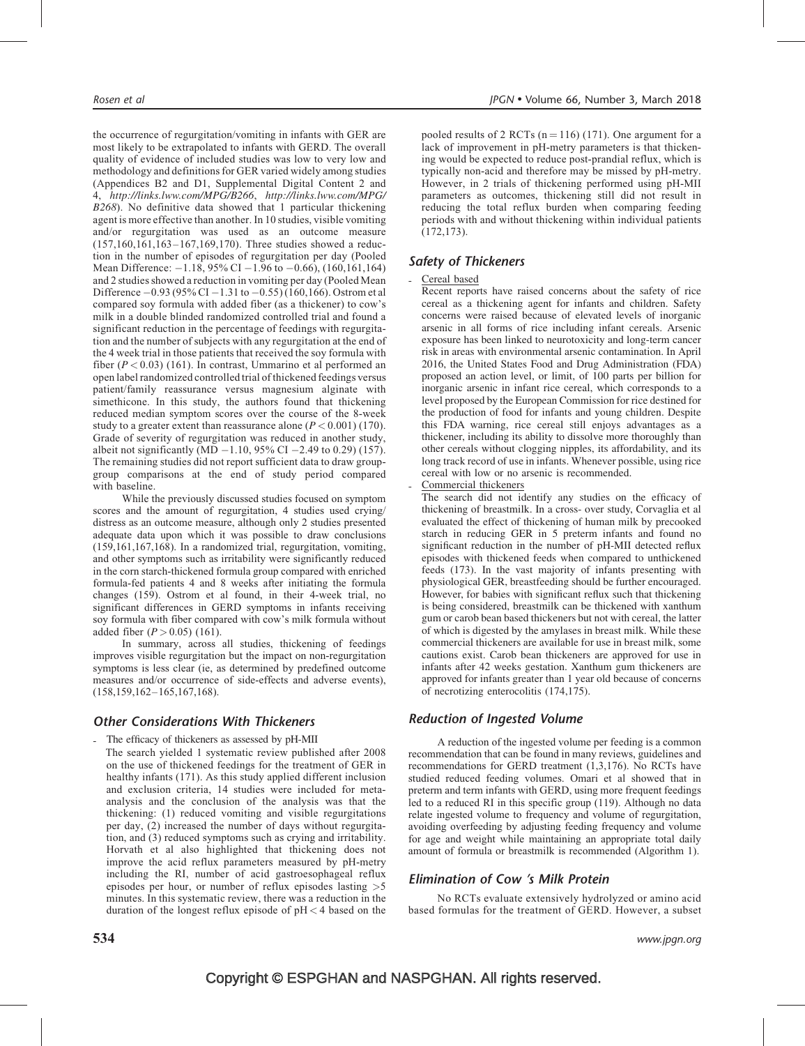the occurrence of regurgitation/vomiting in infants with GER are most likely to be extrapolated to infants with GERD. The overall quality of evidence of included studies was low to very low and methodology and definitions for GER varied widely among studies (Appendices B2 and D1, Supplemental Digital Content 2 and 4, *http://links.lww.com/MPG/B266*, *http://links.lww.com/MPG/B268*). No definitive data showed that 1 particular thickening agent is more effective than another. In 10 studies, visible vomiting and/or regurgitation was used as an outcome measure (157,160,161,163–167,169,170). Three studies showed a reduction in the number of episodes of regurgitation per day (Pooled Mean Difference: −1.18, 95% CI −1.96 to −0.66), (160,161,164) and 2 studies showed a reduction in vomiting per day (Pooled Mean Difference −0.93 (95% CI −1.31 to −0.55) (160,166). Ostrom et al compared soy formula with added fiber (as a thickener) to cow's milk in a double blinded randomized controlled trial and found a significant reduction in the percentage of feedings with regurgitation and the number of subjects with any regurgitation at the end of the 4 week trial in those patients that received the soy formula with fiber ($P < 0.03$) (161). In contrast, Ummarino et al performed an open label randomized controlled trial of thickened feedings versus patient/family reassurance versus magnesium alginate with simethicone. In this study, the authors found that thickening reduced median symptom scores over the course of the 8-week study to a greater extent than reassurance alone ($P < 0.001$) (170). Grade of severity of regurgitation was reduced in another study, albeit not significantly (MD −1.10, 95% CI −2.49 to 0.29) (157). The remaining studies did not report sufficient data to draw group-group comparisons at the end of study period compared with baseline.

While the previously discussed studies focused on symptom scores and the amount of regurgitation, 4 studies used crying/distress as an outcome measure, although only 2 studies presented adequate data upon which it was possible to draw conclusions (159,161,167,168). In a randomized trial, regurgitation, vomiting, and other symptoms such as irritability were significantly reduced in the corn starch-thickened formula group compared with enriched formula-fed patients 4 and 8 weeks after initiating the formula changes (159). Ostrom et al found, in their 4-week trial, no significant differences in GERD symptoms in infants receiving soy formula with fiber compared with cow's milk formula without added fiber ($P > 0.05$) (161).

In summary, across all studies, thickening of feedings improves visible regurgitation but the impact on non-regurgitation symptoms is less clear (ie, as determined by predefined outcome measures and/or occurrence of side-effects and adverse events), (158,159,162–165,167,168).

### Other Considerations With Thickeners

- The efficacy of thickeners as assessed by pH-MII

  The search yielded 1 systematic review published after 2008 on the use of thickened feedings for the treatment of GER in healthy infants (171). As this study applied different inclusion and exclusion criteria, 14 studies were included for meta-analysis and the conclusion of the analysis was that the thickening: (1) reduced vomiting and visible regurgitations per day, (2) increased the number of days without regurgitation, and (3) reduced symptoms such as crying and irritability. Horvath et al also highlighted that thickening does not improve the acid reflux parameters measured by pH-metry including the RI, number of acid gastroesophageal reflux episodes per hour, or number of reflux episodes lasting >5 minutes. In this systematic review, there was a reduction in the duration of the longest reflux episode of pH < 4 based on the pooled results of 2 RCTs (n = 116) (171). One argument for a lack of improvement in pH-metry parameters is that thickening would be expected to reduce post-prandial reflux, which is typically non-acid and therefore may be missed by pH-metry. However, in 2 trials of thickening performed using pH-MII parameters as outcomes, thickening still did not result in reducing the total reflux burden when comparing feeding periods with and without thickening within individual patients (172,173).

### Safety of Thickeners

- Cereal based

  Recent reports have raised concerns about the safety of rice cereal as a thickening agent for infants and children. Safety concerns were raised because of elevated levels of inorganic arsenic in all forms of rice including infant cereals. Arsenic exposure has been linked to neurotoxicity and long-term cancer risk in areas with environmental arsenic contamination. In April 2016, the United States Food and Drug Administration (FDA) proposed an action level, or limit, of 100 parts per billion for inorganic arsenic in infant rice cereal, which corresponds to a level proposed by the European Commission for rice destined for the production of food for infants and young children. Despite this FDA warning, rice cereal still enjoys advantages as a thickener, including its ability to dissolve more thoroughly than other cereals without clogging nipples, its affordability, and its long track record of use in infants. Whenever possible, using rice cereal with low or no arsenic is recommended.

- Commercial thickeners

  The search did not identify any studies on the efficacy of thickening of breastmilk. In a cross- over study, Corvaglia et al evaluated the effect of thickening of human milk by precooked starch in reducing GER in 5 preterm infants and found no significant reduction in the number of pH-MII detected reflux episodes with thickened feeds when compared to unthickened feeds (173). In the vast majority of infants presenting with physiological GER, breastfeeding should be further encouraged. However, for babies with significant reflux such that thickening is being considered, breastmilk can be thickened with xanthum gum or carob bean based thickeners but not with cereal, the latter of which is digested by the amylases in breast milk. While these commercial thickeners are available for use in breast milk, some cautions exist. Carob bean thickeners are approved for use in infants after 42 weeks gestation. Xanthum gum thickeners are approved for infants greater than 1 year old because of concerns of necrotizing enterocolitis (174,175).

### Reduction of Ingested Volume

A reduction of the ingested volume per feeding is a common recommendation that can be found in many reviews, guidelines and recommendations for GERD treatment (1,3,176). No RCTs have studied reduced feeding volumes. Omari et al showed that in preterm and term infants with GERD, using more frequent feedings led to a reduced RI in this specific group (119). Although no data relate ingested volume to frequency and volume of regurgitation, avoiding overfeeding by adjusting feeding frequency and volume for age and weight while maintaining an appropriate total daily amount of formula or breastmilk is recommended (Algorithm 1).

### Elimination of Cow 's Milk Protein

No RCTs evaluate extensively hydrolyzed or amino acid based formulas for the treatment of GERD. However, a subset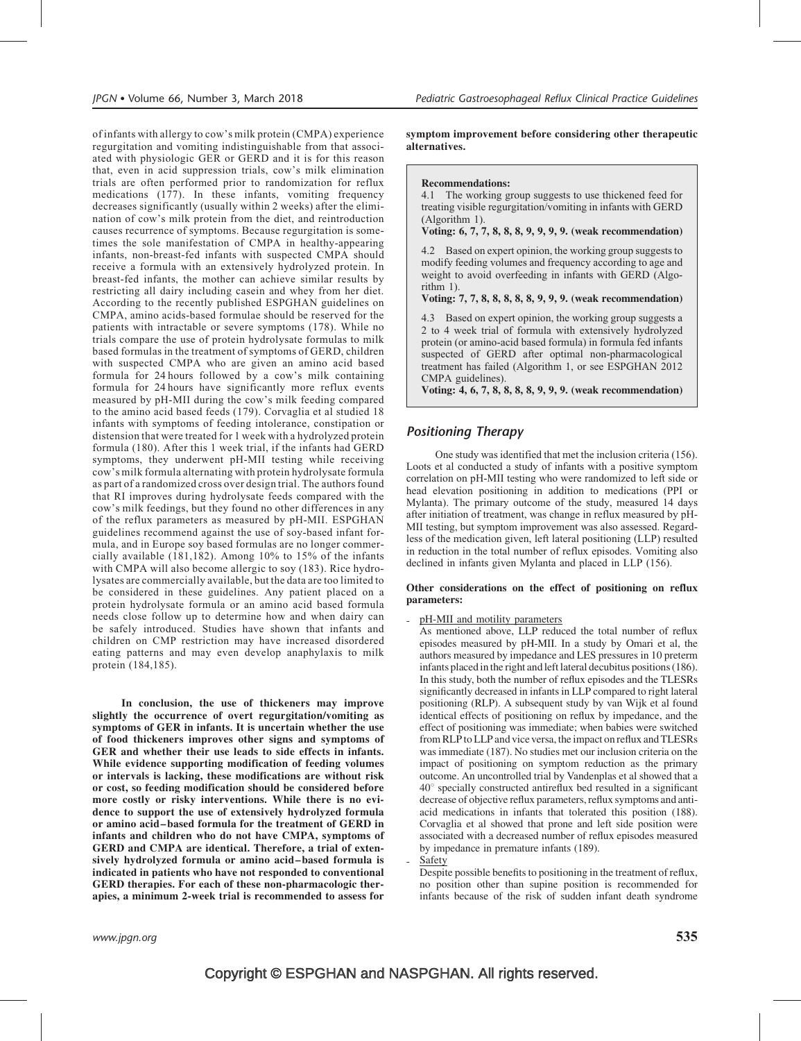of infants with allergy to cow's milk protein (CMPA) experience regurgitation and vomiting indistinguishable from that associated with physiologic GER or GERD and it is for this reason that, even in acid suppression trials, cow's milk elimination trials are often performed prior to randomization for reflux medications (177). In these infants, vomiting frequency decreases significantly (usually within 2 weeks) after the elimination of cow's milk protein from the diet, and reintroduction causes recurrence of symptoms. Because regurgitation is sometimes the sole manifestation of CMPA in healthy-appearing infants, non-breast-fed infants with suspected CMPA should receive a formula with an extensively hydrolyzed protein. In breast-fed infants, the mother can achieve similar results by restricting all dairy including casein and whey from her diet. According to the recently published ESPGHAN guidelines on CMPA, amino acids-based formulae should be reserved for the patients with intractable or severe symptoms (178). While no trials compare the use of protein hydrolysate formulas to milk based formulas in the treatment of symptoms of GERD, children with suspected CMPA who are given an amino acid based formula for 24 hours followed by a cow's milk containing formula for 24 hours have significantly more reflux events measured by pH-MII during the cow's milk feeding compared to the amino acid based feeds (179). Corvaglia et al studied 18 infants with symptoms of feeding intolerance, constipation or distension that were treated for 1 week with a hydrolyzed protein formula (180). After this 1 week trial, if the infants had GERD symptoms, they underwent pH-MII testing while receiving cow's milk formula alternating with protein hydrolysate formula as part of a randomized cross over design trial. The authors found that RI improves during hydrolysate feeds compared with the cow's milk feedings, but they found no other differences in any of the reflux parameters as measured by pH-MII. ESPGHAN guidelines recommend against the use of soy-based infant formula, and in Europe soy based formulas are no longer commercially available (181,182). Among 10% to 15% of the infants with CMPA will also become allergic to soy (183). Rice hydrolysates are commercially available, but the data are too limited to be considered in these guidelines. Any patient placed on a protein hydrolysate formula or an amino acid based formula needs close follow up to determine how and when dairy can be safely introduced. Studies have shown that infants and children on CMP restriction may have increased disordered eating patterns and may even develop anaphylaxis to milk protein (184,185).

**In conclusion, the use of thickeners may improve slightly the occurrence of overt regurgitation/vomiting as symptoms of GER in infants. It is uncertain whether the use of food thickeners improves other signs and symptoms of GER and whether their use leads to side effects in infants. While evidence supporting modification of feeding volumes or intervals is lacking, these modifications are without risk or cost, so feeding modification should be considered before more costly or risky interventions. While there is no evidence to support the use of extensively hydrolyzed formula or amino acid–based formula for the treatment of GERD in infants and children who do not have CMPA, symptoms of GERD and CMPA are identical. Therefore, a trial of extensively hydrolyzed formula or amino acid–based formula is indicated in patients who have not responded to conventional GERD therapies. For each of these non-pharmacologic therapies, a minimum 2-week trial is recommended to assess for symptom improvement before considering other therapeutic alternatives.**

> **Recommendations:**
>
> 4.1 The working group suggests to use thickened feed for treating visible regurgitation/vomiting in infants with GERD (Algorithm 1).
> **Voting: 6, 7, 7, 8, 8, 8, 9, 9, 9, 9. (weak recommendation)**
>
> 4.2 Based on expert opinion, the working group suggests to modify feeding volumes and frequency according to age and weight to avoid overfeeding in infants with GERD (Algorithm 1).
> **Voting: 7, 7, 8, 8, 8, 8, 8, 9, 9, 9. (weak recommendation)**
>
> 4.3 Based on expert opinion, the working group suggests a 2 to 4 week trial of formula with extensively hydrolyzed protein (or amino-acid based formula) in formula fed infants suspected of GERD after optimal non-pharmacological treatment has failed (Algorithm 1, or see ESPGHAN 2012 CMPA guidelines).
> **Voting: 4, 6, 7, 8, 8, 8, 8, 9, 9, 9. (weak recommendation)**

## *Positioning Therapy*

One study was identified that met the inclusion criteria (156). Loots et al conducted a study of infants with a positive symptom correlation on pH-MII testing who were randomized to left side or head elevation positioning in addition to medications (PPI or Mylanta). The primary outcome of the study, measured 14 days after initiation of treatment, was change in reflux measured by pH-MII testing, but symptom improvement was also assessed. Regardless of the medication given, left lateral positioning (LLP) resulted in reduction in the total number of reflux episodes. Vomiting also declined in infants given Mylanta and placed in LLP (156).

**Other considerations on the effect of positioning on reflux parameters:**

- pH-MII and motility parameters
  As mentioned above, LLP reduced the total number of reflux episodes measured by pH-MII. In a study by Omari et al, the authors measured by impedance and LES pressures in 10 preterm infants placed in the right and left lateral decubitus positions (186). In this study, both the number of reflux episodes and the TLESRs significantly decreased in infants in LLP compared to right lateral positioning (RLP). A subsequent study by van Wijk et al found identical effects of positioning on reflux by impedance, and the effect of positioning was immediate; when babies were switched from RLP to LLP and vice versa, the impact on reflux and TLESRs was immediate (187). No studies met our inclusion criteria on the impact of positioning on symptom reduction as the primary outcome. An uncontrolled trial by Vandenplas et al showed that a 40° specially constructed antireflux bed resulted in a significant decrease of objective reflux parameters, reflux symptoms and anti-acid medications in infants that tolerated this position (188). Corvaglia et al showed that prone and left side position were associated with a decreased number of reflux episodes measured by impedance in premature infants (189).
- Safety
  Despite possible benefits to positioning in the treatment of reflux, no position other than supine position is recommended for infants because of the risk of sudden infant death syndrome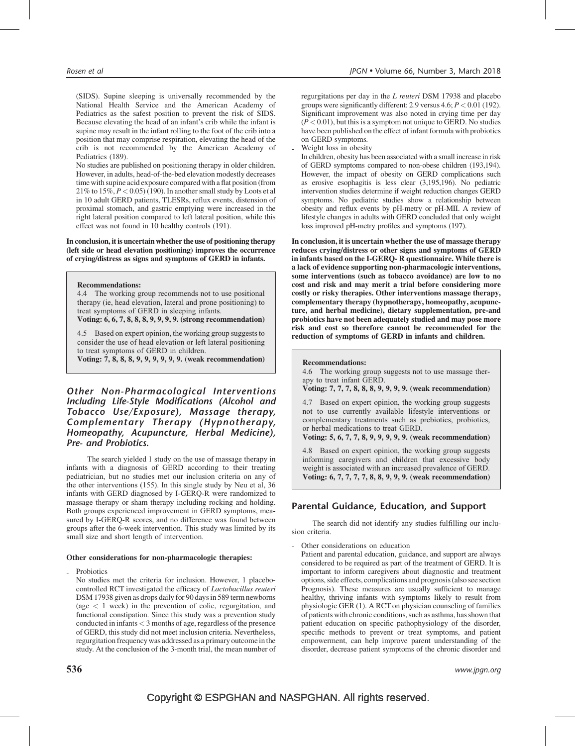(SIDS). Supine sleeping is universally recommended by the National Health Service and the American Academy of Pediatrics as the safest position to prevent the risk of SIDS. Because elevating the head of an infant's crib while the infant is supine may result in the infant rolling to the foot of the crib into a position that may comprise respiration, elevating the head of the crib is not recommended by the American Academy of Pediatrics (189).

No studies are published on positioning therapy in older children. However, in adults, head-of-the-bed elevation modestly decreases time with supine acid exposure compared with a flat position (from 21% to 15%, $P < 0.05$) (190). In another small study by Loots et al in 10 adult GERD patients, TLESRs, reflux events, distension of proximal stomach, and gastric emptying were increased in the right lateral position compared to left lateral position, while this effect was not found in 10 healthy controls (191).

**In conclusion, it is uncertain whether the use of positioning therapy (left side or head elevation positioning) improves the occurrence of crying/distress as signs and symptoms of GERD in infants.**

> **Recommendations:**
>
> 4.4 The working group recommends not to use positional therapy (ie, head elevation, lateral and prone positioning) to treat symptoms of GERD in sleeping infants.
> **Voting: 6, 6, 7, 8, 8, 8, 9, 9, 9, 9. (strong recommendation)**
>
> 4.5 Based on expert opinion, the working group suggests to consider the use of head elevation or left lateral positioning to treat symptoms of GERD in children.
> **Voting: 7, 8, 8, 8, 9, 9, 9, 9, 9, 9. (weak recommendation)**

## Other Non-Pharmacological Interventions Including Life-Style Modifications (Alcohol and Tobacco Use/Exposure), Massage therapy, Complementary Therapy (Hypnotherapy, Homeopathy, Acupuncture, Herbal Medicine), Pre- and Probiotics.

The search yielded 1 study on the use of massage therapy in infants with a diagnosis of GERD according to their treating pediatrician, but no studies met our inclusion criteria on any of the other interventions (155). In this single study by Neu et al, 36 infants with GERD diagnosed by I-GERQ-R were randomized to massage therapy or sham therapy including rocking and holding. Both groups experienced improvement in GERD symptoms, measured by I-GERQ-R scores, and no difference was found between groups after the 6-week intervention. This study was limited by its small size and short length of intervention.

**Other considerations for non-pharmacologic therapies:**

- Probiotics
  No studies met the criteria for inclusion. However, 1 placebo-controlled RCT investigated the efficacy of *Lactobacillus reuteri* DSM 17938 given as drops daily for 90 days in 589 term newborns (age < 1 week) in the prevention of colic, regurgitation, and functional constipation. Since this study was a prevention study conducted in infants < 3 months of age, regardless of the presence of GERD, this study did not meet inclusion criteria. Nevertheless, regurgitation frequency was addressed as a primary outcome in the study. At the conclusion of the 3-month trial, the mean number of regurgitations per day in the *L reuteri* DSM 17938 and placebo groups were significantly different: 2.9 versus 4.6; $P < 0.01$ (192). Significant improvement was also noted in crying time per day ($P < 0.01$), but this is a symptom not unique to GERD. No studies have been published on the effect of infant formula with probiotics on GERD symptoms.
- Weight loss in obesity
  In children, obesity has been associated with a small increase in risk of GERD symptoms compared to non-obese children (193,194). However, the impact of obesity on GERD complications such as erosive esophagitis is less clear (3,195,196). No pediatric intervention studies determine if weight reduction changes GERD symptoms. No pediatric studies show a relationship between obesity and reflux events by pH-metry or pH-MII. A review of lifestyle changes in adults with GERD concluded that only weight loss improved pH-metry profiles and symptoms (197).

**In conclusion, it is uncertain whether the use of massage therapy reduces crying/distress or other signs and symptoms of GERD in infants based on the I-GERQ- R questionnaire. While there is a lack of evidence supporting non-pharmacologic interventions, some interventions (such as tobacco avoidance) are low to no cost and risk and may merit a trial before considering more costly or risky therapies. Other interventions massage therapy, complementary therapy (hypnotherapy, homeopathy, acupuncture, and herbal medicine), dietary supplementation, pre-and probiotics have not been adequately studied and may pose more risk and cost so therefore cannot be recommended for the reduction of symptoms of GERD in infants and children.**

> **Recommendations:**
>
> 4.6 The working group suggests not to use massage therapy to treat infant GERD.
> **Voting: 7, 7, 7, 8, 8, 8, 9, 9, 9, 9. (weak recommendation)**
>
> 4.7 Based on expert opinion, the working group suggests not to use currently available lifestyle interventions or complementary treatments such as prebiotics, probiotics, or herbal medications to treat GERD.
> **Voting: 5, 6, 7, 7, 8, 9, 9, 9, 9, 9. (weak recommendation)**
>
> 4.8 Based on expert opinion, the working group suggests informing caregivers and children that excessive body weight is associated with an increased prevalence of GERD.
> **Voting: 6, 7, 7, 7, 7, 8, 8, 9, 9, 9. (weak recommendation)**

## Parental Guidance, Education, and Support

The search did not identify any studies fulfilling our inclusion criteria.

- Other considerations on education
  Patient and parental education, guidance, and support are always considered to be required as part of the treatment of GERD. It is important to inform caregivers about diagnostic and treatment options, side effects, complications and prognosis (also see section Prognosis). These measures are usually sufficient to manage healthy, thriving infants with symptoms likely to result from physiologic GER (1). A RCT on physician counseling of families of patients with chronic conditions, such as asthma, has shown that patient education on specific pathophysiology of the disorder, specific methods to prevent or treat symptoms, and patient empowerment, can help improve parent understanding of the disorder, decrease patient symptoms of the chronic disorder and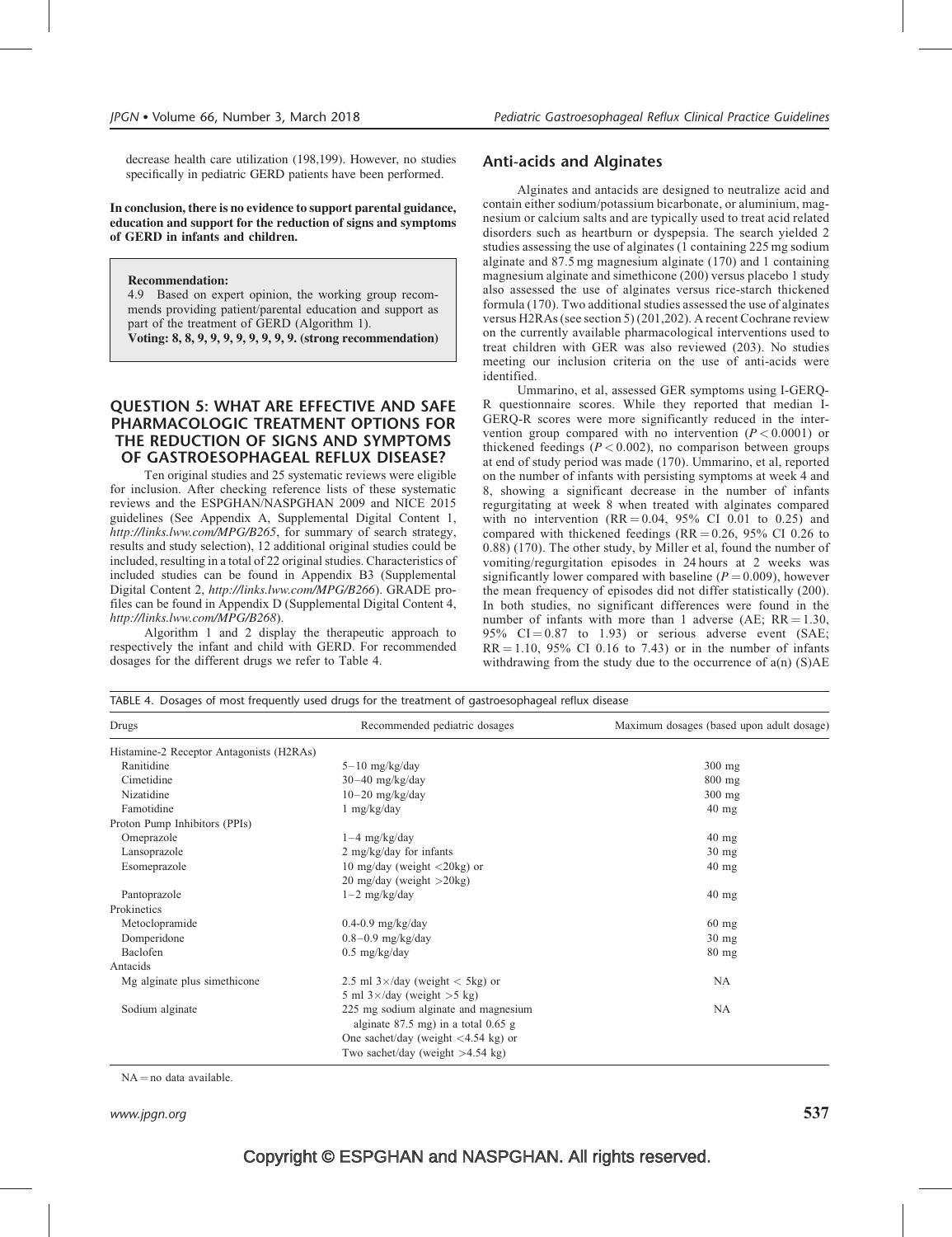decrease health care utilization (198,199). However, no studies specifically in pediatric GERD patients have been performed.

**In conclusion, there is no evidence to support parental guidance, education and support for the reduction of signs and symptoms of GERD in infants and children.**

> **Recommendation:**
> 4.9 Based on expert opinion, the working group recommends providing patient/parental education and support as part of the treatment of GERD (Algorithm 1).
> **Voting: 8, 8, 9, 9, 9, 9, 9, 9, 9, 9. (strong recommendation)**

## QUESTION 5: WHAT ARE EFFECTIVE AND SAFE PHARMACOLOGIC TREATMENT OPTIONS FOR THE REDUCTION OF SIGNS AND SYMPTOMS OF GASTROESOPHAGEAL REFLUX DISEASE?

Ten original studies and 25 systematic reviews were eligible for inclusion. After checking reference lists of these systematic reviews and the ESPGHAN/NASPGHAN 2009 and NICE 2015 guidelines (See Appendix A, Supplemental Digital Content 1, *http://links.lww.com/MPG/B265*, for summary of search strategy, results and study selection), 12 additional original studies could be included, resulting in a total of 22 original studies. Characteristics of included studies can be found in Appendix B3 (Supplemental Digital Content 2, *http://links.lww.com/MPG/B266*). GRADE profiles can be found in Appendix D (Supplemental Digital Content 4, *http://links.lww.com/MPG/B268*).

Algorithm 1 and 2 display the therapeutic approach to respectively the infant and child with GERD. For recommended dosages for the different drugs we refer to Table 4.

### Anti-acids and Alginates

Alginates and antacids are designed to neutralize acid and contain either sodium/potassium bicarbonate, or aluminium, magnesium or calcium salts and are typically used to treat acid related disorders such as heartburn or dyspepsia. The search yielded 2 studies assessing the use of alginates (1 containing 225 mg sodium alginate and 87.5 mg magnesium alginate (170) and 1 containing magnesium alginate and simethicone (200) versus placebo 1 study also assessed the use of alginates versus rice-starch thickened formula (170). Two additional studies assessed the use of alginates versus H2RAs (see section 5) (201,202). A recent Cochrane review on the currently available pharmacological interventions used to treat children with GER was also reviewed (203). No studies meeting our inclusion criteria on the use of anti-acids were identified.

Ummarino, et al, assessed GER symptoms using I-GERQ-R questionnaire scores. While they reported that median I-GERQ-R scores were more significantly reduced in the intervention group compared with no intervention ($P < 0.0001$) or thickened feedings ($P < 0.002$), no comparison between groups at end of study period was made (170). Ummarino, et al, reported on the number of infants with persisting symptoms at week 4 and 8, showing a significant decrease in the number of infants regurgitating at week 8 when treated with alginates compared with no intervention (RR = 0.04, 95% CI 0.01 to 0.25) and compared with thickened feedings (RR = 0.26, 95% CI 0.26 to 0.88) (170). The other study, by Miller et al, found the number of vomiting/regurgitation episodes in 24 hours at 2 weeks was significantly lower compared with baseline ($P = 0.009$), however the mean frequency of episodes did not differ statistically (200). In both studies, no significant differences were found in the number of infants with more than 1 adverse (AE; RR = 1.30, 95% CI = 0.87 to 1.93) or serious adverse event (SAE; RR = 1.10, 95% CI 0.16 to 7.43) or in the number of infants withdrawing from the study due to the occurrence of a(n) (S)AE

TABLE 4. Dosages of most frequently used drugs for the treatment of gastroesophageal reflux disease

| Drugs | Recommended pediatric dosages | Maximum dosages (based upon adult dosage) |
|---|---|---|
| Histamine-2 Receptor Antagonists (H2RAs) | | |
| Ranitidine | 5–10 mg/kg/day | 300 mg |
| Cimetidine | 30–40 mg/kg/day | 800 mg |
| Nizatidine | 10–20 mg/kg/day | 300 mg |
| Famotidine | 1 mg/kg/day | 40 mg |
| Proton Pump Inhibitors (PPIs) | | |
| Omeprazole | 1–4 mg/kg/day | 40 mg |
| Lansoprazole | 2 mg/kg/day for infants | 30 mg |
| Esomeprazole | 10 mg/day (weight <20kg) or 20 mg/day (weight >20kg) | 40 mg |
| Pantoprazole | 1–2 mg/kg/day | 40 mg |
| Prokinetics | | |
| Metoclopramide | 0.4-0.9 mg/kg/day | 60 mg |
| Domperidone | 0.8–0.9 mg/kg/day | 30 mg |
| Baclofen | 0.5 mg/kg/day | 80 mg |
| Antacids | | |
| Mg alginate plus simethicone | 2.5 ml 3×/day (weight < 5kg) or 5 ml 3×/day (weight >5 kg) | NA |
| Sodium alginate | 225 mg sodium alginate and magnesium alginate 87.5 mg) in a total 0.65 g One sachet/day (weight <4.54 kg) or Two sachet/day (weight >4.54 kg) | NA |

NA = no data available.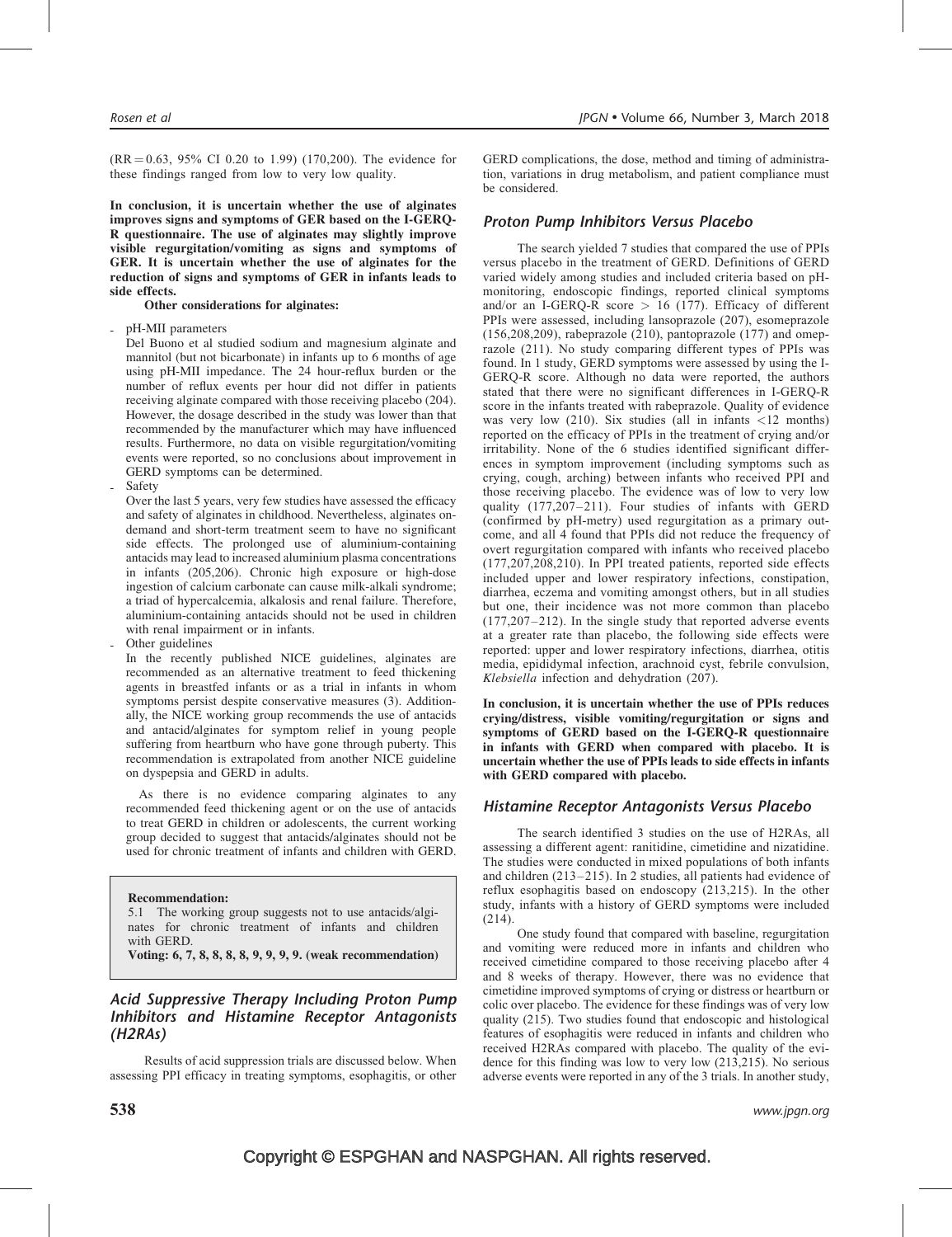(RR = 0.63, 95% CI 0.20 to 1.99) (170,200). The evidence for these findings ranged from low to very low quality.

**In conclusion, it is uncertain whether the use of alginates improves signs and symptoms of GER based on the I-GERQ-R questionnaire. The use of alginates may slightly improve visible regurgitation/vomiting as signs and symptoms of GER. It is uncertain whether the use of alginates for the reduction of signs and symptoms of GER in infants leads to side effects.**

**Other considerations for alginates:**

- pH-MII parameters
  Del Buono et al studied sodium and magnesium alginate and mannitol (but not bicarbonate) in infants up to 6 months of age using pH-MII impedance. The 24 hour-reflux burden or the number of reflux events per hour did not differ in patients receiving alginate compared with those receiving placebo (204). However, the dosage described in the study was lower than that recommended by the manufacturer which may have influenced results. Furthermore, no data on visible regurgitation/vomiting events were reported, so no conclusions about improvement in GERD symptoms can be determined.
- Safety
  Over the last 5 years, very few studies have assessed the efficacy and safety of alginates in childhood. Nevertheless, alginates on-demand and short-term treatment seem to have no significant side effects. The prolonged use of aluminium-containing antacids may lead to increased aluminium plasma concentrations in infants (205,206). Chronic high exposure or high-dose ingestion of calcium carbonate can cause milk-alkali syndrome; a triad of hypercalcemia, alkalosis and renal failure. Therefore, aluminium-containing antacids should not be used in children with renal impairment or in infants.
- Other guidelines
  In the recently published NICE guidelines, alginates are recommended as an alternative treatment to feed thickening agents in breastfed infants or as a trial in infants in whom symptoms persist despite conservative measures (3). Additionally, the NICE working group recommends the use of antacids and antacid/alginates for symptom relief in young people suffering from heartburn who have gone through puberty. This recommendation is extrapolated from another NICE guideline on dyspepsia and GERD in adults.

As there is no evidence comparing alginates to any recommended feed thickening agent or on the use of antacids to treat GERD in children or adolescents, the current working group decided to suggest that antacids/alginates should not be used for chronic treatment of infants and children with GERD.

> **Recommendation:**
> 5.1 The working group suggests not to use antacids/alginates for chronic treatment of infants and children with GERD.
> **Voting: 6, 7, 8, 8, 8, 8, 9, 9, 9, 9. (weak recommendation)**

## *Acid Suppressive Therapy Including Proton Pump Inhibitors and Histamine Receptor Antagonists (H2RAs)*

Results of acid suppression trials are discussed below. When assessing PPI efficacy in treating symptoms, esophagitis, or other GERD complications, the dose, method and timing of administration, variations in drug metabolism, and patient compliance must be considered.

### *Proton Pump Inhibitors Versus Placebo*

The search yielded 7 studies that compared the use of PPIs versus placebo in the treatment of GERD. Definitions of GERD varied widely among studies and included criteria based on pH-monitoring, endoscopic findings, reported clinical symptoms and/or an I-GERQ-R score > 16 (177). Efficacy of different PPIs were assessed, including lansoprazole (207), esomeprazole (156,208,209), rabeprazole (210), pantoprazole (177) and omeprazole (211). No study comparing different types of PPIs was found. In 1 study, GERD symptoms were assessed by using the I-GERQ-R score. Although no data were reported, the authors stated that there were no significant differences in I-GERQ-R score in the infants treated with rabeprazole. Quality of evidence was very low (210). Six studies (all in infants <12 months) reported on the efficacy of PPIs in the treatment of crying and/or irritability. None of the 6 studies identified significant differences in symptom improvement (including symptoms such as crying, cough, arching) between infants who received PPI and those receiving placebo. The evidence was of low to very low quality (177,207–211). Four studies of infants with GERD (confirmed by pH-metry) used regurgitation as a primary outcome, and all 4 found that PPIs did not reduce the frequency of overt regurgitation compared with infants who received placebo (177,207,208,210). In PPI treated patients, reported side effects included upper and lower respiratory infections, constipation, diarrhea, eczema and vomiting amongst others, but in all studies but one, their incidence was not more common than placebo (177,207–212). In the single study that reported adverse events at a greater rate than placebo, the following side effects were reported: upper and lower respiratory infections, diarrhea, otitis media, epididymal infection, arachnoid cyst, febrile convulsion, *Klebsiella* infection and dehydration (207).

**In conclusion, it is uncertain whether the use of PPIs reduces crying/distress, visible vomiting/regurgitation or signs and symptoms of GERD based on the I-GERQ-R questionnaire in infants with GERD when compared with placebo. It is uncertain whether the use of PPIs leads to side effects in infants with GERD compared with placebo.**

### *Histamine Receptor Antagonists Versus Placebo*

The search identified 3 studies on the use of H2RAs, all assessing a different agent: ranitidine, cimetidine and nizatidine. The studies were conducted in mixed populations of both infants and children (213–215). In 2 studies, all patients had evidence of reflux esophagitis based on endoscopy (213,215). In the other study, infants with a history of GERD symptoms were included (214).

One study found that compared with baseline, regurgitation and vomiting were reduced more in infants and children who received cimetidine compared to those receiving placebo after 4 and 8 weeks of therapy. However, there was no evidence that cimetidine improved symptoms of crying or distress or heartburn or colic over placebo. The evidence for these findings was of very low quality (215). Two studies found that endoscopic and histological features of esophagitis were reduced in infants and children who received H2RAs compared with placebo. The quality of the evidence for this finding was low to very low (213,215). No serious adverse events were reported in any of the 3 trials. In another study,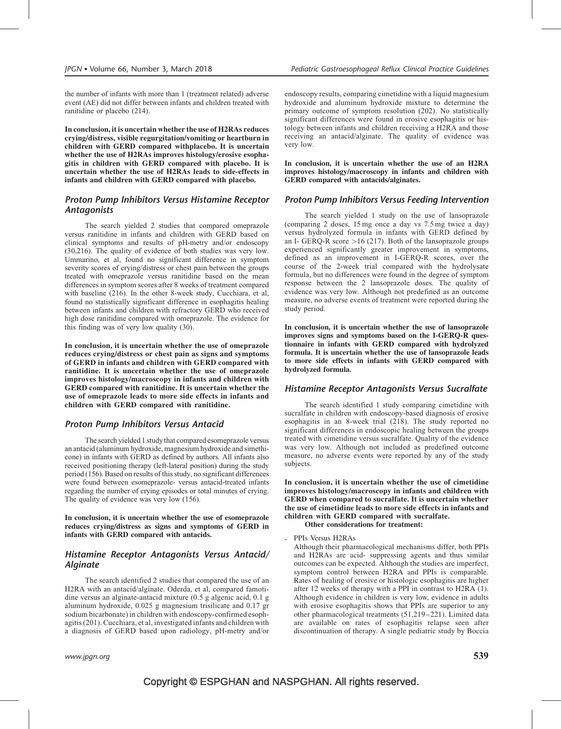the number of infants with more than 1 (treatment related) adverse event (AE) did not differ between infants and children treated with ranitidine or placebo (214).

**In conclusion, it is uncertain whether the use of H2RAs reduces crying/distress, visible regurgitation/vomiting or heartburn in children with GERD compared withplacebo. It is uncertain whether the use of H2RAs improves histology/erosive esophagitis in children with GERD compared with placebo. It is uncertain whether the use of H2RAs leads to side-effects in infants and children with GERD compared with placebo.**

### *Proton Pump Inhibitors Versus Histamine Receptor Antagonists*

The search yielded 2 studies that compared omeprazole versus ranitidine in infants and children with GERD based on clinical symptoms and results of pH-metry and/or endoscopy (30,216). The quality of evidence of both studies was very low. Ummarino, et al, found no significant difference in symptom severity scores of crying/distress or chest pain between the groups treated with omeprazole versus ranitidine based on the mean differences in symptom scores after 8 weeks of treatment compared with baseline (216). In the other 8-week study, Cucchiara, et al, found no statistically significant difference in esophagitis healing between infants and children with refractory GERD who received high dose ranitidine compared with omeprazole. The evidence for this finding was of very low quality (30).

**In conclusion, it is uncertain whether the use of omeprazole reduces crying/distress or chest pain as signs and symptoms of GERD in infants and children with GERD compared with ranitidine. It is uncertain whether the use of omeprazole improves histology/macroscopy in infants and children with GERD compared with ranitidine. It is uncertain whether the use of omeprazole leads to more side effects in infants and children with GERD compared with ranitidine.**

### *Proton Pump Inhibitors Versus Antacid*

The search yielded 1 study that compared esomeprazole versus an antacid (aluminum hydroxide, magnesium hydroxide and simethicone) in infants with GERD as defined by authors. All infants also received positioning therapy (left-lateral position) during the study period (156). Based on results of this study, no significant differences were found between esomeprazole- versus antacid-treated infants regarding the number of crying episodes or total minutes of crying. The quality of evidence was very low (156).

**In conclusion, it is uncertain whether the use of esomeprazole reduces crying/distress as signs and symptoms of GERD in infants with GERD compared with antacids.**

### *Histamine Receptor Antagonists Versus Antacid/Alginate*

The search identified 2 studies that compared the use of an H2RA with an antacid/alginate. Oderda, et al, compared famotidine versus an alginate-antacid mixture (0.5 g algenic acid, 0.1 g aluminum hydroxide, 0.025 g magnesium trisilicate and 0.17 gr sodium bicarbonate) in children with endoscopy-confirmed esophagitis (201). Cucchiara, et al, investigated infants and children with a diagnosis of GERD based upon radiology, pH-metry and/or endoscopy results, comparing cimetidine with a liquid magnesium hydroxide and aluminum hydroxide mixture to determine the primary outcome of symptom resolution (202). No statistically significant differences were found in erosive esophagitis or histology between infants and children receiving a H2RA and those receiving an antacid/alginate. The quality of evidence was very low.

**In conclusion, it is uncertain whether the use of an H2RA improves histology/macroscopy in infants and children with GERD compared with antacids/alginates.**

### *Proton Pump Inhibitors Versus Feeding Intervention*

The search yielded 1 study on the use of lansoprazole (comparing 2 doses, 15 mg once a day vs 7.5 mg twice a day) versus hydrolyzed formula in infants with GERD defined by an I- GERQ-R score >16 (217). Both of the lansoprazole groups experienced significantly greater improvement in symptoms, defined as an improvement in I-GERQ-R scores, over the course of the 2-week trial compared with the hydrolysate formula, but no differences were found in the degree of symptom response between the 2 lansoprazole doses. The quality of evidence was very low. Although not predefined as an outcome measure, no adverse events of treatment were reported during the study period.

**In conclusion, it is uncertain whether the use of lansoprazole improves signs and symptoms based on the I-GERQ-R questionnaire in infants with GERD compared with hydrolyzed formula. It is uncertain whether the use of lansoprazole leads to more side effects in infants with GERD compared with hydrolyzed formula.**

### *Histamine Receptor Antagonists Versus Sucralfate*

The search identified 1 study comparing cimetidine with sucralfate in children with endoscopy-based diagnosis of erosive esophagitis in an 8-week trial (218). The study reported no significant differences in endoscopic healing between the groups treated with cimetidine versus sucralfate. Quality of the evidence was very low. Although not included as predefined outcome measure, no adverse events were reported by any of the study subjects.

**In conclusion, it is uncertain whether the use of cimetidine improves histology/macroscopy in infants and children with GERD when compared to sucralfate. It is uncertain whether the use of cimetidine leads to more side effects in infants and children with GERD compared with sucralfate.**

**Other considerations for treatment:**

- PPIs Versus H2RAs

  Although their pharmacological mechanisms differ, both PPIs and H2RAs are acid- suppressing agents and thus similar outcomes can be expected. Although the studies are imperfect, symptom control between H2RA and PPIs is comparable. Rates of healing of erosive or histologic esophagitis are higher after 12 weeks of therapy with a PPI in contrast to H2RA (1). Although evidence in children is very low, evidence in adults with erosive esophagitis shows that PPIs are superior to any other pharmacological treatments (51,219–221). Limited data are available on rates of esophagitis relapse seen after discontinuation of therapy. A single pediatric study by Boccia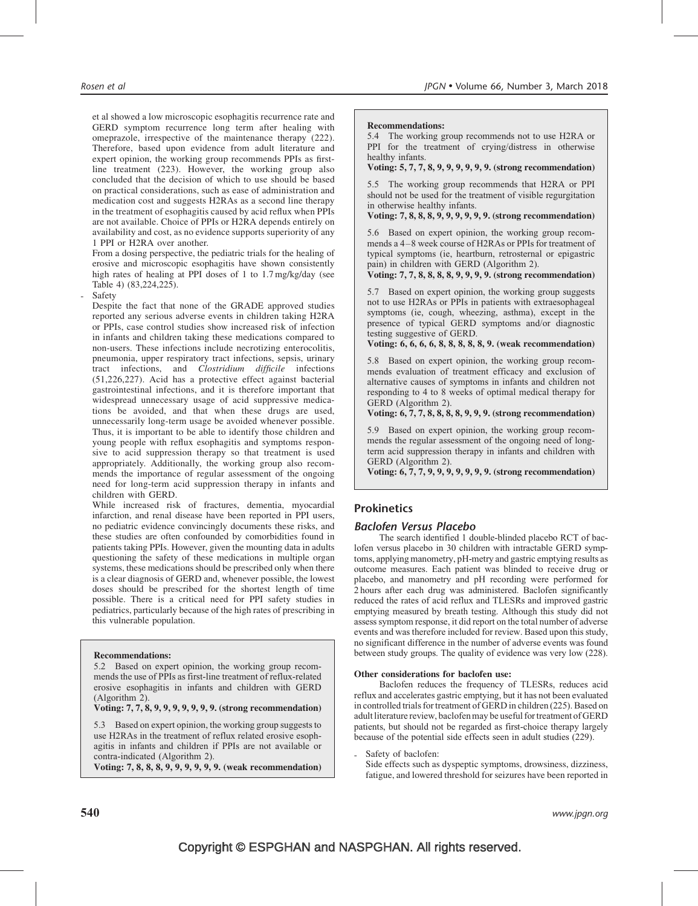et al showed a low microscopic esophagitis recurrence rate and GERD symptom recurrence long term after healing with omeprazole, irrespective of the maintenance therapy (222). Therefore, based upon evidence from adult literature and expert opinion, the working group recommends PPIs as first-line treatment (223). However, the working group also concluded that the decision of which to use should be based on practical considerations, such as ease of administration and medication cost and suggests H2RAs as a second line therapy in the treatment of esophagitis caused by acid reflux when PPIs are not available. Choice of PPIs or H2RA depends entirely on availability and cost, as no evidence supports superiority of any 1 PPI or H2RA over another.

From a dosing perspective, the pediatric trials for the healing of erosive and microscopic esophagitis have shown consistently high rates of healing at PPI doses of 1 to 1.7 mg/kg/day (see Table 4) (83,224,225).

- Safety

Despite the fact that none of the GRADE approved studies reported any serious adverse events in children taking H2RA or PPIs, case control studies show increased risk of infection in infants and children taking these medications compared to non-users. These infections include necrotizing enterocolitis, pneumonia, upper respiratory tract infections, sepsis, urinary tract infections, and *Clostridium difficile* infections (51,226,227). Acid has a protective effect against bacterial gastrointestinal infections, and it is therefore important that widespread unnecessary usage of acid suppressive medications be avoided, and that when these drugs are used, unnecessarily long-term usage be avoided whenever possible. Thus, it is important to be able to identify those children and young people with reflux esophagitis and symptoms responsive to acid suppression therapy so that treatment is used appropriately. Additionally, the working group also recommends the importance of regular assessment of the ongoing need for long-term acid suppression therapy in infants and children with GERD.

While increased risk of fractures, dementia, myocardial infarction, and renal disease have been reported in PPI users, no pediatric evidence convincingly documents these risks, and these studies are often confounded by comorbidities found in patients taking PPIs. However, given the mounting data in adults questioning the safety of these medications in multiple organ systems, these medications should be prescribed only when there is a clear diagnosis of GERD and, whenever possible, the lowest doses should be prescribed for the shortest length of time possible. There is a critical need for PPI safety studies in pediatrics, particularly because of the high rates of prescribing in this vulnerable population.

**Recommendations:**

5.2 Based on expert opinion, the working group recommends the use of PPIs as first-line treatment of reflux-related erosive esophagitis in infants and children with GERD (Algorithm 2).
**Voting: 7, 7, 8, 9, 9, 9, 9, 9, 9, 9. (strong recommendation)**

5.3 Based on expert opinion, the working group suggests to use H2RAs in the treatment of reflux related erosive esophagitis in infants and children if PPIs are not available or contra-indicated (Algorithm 2).
**Voting: 7, 8, 8, 8, 9, 9, 9, 9, 9, 9. (weak recommendation)**

**Recommendations:**

5.4 The working group recommends not to use H2RA or PPI for the treatment of crying/distress in otherwise healthy infants.
**Voting: 5, 7, 7, 8, 9, 9, 9, 9, 9, 9. (strong recommendation)**

5.5 The working group recommends that H2RA or PPI should not be used for the treatment of visible regurgitation in otherwise healthy infants.
**Voting: 7, 8, 8, 8, 9, 9, 9, 9, 9, 9. (strong recommendation)**

5.6 Based on expert opinion, the working group recommends a 4–8 week course of H2RAs or PPIs for treatment of typical symptoms (ie, heartburn, retrosternal or epigastric pain) in children with GERD (Algorithm 2).
**Voting: 7, 7, 8, 8, 8, 8, 9, 9, 9, 9. (strong recommendation)**

5.7 Based on expert opinion, the working group suggests not to use H2RAs or PPIs in patients with extraesophageal symptoms (ie, cough, wheezing, asthma), except in the presence of typical GERD symptoms and/or diagnostic testing suggestive of GERD.
**Voting: 6, 6, 6, 6, 8, 8, 8, 8, 8, 9. (weak recommendation)**

5.8 Based on expert opinion, the working group recommends evaluation of treatment efficacy and exclusion of alternative causes of symptoms in infants and children not responding to 4 to 8 weeks of optimal medical therapy for GERD (Algorithm 2).
**Voting: 6, 7, 7, 8, 8, 8, 8, 9, 9, 9. (strong recommendation)**

5.9 Based on expert opinion, the working group recommends the regular assessment of the ongoing need of long-term acid suppression therapy in infants and children with GERD (Algorithm 2).
**Voting: 6, 7, 7, 9, 9, 9, 9, 9, 9, 9. (strong recommendation)**

## Prokinetics

### *Baclofen Versus Placebo*

The search identified 1 double-blinded placebo RCT of baclofen versus placebo in 30 children with intractable GERD symptoms, applying manometry, pH-metry and gastric emptying results as outcome measures. Each patient was blinded to receive drug or placebo, and manometry and pH recording were performed for 2 hours after each drug was administered. Baclofen significantly reduced the rates of acid reflux and TLESRs and improved gastric emptying measured by breath testing. Although this study did not assess symptom response, it did report on the total number of adverse events and was therefore included for review. Based upon this study, no significant difference in the number of adverse events was found between study groups. The quality of evidence was very low (228).

**Other considerations for baclofen use:**

Baclofen reduces the frequency of TLESRs, reduces acid reflux and accelerates gastric emptying, but it has not been evaluated in controlled trials for treatment of GERD in children (225). Based on adult literature review, baclofen may be useful for treatment of GERD patients, but should not be regarded as first-choice therapy largely because of the potential side effects seen in adult studies (229).

- Safety of baclofen:

Side effects such as dyspeptic symptoms, drowsiness, dizziness, fatigue, and lowered threshold for seizures have been reported in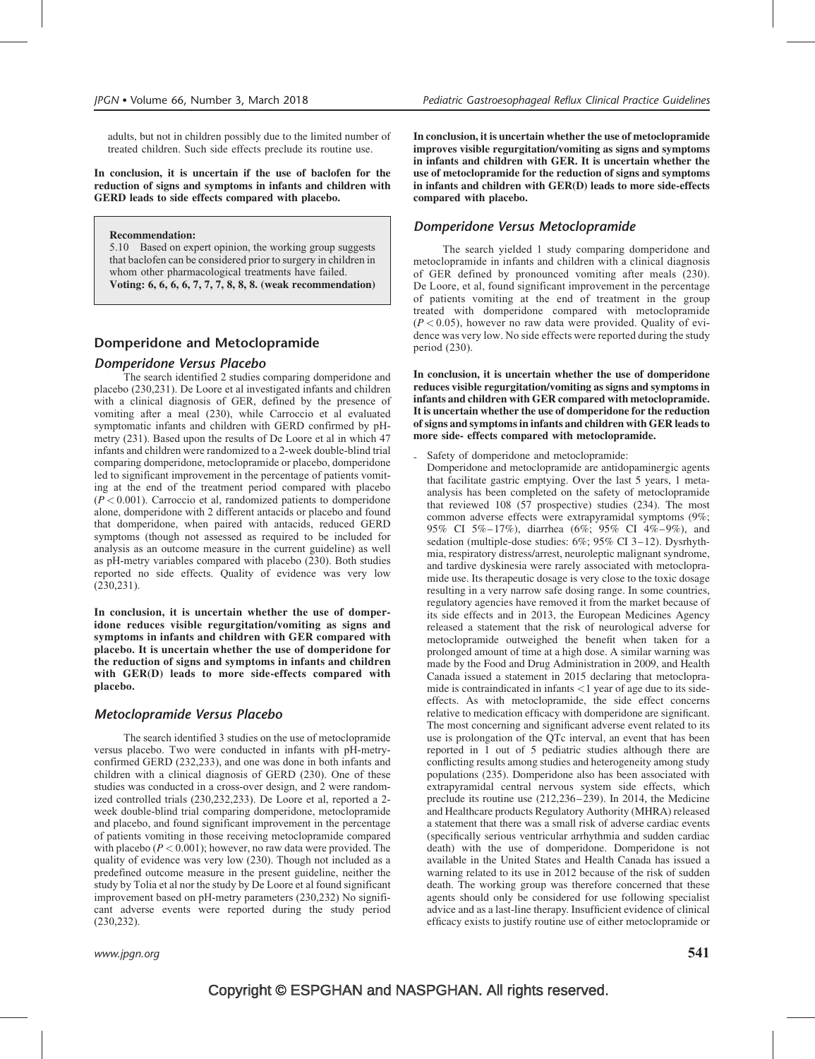adults, but not in children possibly due to the limited number of treated children. Such side effects preclude its routine use.

**In conclusion, it is uncertain if the use of baclofen for the reduction of signs and symptoms in infants and children with GERD leads to side effects compared with placebo.**

> **Recommendation:**
> 5.10 Based on expert opinion, the working group suggests that baclofen can be considered prior to surgery in children in whom other pharmacological treatments have failed.
> **Voting: 6, 6, 6, 6, 7, 7, 7, 8, 8, 8. (weak recommendation)**

## Domperidone and Metoclopramide

### Domperidone Versus Placebo

The search identified 2 studies comparing domperidone and placebo (230,231). De Loore et al investigated infants and children with a clinical diagnosis of GER, defined by the presence of vomiting after a meal (230), while Carroccio et al evaluated symptomatic infants and children with GERD confirmed by pH-metry (231). Based upon the results of De Loore et al in which 47 infants and children were randomized to a 2-week double-blind trial comparing domperidone, metoclopramide or placebo, domperidone led to significant improvement in the percentage of patients vomiting at the end of the treatment period compared with placebo ($P < 0.001$). Carroccio et al, randomized patients to domperidone alone, domperidone with 2 different antacids or placebo and found that domperidone, when paired with antacids, reduced GERD symptoms (though not assessed as required to be included for analysis as an outcome measure in the current guideline) as well as pH-metry variables compared with placebo (230). Both studies reported no side effects. Quality of evidence was very low (230,231).

**In conclusion, it is uncertain whether the use of domperidone reduces visible regurgitation/vomiting as signs and symptoms in infants and children with GER compared with placebo. It is uncertain whether the use of domperidone for the reduction of signs and symptoms in infants and children with GER(D) leads to more side-effects compared with placebo.**

### Metoclopramide Versus Placebo

The search identified 3 studies on the use of metoclopramide versus placebo. Two were conducted in infants with pH-metry-confirmed GERD (232,233), and one was done in both infants and children with a clinical diagnosis of GERD (230). One of these studies was conducted in a cross-over design, and 2 were randomized controlled trials (230,232,233). De Loore et al, reported a 2-week double-blind trial comparing domperidone, metoclopramide and placebo, and found significant improvement in the percentage of patients vomiting in those receiving metoclopramide compared with placebo ($P < 0.001$); however, no raw data were provided. The quality of evidence was very low (230). Though not included as a predefined outcome measure in the present guideline, neither the study by Tolia et al nor the study by De Loore et al found significant improvement based on pH-metry parameters (230,232) No significant adverse events were reported during the study period (230,232).

**In conclusion, it is uncertain whether the use of metoclopramide improves visible regurgitation/vomiting as signs and symptoms in infants and children with GER. It is uncertain whether the use of metoclopramide for the reduction of signs and symptoms in infants and children with GER(D) leads to more side-effects compared with placebo.**

### Domperidone Versus Metoclopramide

The search yielded 1 study comparing domperidone and metoclopramide in infants and children with a clinical diagnosis of GER defined by pronounced vomiting after meals (230). De Loore, et al, found significant improvement in the percentage of patients vomiting at the end of treatment in the group treated with domperidone compared with metoclopramide ($P < 0.05$), however no raw data were provided. Quality of evidence was very low. No side effects were reported during the study period (230).

**In conclusion, it is uncertain whether the use of domperidone reduces visible regurgitation/vomiting as signs and symptoms in infants and children with GER compared with metoclopramide. It is uncertain whether the use of domperidone for the reduction of signs and symptoms in infants and children with GER leads to more side- effects compared with metoclopramide.**

- Safety of domperidone and metoclopramide:
  Domperidone and metoclopramide are antidopaminergic agents that facilitate gastric emptying. Over the last 5 years, 1 meta-analysis has been completed on the safety of metoclopramide that reviewed 108 (57 prospective) studies (234). The most common adverse effects were extrapyramidal symptoms (9%; 95% CI 5%–17%), diarrhea (6%; 95% CI 4%–9%), and sedation (multiple-dose studies: 6%; 95% CI 3–12). Dysrhythmia, respiratory distress/arrest, neuroleptic malignant syndrome, and tardive dyskinesia were rarely associated with metoclopramide use. Its therapeutic dosage is very close to the toxic dosage resulting in a very narrow safe dosing range. In some countries, regulatory agencies have removed it from the market because of its side effects and in 2013, the European Medicines Agency released a statement that the risk of neurological adverse for metoclopramide outweighed the benefit when taken for a prolonged amount of time at a high dose. A similar warning was made by the Food and Drug Administration in 2009, and Health Canada issued a statement in 2015 declaring that metoclopramide is contraindicated in infants <1 year of age due to its side-effects. As with metoclopramide, the side effect concerns relative to medication efficacy with domperidone are significant. The most concerning and significant adverse event related to its use is prolongation of the QTc interval, an event that has been reported in 1 out of 5 pediatric studies although there are conflicting results among studies and heterogeneity among study populations (235). Domperidone also has been associated with extrapyramidal central nervous system side effects, which preclude its routine use (212,236–239). In 2014, the Medicine and Healthcare products Regulatory Authority (MHRA) released a statement that there was a small risk of adverse cardiac events (specifically serious ventricular arrhythmia and sudden cardiac death) with the use of domperidone. Domperidone is not available in the United States and Health Canada has issued a warning related to its use in 2012 because of the risk of sudden death. The working group was therefore concerned that these agents should only be considered for use following specialist advice and as a last-line therapy. Insufficient evidence of clinical efficacy exists to justify routine use of either metoclopramide or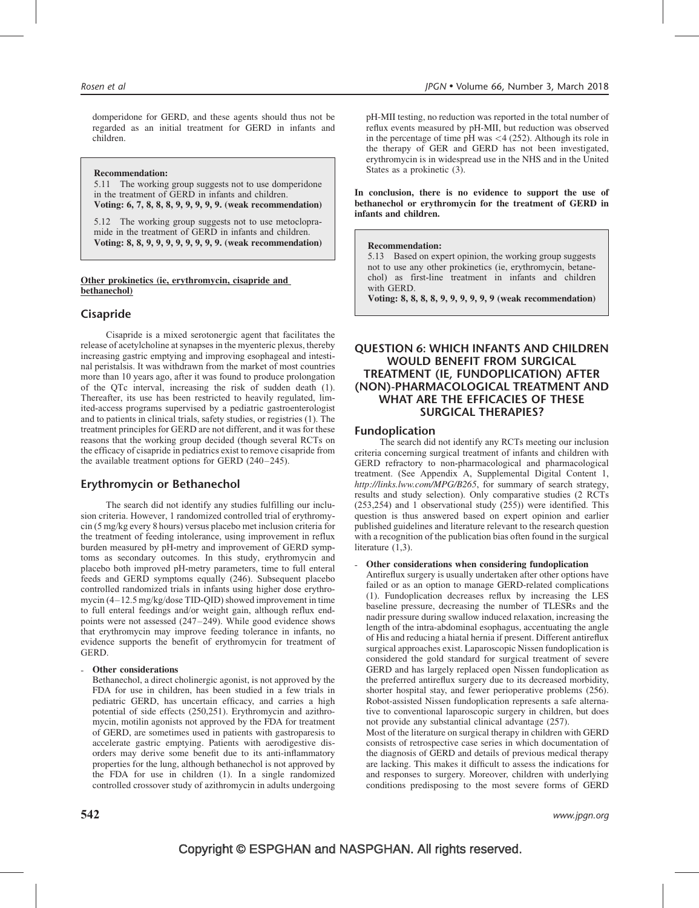domperidone for GERD, and these agents should thus not be regarded as an initial treatment for GERD in infants and children.

> **Recommendation:**
> 5.11 The working group suggests not to use domperidone in the treatment of GERD in infants and children.
> **Voting: 6, 7, 8, 8, 8, 9, 9, 9, 9, 9. (weak recommendation)**
>
> 5.12 The working group suggests not to use metoclopramide in the treatment of GERD in infants and children.
> **Voting: 8, 8, 9, 9, 9, 9, 9, 9, 9, 9. (weak recommendation)**

**Other prokinetics (ie, erythromycin, cisapride and bethanechol)**

## Cisapride

Cisapride is a mixed serotonergic agent that facilitates the release of acetylcholine at synapses in the myenteric plexus, thereby increasing gastric emptying and improving esophageal and intestinal peristalsis. It was withdrawn from the market of most countries more than 10 years ago, after it was found to produce prolongation of the QTc interval, increasing the risk of sudden death (1). Thereafter, its use has been restricted to heavily regulated, limited-access programs supervised by a pediatric gastroenterologist and to patients in clinical trials, safety studies, or registries (1). The treatment principles for GERD are not different, and it was for these reasons that the working group decided (though several RCTs on the efficacy of cisapride in pediatrics exist to remove cisapride from the available treatment options for GERD (240–245).

## Erythromycin or Bethanechol

The search did not identify any studies fulfilling our inclusion criteria. However, 1 randomized controlled trial of erythromycin (5 mg/kg every 8 hours) versus placebo met inclusion criteria for the treatment of feeding intolerance, using improvement in reflux burden measured by pH-metry and improvement of GERD symptoms as secondary outcomes. In this study, erythromycin and placebo both improved pH-metry parameters, time to full enteral feeds and GERD symptoms equally (246). Subsequent placebo controlled randomized trials in infants using higher dose erythromycin (4–12.5 mg/kg/dose TID-QID) showed improvement in time to full enteral feedings and/or weight gain, although reflux endpoints were not assessed (247–249). While good evidence shows that erythromycin may improve feeding tolerance in infants, no evidence supports the benefit of erythromycin for treatment of GERD.

- **Other considerations**
  Bethanechol, a direct cholinergic agonist, is not approved by the FDA for use in children, has been studied in a few trials in pediatric GERD, has uncertain efficacy, and carries a high potential of side effects (250,251). Erythromycin and azithromycin, motilin agonists not approved by the FDA for treatment of GERD, are sometimes used in patients with gastroparesis to accelerate gastric emptying. Patients with aerodigestive disorders may derive some benefit due to its anti-inflammatory properties for the lung, although bethanechol is not approved by the FDA for use in children (1). In a single randomized controlled crossover study of azithromycin in adults undergoing pH-MII testing, no reduction was reported in the total number of reflux events measured by pH-MII, but reduction was observed in the percentage of time pH was <4 (252). Although its role in the therapy of GER and GERD has not been investigated, erythromycin is in widespread use in the NHS and in the United States as a prokinetic (3).

**In conclusion, there is no evidence to support the use of bethanechol or erythromycin for the treatment of GERD in infants and children.**

> **Recommendation:**
> 5.13 Based on expert opinion, the working group suggests not to use any other prokinetics (ie, erythromycin, betanechol) as first-line treatment in infants and children with GERD.
> **Voting: 8, 8, 8, 8, 9, 9, 9, 9, 9, 9 (weak recommendation)**

# QUESTION 6: WHICH INFANTS AND CHILDREN WOULD BENEFIT FROM SURGICAL TREATMENT (IE, FUNDOPLICATION) AFTER (NON)-PHARMACOLOGICAL TREATMENT AND WHAT ARE THE EFFICACIES OF THESE SURGICAL THERAPIES?

## Fundoplication

The search did not identify any RCTs meeting our inclusion criteria concerning surgical treatment of infants and children with GERD refractory to non-pharmacological and pharmacological treatment. (See Appendix A, Supplemental Digital Content 1, *http://links.lww.com/MPG/B265*, for summary of search strategy, results and study selection). Only comparative studies (2 RCTs (253,254) and 1 observational study (255)) were identified. This question is thus answered based on expert opinion and earlier published guidelines and literature relevant to the research question with a recognition of the publication bias often found in the surgical literature (1,3).

- **Other considerations when considering fundoplication**
  Antireflux surgery is usually undertaken after other options have failed or as an option to manage GERD-related complications (1). Fundoplication decreases reflux by increasing the LES baseline pressure, decreasing the number of TLESRs and the nadir pressure during swallow induced relaxation, increasing the length of the intra-abdominal esophagus, accentuating the angle of His and reducing a hiatal hernia if present. Different antireflux surgical approaches exist. Laparoscopic Nissen fundoplication is considered the gold standard for surgical treatment of severe GERD and has largely replaced open Nissen fundoplication as the preferred antireflux surgery due to its decreased morbidity, shorter hospital stay, and fewer perioperative problems (256). Robot-assisted Nissen fundoplication represents a safe alternative to conventional laparoscopic surgery in children, but does not provide any substantial clinical advantage (257).
  Most of the literature on surgical therapy in children with GERD consists of retrospective case series in which documentation of the diagnosis of GERD and details of previous medical therapy are lacking. This makes it difficult to assess the indications for and responses to surgery. Moreover, children with underlying conditions predisposing to the most severe forms of GERD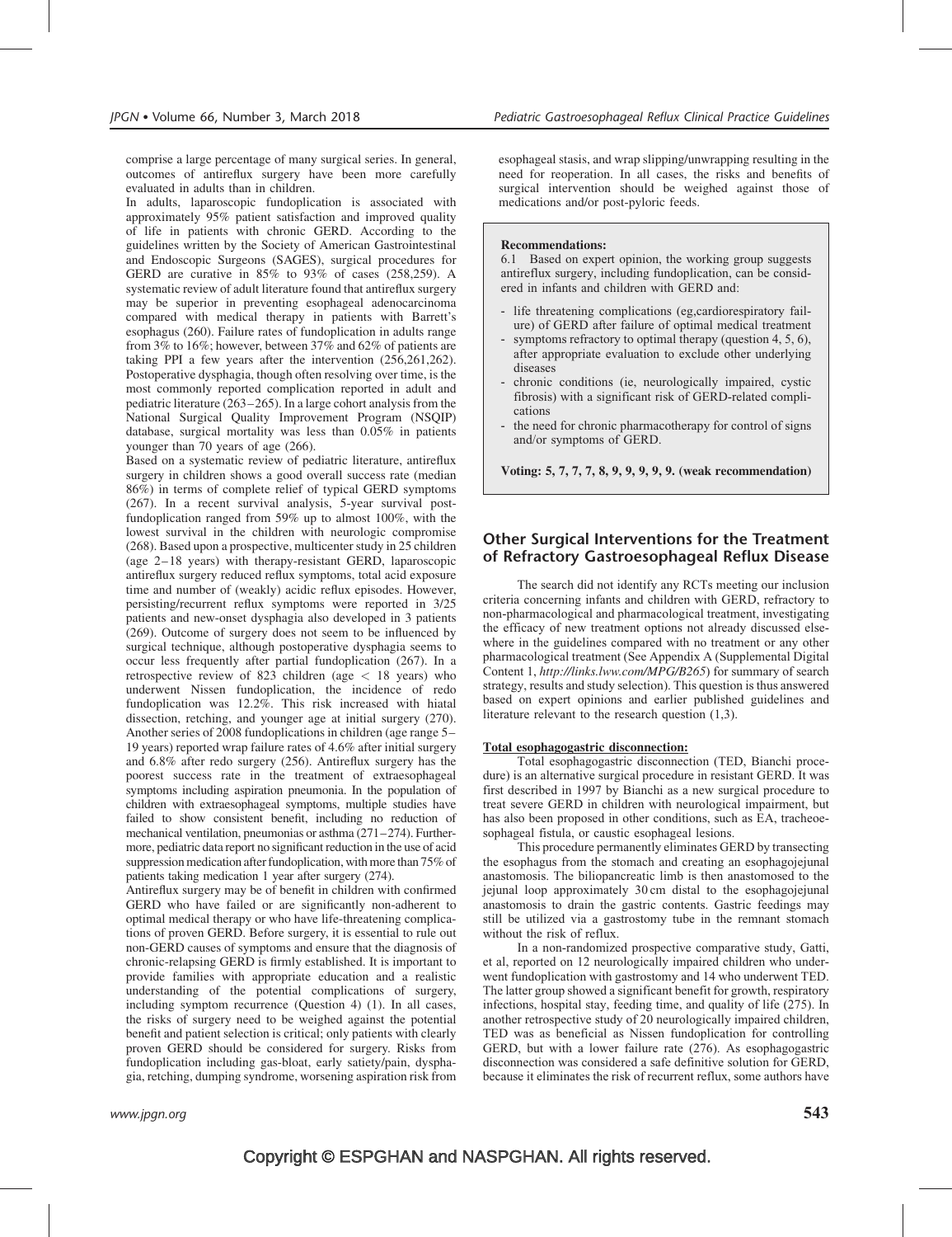comprise a large percentage of many surgical series. In general, outcomes of antireflux surgery have been more carefully evaluated in adults than in children.

In adults, laparoscopic fundoplication is associated with approximately 95% patient satisfaction and improved quality of life in patients with chronic GERD. According to the guidelines written by the Society of American Gastrointestinal and Endoscopic Surgeons (SAGES), surgical procedures for GERD are curative in 85% to 93% of cases (258,259). A systematic review of adult literature found that antireflux surgery may be superior in preventing esophageal adenocarcinoma compared with medical therapy in patients with Barrett's esophagus (260). Failure rates of fundoplication in adults range from 3% to 16%; however, between 37% and 62% of patients are taking PPI a few years after the intervention (256,261,262). Postoperative dysphagia, though often resolving over time, is the most commonly reported complication reported in adult and pediatric literature (263–265). In a large cohort analysis from the National Surgical Quality Improvement Program (NSQIP) database, surgical mortality was less than 0.05% in patients younger than 70 years of age (266).

Based on a systematic review of pediatric literature, antireflux surgery in children shows a good overall success rate (median 86%) in terms of complete relief of typical GERD symptoms (267). In a recent survival analysis, 5-year survival post-fundoplication ranged from 59% up to almost 100%, with the lowest survival in the children with neurologic compromise (268). Based upon a prospective, multicenter study in 25 children (age 2–18 years) with therapy-resistant GERD, laparoscopic antireflux surgery reduced reflux symptoms, total acid exposure time and number of (weakly) acidic reflux episodes. However, persisting/recurrent reflux symptoms were reported in 3/25 patients and new-onset dysphagia also developed in 3 patients (269). Outcome of surgery does not seem to be influenced by surgical technique, although postoperative dysphagia seems to occur less frequently after partial fundoplication (267). In a retrospective review of 823 children (age < 18 years) who underwent Nissen fundoplication, the incidence of redo fundoplication was 12.2%. This risk increased with hiatal dissection, retching, and younger age at initial surgery (270). Another series of 2008 fundoplications in children (age range 5–19 years) reported wrap failure rates of 4.6% after initial surgery and 6.8% after redo surgery (256). Antireflux surgery has the poorest success rate in the treatment of extraesophageal symptoms including aspiration pneumonia. In the population of children with extraesophageal symptoms, multiple studies have failed to show consistent benefit, including no reduction of mechanical ventilation, pneumonias or asthma (271–274). Furthermore, pediatric data report no significant reduction in the use of acid suppression medication after fundoplication, with more than 75% of patients taking medication 1 year after surgery (274).

Antireflux surgery may be of benefit in children with confirmed GERD who have failed or are significantly non-adherent to optimal medical therapy or who have life-threatening complications of proven GERD. Before surgery, it is essential to rule out non-GERD causes of symptoms and ensure that the diagnosis of chronic-relapsing GERD is firmly established. It is important to provide families with appropriate education and a realistic understanding of the potential complications of surgery, including symptom recurrence (Question 4) (1). In all cases, the risks of surgery need to be weighed against the potential benefit and patient selection is critical; only patients with clearly proven GERD should be considered for surgery. Risks from fundoplication including gas-bloat, early satiety/pain, dysphagia, retching, dumping syndrome, worsening aspiration risk from esophageal stasis, and wrap slipping/unwrapping resulting in the need for reoperation. In all cases, the risks and benefits of surgical intervention should be weighed against those of medications and/or post-pyloric feeds.

**Recommendations:**

6.1 Based on expert opinion, the working group suggests antireflux surgery, including fundoplication, can be considered in infants and children with GERD and:

- life threatening complications (eg,cardiorespiratory failure) of GERD after failure of optimal medical treatment
- symptoms refractory to optimal therapy (question 4, 5, 6), after appropriate evaluation to exclude other underlying diseases
- chronic conditions (ie, neurologically impaired, cystic fibrosis) with a significant risk of GERD-related complications
- the need for chronic pharmacotherapy for control of signs and/or symptoms of GERD.

**Voting: 5, 7, 7, 7, 8, 9, 9, 9, 9, 9. (weak recommendation)**

## Other Surgical Interventions for the Treatment of Refractory Gastroesophageal Reflux Disease

The search did not identify any RCTs meeting our inclusion criteria concerning infants and children with GERD, refractory to non-pharmacological and pharmacological treatment, investigating the efficacy of new treatment options not already discussed elsewhere in the guidelines compared with no treatment or any other pharmacological treatment (See Appendix A (Supplemental Digital Content 1, *http://links.lww.com/MPG/B265*) for summary of search strategy, results and study selection). This question is thus answered based on expert opinions and earlier published guidelines and literature relevant to the research question (1,3).

**Total esophagogastric disconnection:**

Total esophagogastric disconnection (TED, Bianchi procedure) is an alternative surgical procedure in resistant GERD. It was first described in 1997 by Bianchi as a new surgical procedure to treat severe GERD in children with neurological impairment, but has also been proposed in other conditions, such as EA, tracheoesophageal fistula, or caustic esophageal lesions.

This procedure permanently eliminates GERD by transecting the esophagus from the stomach and creating an esophagojejunal anastomosis. The biliopancreatic limb is then anastomosed to the jejunal loop approximately 30 cm distal to the esophagojejunal anastomosis to drain the gastric contents. Gastric feedings may still be utilized via a gastrostomy tube in the remnant stomach without the risk of reflux.

In a non-randomized prospective comparative study, Gatti, et al, reported on 12 neurologically impaired children who underwent fundoplication with gastrostomy and 14 who underwent TED. The latter group showed a significant benefit for growth, respiratory infections, hospital stay, feeding time, and quality of life (275). In another retrospective study of 20 neurologically impaired children, TED was as beneficial as Nissen fundoplication for controlling GERD, but with a lower failure rate (276). As esophagogastric disconnection was considered a safe definitive solution for GERD, because it eliminates the risk of recurrent reflux, some authors have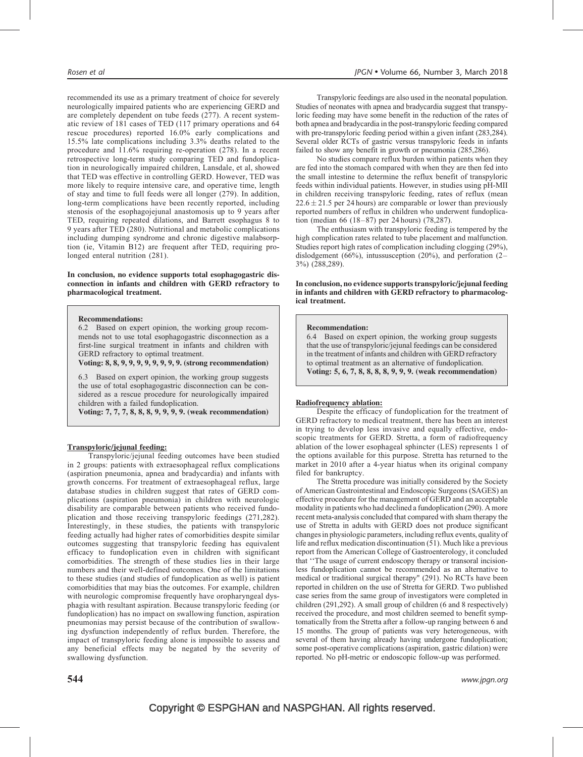recommended its use as a primary treatment of choice for severely neurologically impaired patients who are experiencing GERD and are completely dependent on tube feeds (277). A recent systematic review of 181 cases of TED (117 primary operations and 64 rescue procedures) reported 16.0% early complications and 15.5% late complications including 3.3% deaths related to the procedure and 11.6% requiring re-operation (278). In a recent retrospective long-term study comparing TED and fundoplication in neurologically impaired children, Lansdale, et al, showed that TED was effective in controlling GERD. However, TED was more likely to require intensive care, and operative time, length of stay and time to full feeds were all longer (279). In addition, long-term complications have been recently reported, including stenosis of the esophagojejunal anastomosis up to 9 years after TED, requiring repeated dilations, and Barrett esophagus 8 to 9 years after TED (280). Nutritional and metabolic complications including dumping syndrome and chronic digestive malabsorption (ie, Vitamin B12) are frequent after TED, requiring prolonged enteral nutrition (281).

**In conclusion, no evidence supports total esophagogastric disconnection in infants and children with GERD refractory to pharmacological treatment.**

> **Recommendations:**
>
> 6.2 Based on expert opinion, the working group recommends not to use total esophagogastric disconnection as a first-line surgical treatment in infants and children with GERD refractory to optimal treatment.
>
> **Voting: 8, 8, 9, 9, 9, 9, 9, 9, 9, 9. (strong recommendation)**
>
> 6.3 Based on expert opinion, the working group suggests the use of total esophagogastric disconnection can be considered as a rescue procedure for neurologically impaired children with a failed fundoplication.
>
> **Voting: 7, 7, 7, 8, 8, 8, 9, 9, 9, 9. (weak recommendation)**

**Transpyloric/jejunal feeding:**

Transpyloric/jejunal feeding outcomes have been studied in 2 groups: patients with extraesophageal reflux complications (aspiration pneumonia, apnea and bradycardia) and infants with growth concerns. For treatment of extraesophageal reflux, large database studies in children suggest that rates of GERD complications (aspiration pneumonia) in children with neurologic disability are comparable between patients who received fundoplication and those receiving transpyloric feedings (271,282). Interestingly, in these studies, the patients with transpyloric feeding actually had higher rates of comorbidities despite similar outcomes suggesting that transpyloric feeding has equivalent efficacy to fundoplication even in children with significant comorbidities. The strength of these studies lies in their large numbers and their well-defined outcomes. One of the limitations to these studies (and studies of fundoplication as well) is patient comorbidities that may bias the outcomes. For example, children with neurologic compromise frequently have oropharyngeal dysphagia with resultant aspiration. Because transpyloric feeding (or fundoplication) has no impact on swallowing function, aspiration pneumonias may persist because of the contribution of swallowing dysfunction independently of reflux burden. Therefore, the impact of transpyloric feeding alone is impossible to assess and any beneficial effects may be negated by the severity of swallowing dysfunction.

Transpyloric feedings are also used in the neonatal population. Studies of neonates with apnea and bradycardia suggest that transpyloric feeding may have some benefit in the reduction of the rates of both apnea and bradycardia in the post-transpyloric feeding compared with pre-transpyloric feeding period within a given infant (283,284). Several older RCTs of gastric versus transpyloric feeds in infants failed to show any benefit in growth or pneumonia (285,286).

No studies compare reflux burden within patients when they are fed into the stomach compared with when they are then fed into the small intestine to determine the reflux benefit of transpyloric feeds within individual patients. However, in studies using pH-MII in children receiving transpyloric feeding, rates of reflux (mean $22.6 \pm 21.5$ per 24 hours) are comparable or lower than previously reported numbers of reflux in children who underwent fundoplication (median 66 (18–87) per 24 hours) (78,287).

The enthusiasm with transpyloric feeding is tempered by the high complication rates related to tube placement and malfunction. Studies report high rates of complication including clogging (29%), dislodgement (66%), intussusception (20%), and perforation (2–3%) (288,289).

**In conclusion, no evidence supports transpyloric/jejunal feeding in infants and children with GERD refractory to pharmacological treatment.**

> **Recommendation:**
>
> 6.4 Based on expert opinion, the working group suggests that the use of transpyloric/jejunal feedings can be considered in the treatment of infants and children with GERD refractory to optimal treatment as an alternative of fundoplication.
>
> **Voting: 5, 6, 7, 8, 8, 8, 8, 9, 9, 9. (weak recommendation)**

**Radiofrequency ablation:**

Despite the efficacy of fundoplication for the treatment of GERD refractory to medical treatment, there has been an interest in trying to develop less invasive and equally effective, endoscopic treatments for GERD. Stretta, a form of radiofrequency ablation of the lower esophageal sphincter (LES) represents 1 of the options available for this purpose. Stretta has returned to the market in 2010 after a 4-year hiatus when its original company filed for bankruptcy.

The Stretta procedure was initially considered by the Society of American Gastrointestinal and Endoscopic Surgeons (SAGES) an effective procedure for the management of GERD and an acceptable modality in patients who had declined a fundoplication (290). A more recent meta-analysis concluded that compared with sham therapy the use of Stretta in adults with GERD does not produce significant changes in physiologic parameters, including reflux events, quality of life and reflux medication discontinuation (51). Much like a previous report from the American College of Gastroenterology, it concluded that ''The usage of current endoscopy therapy or transoral incisionless fundoplication cannot be recommended as an alternative to medical or traditional surgical therapy'' (291). No RCTs have been reported in children on the use of Stretta for GERD. Two published case series from the same group of investigators were completed in children (291,292). A small group of children (6 and 8 respectively) received the procedure, and most children seemed to benefit symptomatically from the Stretta after a follow-up ranging between 6 and 15 months. The group of patients was very heterogeneous, with several of them having already having undergone fundoplication; some post-operative complications (aspiration, gastric dilation) were reported. No pH-metric or endoscopic follow-up was performed.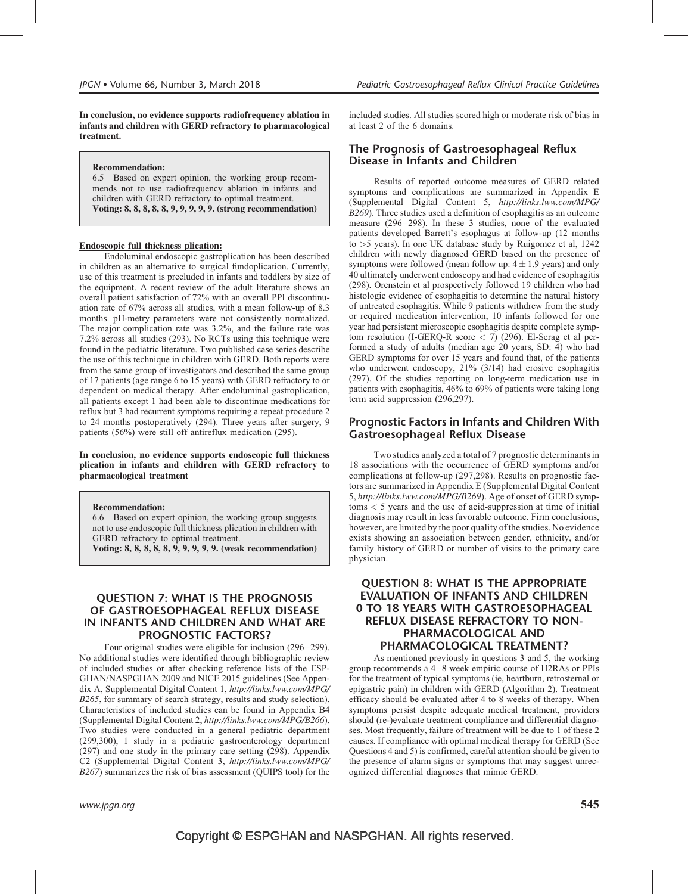**In conclusion, no evidence supports radiofrequency ablation in infants and children with GERD refractory to pharmacological treatment.**

> **Recommendation:**
> 6.5 Based on expert opinion, the working group recommends not to use radiofrequency ablation in infants and children with GERD refractory to optimal treatment.
> **Voting: 8, 8, 8, 8, 8, 9, 9, 9, 9, 9. (strong recommendation)**

**Endoscopic full thickness plication:**

Endoluminal endoscopic gastroplication has been described in children as an alternative to surgical fundoplication. Currently, use of this treatment is precluded in infants and toddlers by size of the equipment. A recent review of the adult literature shows an overall patient satisfaction of 72% with an overall PPI discontinuation rate of 67% across all studies, with a mean follow-up of 8.3 months. pH-metry parameters were not consistently normalized. The major complication rate was 3.2%, and the failure rate was 7.2% across all studies (293). No RCTs using this technique were found in the pediatric literature. Two published case series describe the use of this technique in children with GERD. Both reports were from the same group of investigators and described the same group of 17 patients (age range 6 to 15 years) with GERD refractory to or dependent on medical therapy. After endoluminal gastroplication, all patients except 1 had been able to discontinue medications for reflux but 3 had recurrent symptoms requiring a repeat procedure 2 to 24 months postoperatively (294). Three years after surgery, 9 patients (56%) were still off antireflux medication (295).

**In conclusion, no evidence supports endoscopic full thickness plication in infants and children with GERD refractory to pharmacological treatment**

> **Recommendation:**
> 6.6 Based on expert opinion, the working group suggests not to use endoscopic full thickness plication in children with GERD refractory to optimal treatment.
> **Voting: 8, 8, 8, 8, 8, 9, 9, 9, 9, 9. (weak recommendation)**

## QUESTION 7: WHAT IS THE PROGNOSIS OF GASTROESOPHAGEAL REFLUX DISEASE IN INFANTS AND CHILDREN AND WHAT ARE PROGNOSTIC FACTORS?

Four original studies were eligible for inclusion (296–299). No additional studies were identified through bibliographic review of included studies or after checking reference lists of the ESPGHAN/NASPGHAN 2009 and NICE 2015 guidelines (See Appendix A, Supplemental Digital Content 1, *http://links.lww.com/MPG/B265*, for summary of search strategy, results and study selection). Characteristics of included studies can be found in Appendix B4 (Supplemental Digital Content 2, *http://links.lww.com/MPG/B266*). Two studies were conducted in a general pediatric department (299,300), 1 study in a pediatric gastroenterology department (297) and one study in the primary care setting (298). Appendix C2 (Supplemental Digital Content 3, *http://links.lww.com/MPG/B267*) summarizes the risk of bias assessment (QUIPS tool) for the included studies. All studies scored high or moderate risk of bias in at least 2 of the 6 domains.

### The Prognosis of Gastroesophageal Reflux Disease in Infants and Children

Results of reported outcome measures of GERD related symptoms and complications are summarized in Appendix E (Supplemental Digital Content 5, *http://links.lww.com/MPG/B269*). Three studies used a definition of esophagitis as an outcome measure (296–298). In these 3 studies, none of the evaluated patients developed Barrett's esophagus at follow-up (12 months to >5 years). In one UK database study by Ruigomez et al, 1242 children with newly diagnosed GERD based on the presence of symptoms were followed (mean follow up: $4 \pm 1.9$ years) and only 40 ultimately underwent endoscopy and had evidence of esophagitis (298). Orenstein et al prospectively followed 19 children who had histologic evidence of esophagitis to determine the natural history of untreated esophagitis. While 9 patients withdrew from the study or required medication intervention, 10 infants followed for one year had persistent microscopic esophagitis despite complete symptom resolution (I-GERQ-R score < 7) (296). El-Serag et al performed a study of adults (median age 20 years, SD: 4) who had GERD symptoms for over 15 years and found that, of the patients who underwent endoscopy, 21% (3/14) had erosive esophagitis (297). Of the studies reporting on long-term medication use in patients with esophagitis, 46% to 69% of patients were taking long term acid suppression (296,297).

### Prognostic Factors in Infants and Children With Gastroesophageal Reflux Disease

Two studies analyzed a total of 7 prognostic determinants in 18 associations with the occurrence of GERD symptoms and/or complications at follow-up (297,298). Results on prognostic factors are summarized in Appendix E (Supplemental Digital Content 5, *http://links.lww.com/MPG/B269*). Age of onset of GERD symptoms < 5 years and the use of acid-suppression at time of initial diagnosis may result in less favorable outcome. Firm conclusions, however, are limited by the poor quality of the studies. No evidence exists showing an association between gender, ethnicity, and/or family history of GERD or number of visits to the primary care physician.

## QUESTION 8: WHAT IS THE APPROPRIATE EVALUATION OF INFANTS AND CHILDREN 0 TO 18 YEARS WITH GASTROESOPHAGEAL REFLUX DISEASE REFRACTORY TO NON-PHARMACOLOGICAL AND PHARMACOLOGICAL TREATMENT?

As mentioned previously in questions 3 and 5, the working group recommends a 4–8 week empiric course of H2RAs or PPIs for the treatment of typical symptoms (ie, heartburn, retrosternal or epigastric pain) in children with GERD (Algorithm 2). Treatment efficacy should be evaluated after 4 to 8 weeks of therapy. When symptoms persist despite adequate medical treatment, providers should (re-)evaluate treatment compliance and differential diagnoses. Most frequently, failure of treatment will be due to 1 of these 2 causes. If compliance with optimal medical therapy for GERD (See Questions 4 and 5) is confirmed, careful attention should be given to the presence of alarm signs or symptoms that may suggest unrecognized differential diagnoses that mimic GERD.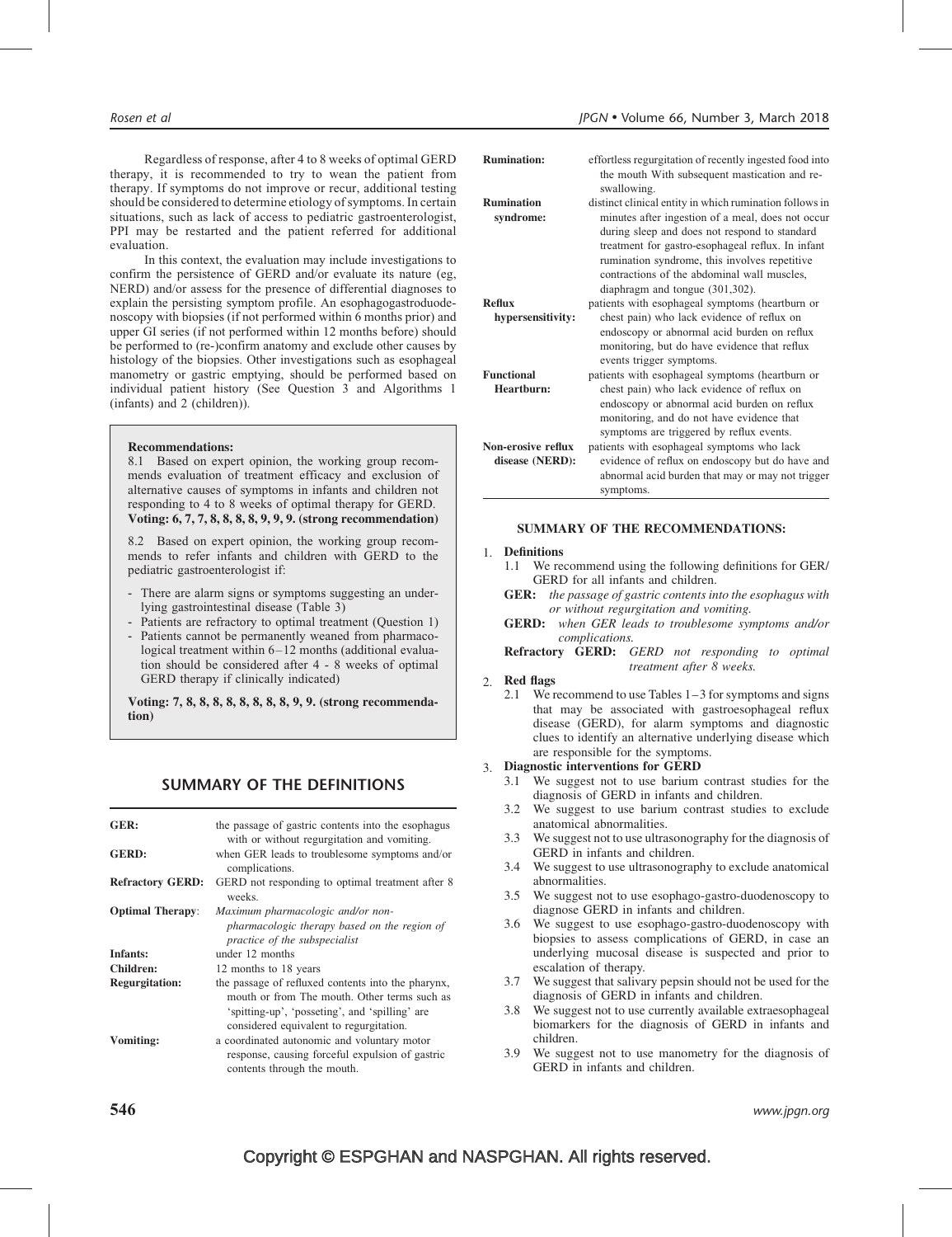Regardless of response, after 4 to 8 weeks of optimal GERD therapy, it is recommended to try to wean the patient from therapy. If symptoms do not improve or recur, additional testing should be considered to determine etiology of symptoms. In certain situations, such as lack of access to pediatric gastroenterologist, PPI may be restarted and the patient referred for additional evaluation.

In this context, the evaluation may include investigations to confirm the persistence of GERD and/or evaluate its nature (eg, NERD) and/or assess for the presence of differential diagnoses to explain the persisting symptom profile. An esophagogastroduodenoscopy with biopsies (if not performed within 6 months prior) and upper GI series (if not performed within 12 months before) should be performed to (re-)confirm anatomy and exclude other causes by histology of the biopsies. Other investigations such as esophageal manometry or gastric emptying, should be performed based on individual patient history (See Question 3 and Algorithms 1 (infants) and 2 (children)).

**Recommendations:**

8.1 Based on expert opinion, the working group recommends evaluation of treatment efficacy and exclusion of alternative causes of symptoms in infants and children not responding to 4 to 8 weeks of optimal therapy for GERD.
**Voting: 6, 7, 7, 8, 8, 8, 8, 9, 9, 9. (strong recommendation)**

8.2 Based on expert opinion, the working group recommends to refer infants and children with GERD to the pediatric gastroenterologist if:

- There are alarm signs or symptoms suggesting an underlying gastrointestinal disease (Table 3)
- Patients are refractory to optimal treatment (Question 1)
- Patients cannot be permanently weaned from pharmacological treatment within 6–12 months (additional evaluation should be considered after 4 - 8 weeks of optimal GERD therapy if clinically indicated)

**Voting: 7, 8, 8, 8, 8, 8, 8, 8, 9, 9. (strong recommendation)**

## SUMMARY OF THE DEFINITIONS

| | |
|---|---|
| **GER:** | the passage of gastric contents into the esophagus with or without regurgitation and vomiting. |
| **GERD:** | when GER leads to troublesome symptoms and/or complications. |
| **Refractory GERD:** | GERD not responding to optimal treatment after 8 weeks. |
| **Optimal Therapy**: | *Maximum pharmacologic and/or non-pharmacologic therapy based on the region of practice of the subspecialist* |
| **Infants:** | under 12 months |
| **Children:** | 12 months to 18 years |
| **Regurgitation:** | the passage of refluxed contents into the pharynx, mouth or from The mouth. Other terms such as 'spitting-up', 'posseting', and 'spilling' are considered equivalent to regurgitation. |
| **Vomiting:** | a coordinated autonomic and voluntary motor response, causing forceful expulsion of gastric contents through the mouth. |
| **Rumination:** | effortless regurgitation of recently ingested food into the mouth With subsequent mastication and re-swallowing. |
| **Rumination syndrome:** | distinct clinical entity in which rumination follows in minutes after ingestion of a meal, does not occur during sleep and does not respond to standard treatment for gastro-esophageal reflux. In infant rumination syndrome, this involves repetitive contractions of the abdominal wall muscles, diaphragm and tongue (301,302). |
| **Reflux hypersensitivity:** | patients with esophageal symptoms (heartburn or chest pain) who lack evidence of reflux on endoscopy or abnormal acid burden on reflux monitoring, but do have evidence that reflux events trigger symptoms. |
| **Functional Heartburn:** | patients with esophageal symptoms (heartburn or chest pain) who lack evidence of reflux on endoscopy or abnormal acid burden on reflux monitoring, and do not have evidence that symptoms are triggered by reflux events. |
| **Non-erosive reflux disease (NERD):** | patients with esophageal symptoms who lack evidence of reflux on endoscopy but do have and abnormal acid burden that may or may not trigger symptoms. |

### SUMMARY OF THE RECOMMENDATIONS:

1. **Definitions**
   1.1 We recommend using the following definitions for GER/GERD for all infants and children.
   **GER:** *the passage of gastric contents into the esophagus with or without regurgitation and vomiting.*
   **GERD:** *when GER leads to troublesome symptoms and/or complications.*
   **Refractory GERD:** *GERD not responding to optimal treatment after 8 weeks.*
2. **Red flags**
   2.1 We recommend to use Tables 1–3 for symptoms and signs that may be associated with gastroesophageal reflux disease (GERD), for alarm symptoms and diagnostic clues to identify an alternative underlying disease which are responsible for the symptoms.
3. **Diagnostic interventions for GERD**
   3.1 We suggest not to use barium contrast studies for the diagnosis of GERD in infants and children.
   3.2 We suggest to use barium contrast studies to exclude anatomical abnormalities.
   3.3 We suggest not to use ultrasonography for the diagnosis of GERD in infants and children.
   3.4 We suggest to use ultrasonography to exclude anatomical abnormalities.
   3.5 We suggest not to use esophago-gastro-duodenoscopy to diagnose GERD in infants and children.
   3.6 We suggest to use esophago-gastro-duodenoscopy with biopsies to assess complications of GERD, in case an underlying mucosal disease is suspected and prior to escalation of therapy.
   3.7 We suggest that salivary pepsin should not be used for the diagnosis of GERD in infants and children.
   3.8 We suggest not to use currently available extraesophageal biomarkers for the diagnosis of GERD in infants and children.
   3.9 We suggest not to use manometry for the diagnosis of GERD in infants and children.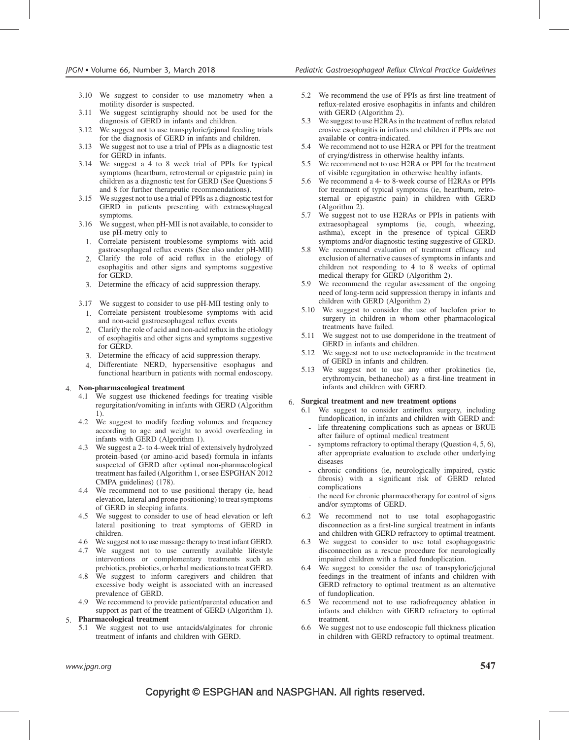3.10 We suggest to consider to use manometry when a motility disorder is suspected.

3.11 We suggest scintigraphy should not be used for the diagnosis of GERD in infants and children.

3.12 We suggest not to use transpyloric/jejunal feeding trials for the diagnosis of GERD in infants and children.

3.13 We suggest not to use a trial of PPIs as a diagnostic test for GERD in infants.

3.14 We suggest a 4 to 8 week trial of PPIs for typical symptoms (heartburn, retrosternal or epigastric pain) in children as a diagnostic test for GERD (See Questions 5 and 8 for further therapeutic recommendations).

3.15 We suggest not to use a trial of PPIs as a diagnostic test for GERD in patients presenting with extraesophageal symptoms.

3.16 We suggest, when pH-MII is not available, to consider to use pH-metry only to

1. Correlate persistent troublesome symptoms with acid gastroesophageal reflux events (See also under pH-MII)
2. Clarify the role of acid reflux in the etiology of esophagitis and other signs and symptoms suggestive for GERD.
3. Determine the efficacy of acid suppression therapy.

3.17 We suggest to consider to use pH-MII testing only to

1. Correlate persistent troublesome symptoms with acid and non-acid gastroesophageal reflux events
2. Clarify the role of acid and non-acid reflux in the etiology of esophagitis and other signs and symptoms suggestive for GERD.
3. Determine the efficacy of acid suppression therapy.
4. Differentiate NERD, hypersensitive esophagus and functional heartburn in patients with normal endoscopy.

4. **Non-pharmacological treatment**

4.1 We suggest use thickened feedings for treating visible regurgitation/vomiting in infants with GERD (Algorithm 1).

4.2 We suggest to modify feeding volumes and frequency according to age and weight to avoid overfeeding in infants with GERD (Algorithm 1).

4.3 We suggest a 2- to 4-week trial of extensively hydrolyzed protein-based (or amino-acid based) formula in infants suspected of GERD after optimal non-pharmacological treatment has failed (Algorithm 1, or see ESPGHAN 2012 CMPA guidelines) (178).

4.4 We recommend not to use positional therapy (ie, head elevation, lateral and prone positioning) to treat symptoms of GERD in sleeping infants.

4.5 We suggest to consider to use of head elevation or left lateral positioning to treat symptoms of GERD in children.

4.6 We suggest not to use massage therapy to treat infant GERD.

4.7 We suggest not to use currently available lifestyle interventions or complementary treatments such as prebiotics, probiotics, or herbal medications to treat GERD.

4.8 We suggest to inform caregivers and children that excessive body weight is associated with an increased prevalence of GERD.

4.9 We recommend to provide patient/parental education and support as part of the treatment of GERD (Algorithm 1).

5. **Pharmacological treatment**

5.1 We suggest not to use antacids/alginates for chronic treatment of infants and children with GERD.

5.2 We recommend the use of PPIs as first-line treatment of reflux-related erosive esophagitis in infants and children with GERD (Algorithm 2).

5.3 We suggest to use H2RAs in the treatment of reflux related erosive esophagitis in infants and children if PPIs are not available or contra-indicated.

5.4 We recommend not to use H2RA or PPI for the treatment of crying/distress in otherwise healthy infants.

5.5 We recommend not to use H2RA or PPI for the treatment of visible regurgitation in otherwise healthy infants.

5.6 We recommend a 4- to 8-week course of H2RAs or PPIs for treatment of typical symptoms (ie, heartburn, retrosternal or epigastric pain) in children with GERD (Algorithm 2).

5.7 We suggest not to use H2RAs or PPIs in patients with extraesophageal symptoms (ie, cough, wheezing, asthma), except in the presence of typical GERD symptoms and/or diagnostic testing suggestive of GERD.

5.8 We recommend evaluation of treatment efficacy and exclusion of alternative causes of symptoms in infants and children not responding to 4 to 8 weeks of optimal medical therapy for GERD (Algorithm 2).

5.9 We recommend the regular assessment of the ongoing need of long-term acid suppression therapy in infants and children with GERD (Algorithm 2)

5.10 We suggest to consider the use of baclofen prior to surgery in children in whom other pharmacological treatments have failed.

5.11 We suggest not to use domperidone in the treatment of GERD in infants and children.

5.12 We suggest not to use metoclopramide in the treatment of GERD in infants and children.

5.13 We suggest not to use any other prokinetics (ie, erythromycin, bethanechol) as a first-line treatment in infants and children with GERD.

6. **Surgical treatment and new treatment options**

6.1 We suggest to consider antireflux surgery, including fundoplication, in infants and children with GERD and:

- life threatening complications such as apneas or BRUE after failure of optimal medical treatment
- symptoms refractory to optimal therapy (Question 4, 5, 6), after appropriate evaluation to exclude other underlying diseases
- chronic conditions (ie, neurologically impaired, cystic fibrosis) with a significant risk of GERD related complications
- the need for chronic pharmacotherapy for control of signs and/or symptoms of GERD.

6.2 We recommend not to use total esophagogastric disconnection as a first-line surgical treatment in infants and children with GERD refractory to optimal treatment.

6.3 We suggest to consider to use total esophagogastric disconnection as a rescue procedure for neurologically impaired children with a failed fundoplication.

6.4 We suggest to consider the use of transpyloric/jejunal feedings in the treatment of infants and children with GERD refractory to optimal treatment as an alternative of fundoplication.

6.5 We recommend not to use radiofrequency ablation in infants and children with GERD refractory to optimal treatment.

6.6 We suggest not to use endoscopic full thickness plication in children with GERD refractory to optimal treatment.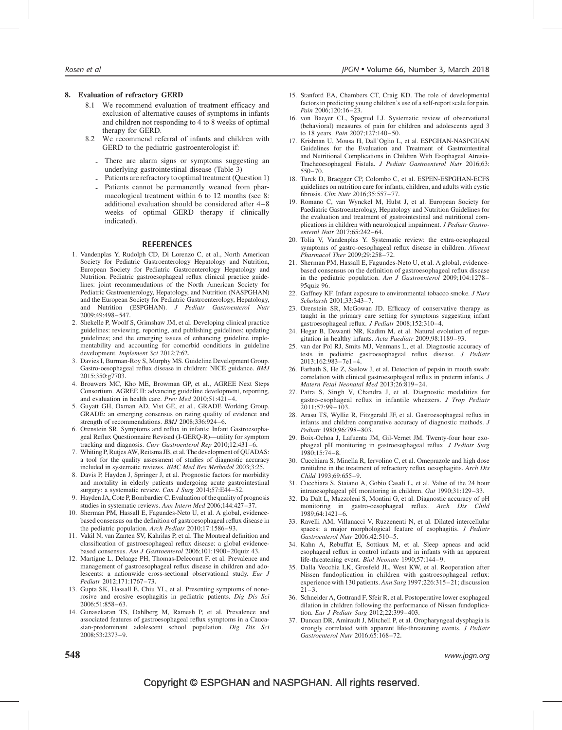## 8. Evaluation of refractory GERD

8.1 We recommend evaluation of treatment efficacy and exclusion of alternative causes of symptoms in infants and children not responding to 4 to 8 weeks of optimal therapy for GERD.

8.2 We recommend referral of infants and children with GERD to the pediatric gastroenterologist if:

- There are alarm signs or symptoms suggesting an underlying gastrointestinal disease (Table 3)
- Patients are refractory to optimal treatment (Question 1)
- Patients cannot be permanently weaned from pharmacological treatment within 6 to 12 months (see 8: additional evaluation should be considered after 4–8 weeks of optimal GERD therapy if clinically indicated).

## REFERENCES

1. Vandenplas Y, Rudolph CD, Di Lorenzo C, et al., North American Society for Pediatric Gastroenterology Hepatology and Nutrition, European Society for Pediatric Gastroenterology Hepatology and Nutrition. Pediatric gastroesophageal reflux clinical practice guidelines: joint recommendations of the North American Society for Pediatric Gastroenterology, Hepatology, and Nutrition (NASPGHAN) and the European Society for Pediatric Gastroenterology, Hepatology, and Nutrition (ESPGHAN). *J Pediatr Gastroenterol Nutr* 2009;49:498–547.
2. Shekelle P, Woolf S, Grimshaw JM, et al. Developing clinical practice guidelines: reviewing, reporting, and publishing guidelines; updating guidelines; and the emerging issues of enhancing guideline implementability and accounting for comorbid conditions in guideline development. *Implement Sci* 2012;7:62.
3. Davies I, Burman-Roy S, Murphy MS. Guideline Development Group. Gastro-oesophageal reflux disease in children: NICE guidance. *BMJ* 2015;350:g7703.
4. Brouwers MC, Kho ME, Browman GP, et al., AGREE Next Steps Consortium. AGREE II: advancing guideline development, reporting, and evaluation in health care. *Prev Med* 2010;51:421–4.
5. Guyatt GH, Oxman AD, Vist GE, et al., GRADE Working Group. GRADE: an emerging consensus on rating quality of evidence and strength of recommendations. *BMJ* 2008;336:924–6.
6. Orenstein SR. Symptoms and reflux in infants: Infant Gastroesophageal Reflux Questionnaire Revised (I-GERQ-R)—utility for symptom tracking and diagnosis. *Curr Gastroenterol Rep* 2010;12:431–6.
7. Whiting P, Rutjes AW, Reitsma JB, et al. The development of QUADAS: a tool for the quality assessment of studies of diagnostic accuracy included in systematic reviews. *BMC Med Res Methodol* 2003;3:25.
8. Davis P, Hayden J, Springer J, et al. Prognostic factors for morbidity and mortality in elderly patients undergoing acute gastrointestinal surgery: a systematic review. *Can J Surg* 2014;57:E44–52.
9. Hayden JA, Cote P, Bombardier C. Evaluation of the quality of prognosis studies in systematic reviews. *Ann Intern Med* 2006;144:427–37.
10. Sherman PM, Hassall E, Fagundes-Neto U, et al. A global, evidence-based consensus on the definition of gastroesophageal reflux disease in the pediatric population. *Arch Pediatr* 2010;17:1586–93.
11. Vakil N, van Zanten SV, Kahrilas P, et al. The Montreal definition and classification of gastroesophageal reflux disease: a global evidence-based consensus. *Am J Gastroenterol* 2006;101:1900–20quiz 43.
12. Martigne L, Delaage PH, Thomas-Delecourt F, et al. Prevalence and management of gastroesophageal reflux disease in children and adolescents: a nationwide cross-sectional observational study. *Eur J Pediatr* 2012;171:1767–73.
13. Gupta SK, Hassall E, Chiu YL, et al. Presenting symptoms of nonerosive and erosive esophagitis in pediatric patients. *Dig Dis Sci* 2006;51:858–63.
14. Gunasekaran TS, Dahlberg M, Ramesh P, et al. Prevalence and associated features of gastroesophageal reflux symptoms in a Caucasian-predominant adolescent school population. *Dig Dis Sci* 2008;53:2373–9.
15. Stanford EA, Chambers CT, Craig KD. The role of developmental factors in predicting young children's use of a self-report scale for pain. *Pain* 2006;120:16–23.
16. von Baeyer CL, Spagrud LJ. Systematic review of observational (behavioral) measures of pain for children and adolescents aged 3 to 18 years. *Pain* 2007;127:140–50.
17. Krishnan U, Mousa H, Dall'Oglio L, et al. ESPGHAN-NASPGHAN Guidelines for the Evaluation and Treatment of Gastrointestinal and Nutritional Complications in Children With Esophageal Atresia-Tracheoesophageal Fistula. *J Pediatr Gastroenterol Nutr* 2016;63:550–70.
18. Turck D, Braegger CP, Colombo C, et al. ESPEN-ESPGHAN-ECFS guidelines on nutrition care for infants, children, and adults with cystic fibrosis. *Clin Nutr* 2016;35:557–77.
19. Romano C, van Wynckel M, Hulst J, et al. European Society for Paediatric Gastroenterology, Hepatology and Nutrition Guidelines for the evaluation and treatment of gastrointestinal and nutritional complications in children with neurological impairment. *J Pediatr Gastroenterol Nutr* 2017;65:242–64.
20. Tolia V, Vandenplas Y. Systematic review: the extra-oesophageal symptoms of gastro-oesophageal reflux disease in children. *Aliment Pharmacol Ther* 2009;29:258–72.
21. Sherman PM, Hassall E, Fagundes-Neto U, et al. A global, evidence-based consensus on the definition of gastroesophageal reflux disease in the pediatric population. *Am J Gastroenterol* 2009;104:1278–95quiz 96.
22. Gaffney KF. Infant exposure to environmental tobacco smoke. *J Nurs Scholarsh* 2001;33:343–7.
23. Orenstein SR, McGowan JD. Efficacy of conservative therapy as taught in the primary care setting for symptoms suggesting infant gastroesophageal reflux. *J Pediatr* 2008;152:310–4.
24. Hegar B, Dewanti NR, Kadim M, et al. Natural evolution of regurgitation in healthy infants. *Acta Paediatr* 2009;98:1189–93.
25. van der Pol RJ, Smits MJ, Venmans L, et al. Diagnostic accuracy of tests in pediatric gastroesophageal reflux disease. *J Pediatr* 2013;162:983–7e1–4.
26. Farhath S, He Z, Saslow J, et al. Detection of pepsin in mouth swab: correlation with clinical gastroesophageal reflux in preterm infants. *J Matern Fetal Neonatal Med* 2013;26:819–24.
27. Patra S, Singh V, Chandra J, et al. Diagnostic modalities for gastro-esophageal reflux in infantile wheezers. *J Trop Pediatr* 2011;57:99–103.
28. Arasu TS, Wyllie R, Fitzgerald JF, et al. Gastroesophageal reflux in infants and children comparative accuracy of diagnostic methods. *J Pediatr* 1980;96:798–803.
29. Boix-Ochoa J, Lafuenta JM, Gil-Vernet JM. Twenty-four hour exophageal pH monitoring in gastroesophageal reflux. *J Pediatr Surg* 1980;15:74–8.
30. Cucchiara S, Minella R, Iervolino C, et al. Omeprazole and high dose ranitidine in the treatment of refractory reflux oesophagitis. *Arch Dis Child* 1993;69:655–9.
31. Cucchiara S, Staiano A, Gobio Casali L, et al. Value of the 24 hour intraoesophageal pH monitoring in children. *Gut* 1990;31:129–33.
32. Da Dalt L, Mazzoleni S, Montini G, et al. Diagnostic accuracy of pH monitoring in gastro-oesophageal reflux. *Arch Dis Child* 1989;64:1421–6.
33. Ravelli AM, Villanacci V, Ruzzenenti N, et al. Dilated intercellular spaces: a major morphological feature of esophagitis. *J Pediatr Gastroenterol Nutr* 2006;42:510–5.
34. Kahn A, Rebuffat E, Sottiaux M, et al. Sleep apneas and acid esophageal reflux in control infants and in infants with an apparent life-threatening event. *Biol Neonate* 1990;57:144–9.
35. Dalla Vecchia LK, Grosfeld JL, West KW, et al. Reoperation after Nissen fundoplication in children with gastroesophageal reflux: experience with 130 patients. *Ann Surg* 1997;226:315–21; discussion 21–3.
36. Schneider A, Gottrand F, Sfeir R, et al. Postoperative lower esophageal dilation in children following the performance of Nissen fundoplication. *Eur J Pediatr Surg* 2012;22:399–403.
37. Duncan DR, Amirault J, Mitchell P, et al. Oropharyngeal dysphagia is strongly correlated with apparent life-threatening events. *J Pediatr Gastroenterol Nutr* 2016;65:168–72.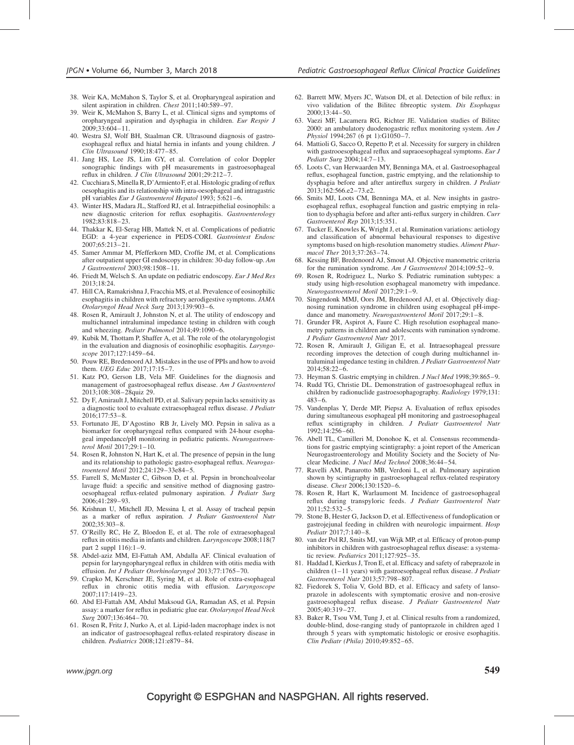38. Weir KA, McMahon S, Taylor S, et al. Oropharyngeal aspiration and silent aspiration in children. *Chest* 2011;140:589–97.
39. Weir K, McMahon S, Barry L, et al. Clinical signs and symptoms of oropharyngeal aspiration and dysphagia in children. *Eur Respir J* 2009;33:604–11.
40. Westra SJ, Wolf BH, Staalman CR. Ultrasound diagnosis of gastroesophageal reflux and hiatal hernia in infants and young children. *J Clin Ultrasound* 1990;18:477–85.
41. Jang HS, Lee JS, Lim GY, et al. Correlation of color Doppler sonographic findings with pH measurements in gastroesophageal reflux in children. *J Clin Ultrasound* 2001;29:212–7.
42. Cucchiara S, Minella R, D'Armiento F, et al. Histologic grading of reflux oesophagitis and its relationship with intra-oesophageal and intragastric pH variables *Eur J Gastroenterol Hepatol* 1993; 5:621–6.
43. Winter HS, Madara JL, Stafford RJ, et al. Intraepithelial eosinophils: a new diagnostic criterion for reflux esophagitis. *Gastroenterology* 1982;83:818–23.
44. Thakkar K, El-Serag HB, Mattek N, et al. Complications of pediatric EGD: a 4-year experience in PEDS-CORI. *Gastrointest Endosc* 2007;65:213–21.
45. Samer Ammar M, Pfefferkorn MD, Croffie JM, et al. Complications after outpatient upper GI endoscopy in children: 30-day follow-up. *Am J Gastroenterol* 2003;98:1508–11.
46. Friedt M, Welsch S. An update on pediatric endoscopy. *Eur J Med Res* 2013;18:24.
47. Hill CA, Ramakrishna J, Fracchia MS, et al. Prevalence of eosinophilic esophagitis in children with refractory aerodigestive symptoms. *JAMA Otolaryngol Head Neck Surg* 2013;139:903–6.
48. Rosen R, Amirault J, Johnston N, et al. The utility of endoscopy and multichannel intraluminal impedance testing in children with cough and wheezing. *Pediatr Pulmonol* 2014;49:1090–6.
49. Kubik M, Thottam P, Shaffer A, et al. The role of the otolaryngologist in the evaluation and diagnosis of eosinophilic esophagitis. *Laryngoscope* 2017;127:1459–64.
50. Pouw RE, Bredenoord AJ. Mistakes in the use of PPIs and how to avoid them. *UEG Educ* 2017;17:15–7.
51. Katz PO, Gerson LB, Vela MF. Guidelines for the diagnosis and management of gastroesophageal reflux disease. *Am J Gastroenterol* 2013;108:308–28quiz 29.
52. Dy F, Amirault J, Mitchell PD, et al. Salivary pepsin lacks sensitivity as a diagnostic tool to evaluate extraesophageal reflux disease. *J Pediatr* 2016;177:53–8.
53. Fortunato JE, D'Agostino RB Jr, Lively MO. Pepsin in saliva as a biomarker for oropharyngeal reflux compared with 24-hour esophageal impedance/pH monitoring in pediatric patients. *Neurogastroenterol Motil* 2017;29:1–10.
54. Rosen R, Johnston N, Hart K, et al. The presence of pepsin in the lung and its relationship to pathologic gastro-esophageal reflux. *Neurogastroenterol Motil* 2012;24:129–33e84–5.
55. Farrell S, McMaster C, Gibson D, et al. Pepsin in bronchoalveolar lavage fluid: a specific and sensitive method of diagnosing gastro-oesophageal reflux-related pulmonary aspiration. *J Pediatr Surg* 2006;41:289–93.
56. Krishnan U, Mitchell JD, Messina I, et al. Assay of tracheal pepsin as a marker of reflux aspiration. *J Pediatr Gastroenterol Nutr* 2002;35:303–8.
57. O'Reilly RC, He Z, Bloedon E, et al. The role of extraesophageal reflux in otitis media in infants and children. *Laryngoscope* 2008;118(7 part 2 suppl 116):1–9.
58. Abdel-aziz MM, El-Fattah AM, Abdalla AF. Clinical evaluation of pepsin for laryngopharyngeal reflux in children with otitis media with effusion. *Int J Pediatr Otorhinolaryngol* 2013;77:1765–70.
59. Crapko M, Kerschner JE, Syring M, et al. Role of extra-esophageal reflux in chronic otitis media with effusion. *Laryngoscope* 2007;117:1419–23.
60. Abd El-Fattah AM, Abdul Maksoud GA, Ramadan AS, et al. Pepsin assay: a marker for reflux in pediatric glue ear. *Otolaryngol Head Neck Surg* 2007;136:464–70.
61. Rosen R, Fritz J, Nurko A, et al. Lipid-laden macrophage index is not an indicator of gastroesophageal reflux-related respiratory disease in children. *Pediatrics* 2008;121:e879–84.
62. Barrett MW, Myers JC, Watson DI, et al. Detection of bile reflux: in vivo validation of the Bilitec fibreoptic system. *Dis Esophagus* 2000;13:44–50.
63. Vaezi MF, Lacamera RG, Richter JE. Validation studies of Bilitec 2000: an ambulatory duodenogastric reflux monitoring system. *Am J Physiol* 1994;267 (6 pt 1):G1050–7.
64. Mattioli G, Sacco O, Repetto P, et al. Necessity for surgery in children with gastrooesophageal reflux and supraoesophageal symptoms. *Eur J Pediatr Surg* 2004;14:7–13.
65. Loots C, van Herwaarden MY, Benninga MA, et al. Gastroesophageal reflux, esophageal function, gastric emptying, and the relationship to dysphagia before and after antireflux surgery in children. *J Pediatr* 2013;162:566.e2–73.e2.
66. Smits MJ, Loots CM, Benninga MA, et al. New insights in gastroesophageal reflux, esophageal function and gastric emptying in relation to dysphagia before and after anti-reflux surgery in children. *Curr Gastroenterol Rep* 2013;15:351.
67. Tucker E, Knowles K, Wright J, et al. Rumination variations: aetiology and classification of abnormal behavioural responses to digestive symptoms based on high-resolution manometry studies. *Aliment Pharmacol Ther* 2013;37:263–74.
68. Kessing BF, Bredenoord AJ, Smout AJ. Objective manometric criteria for the rumination syndrome. *Am J Gastroenterol* 2014;109:52–9.
69. Rosen R, Rodriguez L, Nurko S. Pediatric rumination subtypes: a study using high-resolution esophageal manometry with impedance. *Neurogastroenterol Motil* 2017;29:1–9.
70. Singendonk MMJ, Oors JM, Bredenoord AJ, et al. Objectively diagnosing rumination syndrome in children using esophageal pH-impedance and manometry. *Neurogastroenterol Motil* 2017;29:1–8.
71. Grunder FR, Aspirot A, Faure C. High resolution esophageal manometry patterns in children and adolescents with rumination syndrome. *J Pediatr Gastroenterol Nutr* 2017.
72. Rosen R, Amirault J, Giligan E, et al. Intraesophageal pressure recording improves the detection of cough during multichannel intraluminal impedance testing in children. *J Pediatr Gastroenterol Nutr* 2014;58:22–6.
73. Heyman S. Gastric emptying in children. *J Nucl Med* 1998;39:865–9.
74. Rudd TG, Christie DL. Demonstration of gastroesophageal reflux in children by radionuclide gastroesophagography. *Radiology* 1979;131: 483–6.
75. Vandenplas Y, Derde MP, Piepsz A. Evaluation of reflux episodes during simultaneous esophageal pH monitoring and gastroesophageal reflux scintigraphy in children. *J Pediatr Gastroenterol Nutr* 1992;14:256–60.
76. Abell TL, Camilleri M, Donohoe K, et al. Consensus recommendations for gastric emptying scintigraphy: a joint report of the American Neurogastroenterology and Motility Society and the Society of Nuclear Medicine. *J Nucl Med Technol* 2008;36:44–54.
77. Ravelli AM, Panarotto MB, Verdoni L, et al. Pulmonary aspiration shown by scintigraphy in gastroesophageal reflux-related respiratory disease. *Chest* 2006;130:1520–6.
78. Rosen R, Hart K, Warlaumont M. Incidence of gastroesophageal reflux during transpyloric feeds. *J Pediatr Gastroenterol Nutr* 2011;52:532–5.
79. Stone B, Hester G, Jackson D, et al. Effectiveness of fundoplication or gastrojejunal feeding in children with neurologic impairment. *Hosp Pediatr* 2017;7:140–8.
80. van der Pol RJ, Smits MJ, van Wijk MP, et al. Efficacy of proton-pump inhibitors in children with gastroesophageal reflux disease: a systematic review. *Pediatrics* 2011;127:925–35.
81. Haddad I, Kierkus J, Tron E, et al. Efficacy and safety of rabeprazole in children (1–11 years) with gastroesophageal reflux disease. *J Pediatr Gastroenterol Nutr* 2013;57:798–807.
82. Fiedorek S, Tolia V, Gold BD, et al. Efficacy and safety of lansoprazole in adolescents with symptomatic erosive and non-erosive gastroesophageal reflux disease. *J Pediatr Gastroenterol Nutr* 2005;40:319–27.
83. Baker R, Tsou VM, Tung J, et al. Clinical results from a randomized, double-blind, dose-ranging study of pantoprazole in children aged 1 through 5 years with symptomatic histologic or erosive esophagitis. *Clin Pediatr (Phila)* 2010;49:852–65.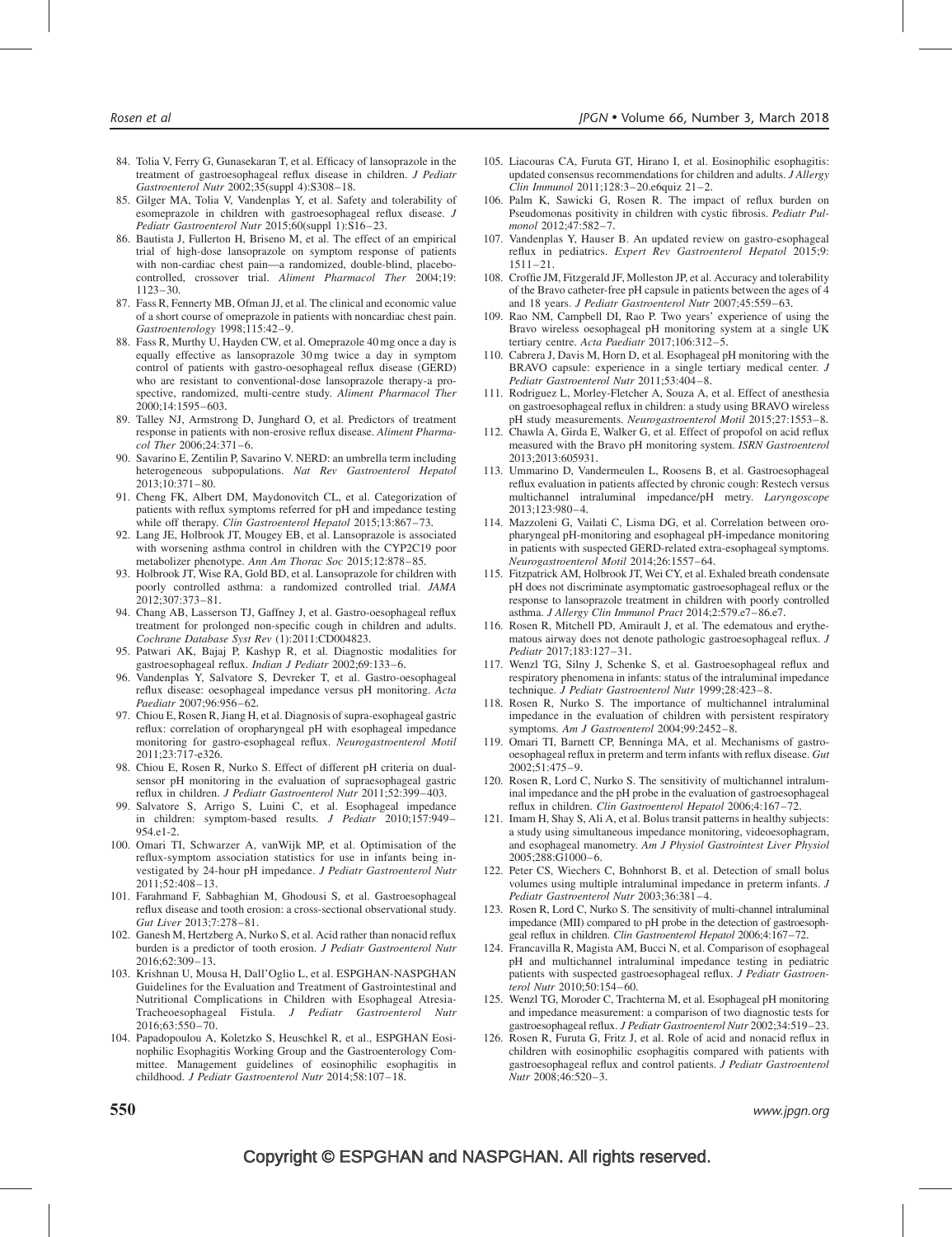84. Tolia V, Ferry G, Gunasekaran T, et al. Efficacy of lansoprazole in the treatment of gastroesophageal reflux disease in children. *J Pediatr Gastroenterol Nutr* 2002;35(suppl 4):S308–18.
85. Gilger MA, Tolia V, Vandenplas Y, et al. Safety and tolerability of esomeprazole in children with gastroesophageal reflux disease. *J Pediatr Gastroenterol Nutr* 2015;60(suppl 1):S16–23.
86. Bautista J, Fullerton H, Briseno M, et al. The effect of an empirical trial of high-dose lansoprazole on symptom response of patients with non-cardiac chest pain—a randomized, double-blind, placebo-controlled, crossover trial. *Aliment Pharmacol Ther* 2004;19: 1123–30.
87. Fass R, Fennerty MB, Ofman JJ, et al. The clinical and economic value of a short course of omeprazole in patients with noncardiac chest pain. *Gastroenterology* 1998;115:42–9.
88. Fass R, Murthy U, Hayden CW, et al. Omeprazole 40 mg once a day is equally effective as lansoprazole 30 mg twice a day in symptom control of patients with gastro-oesophageal reflux disease (GERD) who are resistant to conventional-dose lansoprazole therapy-a prospective, randomized, multi-centre study. *Aliment Pharmacol Ther* 2000;14:1595–603.
89. Talley NJ, Armstrong D, Junghard O, et al. Predictors of treatment response in patients with non-erosive reflux disease. *Aliment Pharmacol Ther* 2006;24:371–6.
90. Savarino E, Zentilin P, Savarino V. NERD: an umbrella term including heterogeneous subpopulations. *Nat Rev Gastroenterol Hepatol* 2013;10:371–80.
91. Cheng FK, Albert DM, Maydonovitch CL, et al. Categorization of patients with reflux symptoms referred for pH and impedance testing while off therapy. *Clin Gastroenterol Hepatol* 2015;13:867–73.
92. Lang JE, Holbrook JT, Mougey EB, et al. Lansoprazole is associated with worsening asthma control in children with the CYP2C19 poor metabolizer phenotype. *Ann Am Thorac Soc* 2015;12:878–85.
93. Holbrook JT, Wise RA, Gold BD, et al. Lansoprazole for children with poorly controlled asthma: a randomized controlled trial. *JAMA* 2012;307:373–81.
94. Chang AB, Lasserson TJ, Gaffney J, et al. Gastro-oesophageal reflux treatment for prolonged non-specific cough in children and adults. *Cochrane Database Syst Rev* (1):2011:CD004823.
95. Patwari AK, Bajaj P, Kashyp R, et al. Diagnostic modalities for gastroesophageal reflux. *Indian J Pediatr* 2002;69:133–6.
96. Vandenplas Y, Salvatore S, Devreker T, et al. Gastro-oesophageal reflux disease: oesophageal impedance versus pH monitoring. *Acta Paediatr* 2007;96:956–62.
97. Chiou E, Rosen R, Jiang H, et al. Diagnosis of supra-esophageal gastric reflux: correlation of oropharyngeal pH with esophageal impedance monitoring for gastro-esophageal reflux. *Neurogastroenterol Motil* 2011;23:717-e326.
98. Chiou E, Rosen R, Nurko S. Effect of different pH criteria on dual-sensor pH monitoring in the evaluation of supraesophageal gastric reflux in children. *J Pediatr Gastroenterol Nutr* 2011;52:399–403.
99. Salvatore S, Arrigo S, Luini C, et al. Esophageal impedance in children: symptom-based results. *J Pediatr* 2010;157:949–954.e1-2.
100. Omari TI, Schwarzer A, vanWijk MP, et al. Optimisation of the reflux-symptom association statistics for use in infants being investigated by 24-hour pH impedance. *J Pediatr Gastroenterol Nutr* 2011;52:408–13.
101. Farahmand F, Sabbaghian M, Ghodousi S, et al. Gastroesophageal reflux disease and tooth erosion: a cross-sectional observational study. *Gut Liver* 2013;7:278–81.
102. Ganesh M, Hertzberg A, Nurko S, et al. Acid rather than nonacid reflux burden is a predictor of tooth erosion. *J Pediatr Gastroenterol Nutr* 2016;62:309–13.
103. Krishnan U, Mousa H, Dall'Oglio L, et al. ESPGHAN-NASPGHAN Guidelines for the Evaluation and Treatment of Gastrointestinal and Nutritional Complications in Children with Esophageal Atresia-Tracheoesophageal Fistula. *J Pediatr Gastroenterol Nutr* 2016;63:550–70.
104. Papadopoulou A, Koletzko S, Heuschkel R, et al., ESPGHAN Eosinophilic Esophagitis Working Group and the Gastroenterology Committee. Management guidelines of eosinophilic esophagitis in childhood. *J Pediatr Gastroenterol Nutr* 2014;58:107–18.
105. Liacouras CA, Furuta GT, Hirano I, et al. Eosinophilic esophagitis: updated consensus recommendations for children and adults. *J Allergy Clin Immunol* 2011;128:3–20.e6quiz 21–2.
106. Palm K, Sawicki G, Rosen R. The impact of reflux burden on Pseudomonas positivity in children with cystic fibrosis. *Pediatr Pulmonol* 2012;47:582–7.
107. Vandenplas Y, Hauser B. An updated review on gastro-esophageal reflux in pediatrics. *Expert Rev Gastroenterol Hepatol* 2015;9: 1511–21.
108. Croffie JM, Fitzgerald JF, Molleston JP, et al. Accuracy and tolerability of the Bravo catheter-free pH capsule in patients between the ages of 4 and 18 years. *J Pediatr Gastroenterol Nutr* 2007;45:559–63.
109. Rao NM, Campbell DI, Rao P. Two years' experience of using the Bravo wireless oesophageal pH monitoring system at a single UK tertiary centre. *Acta Paediatr* 2017;106:312–5.
110. Cabrera J, Davis M, Horn D, et al. Esophageal pH monitoring with the BRAVO capsule: experience in a single tertiary medical center. *J Pediatr Gastroenterol Nutr* 2011;53:404–8.
111. Rodriguez L, Morley-Fletcher A, Souza A, et al. Effect of anesthesia on gastroesophageal reflux in children: a study using BRAVO wireless pH study measurements. *Neurogastroenterol Motil* 2015;27:1553–8.
112. Chawla A, Girda E, Walker G, et al. Effect of propofol on acid reflux measured with the Bravo pH monitoring system. *ISRN Gastroenterol* 2013;2013:605931.
113. Ummarino D, Vandermeulen L, Roosens B, et al. Gastroesophageal reflux evaluation in patients affected by chronic cough: Restech versus multichannel intraluminal impedance/pH metry. *Laryngoscope* 2013;123:980–4.
114. Mazzoleni G, Vailati C, Lisma DG, et al. Correlation between oropharyngeal pH-monitoring and esophageal pH-impedance monitoring in patients with suspected GERD-related extra-esophageal symptoms. *Neurogastroenterol Motil* 2014;26:1557–64.
115. Fitzpatrick AM, Holbrook JT, Wei CY, et al. Exhaled breath condensate pH does not discriminate asymptomatic gastroesophageal reflux or the response to lansoprazole treatment in children with poorly controlled asthma. *J Allergy Clin Immunol Pract* 2014;2:579.e7–86.e7.
116. Rosen R, Mitchell PD, Amirault J, et al. The edematous and erythematous airway does not denote pathologic gastroesophageal reflux. *J Pediatr* 2017;183:127–31.
117. Wenzl TG, Silny J, Schenke S, et al. Gastroesophageal reflux and respiratory phenomena in infants: status of the intraluminal impedance technique. *J Pediatr Gastroenterol Nutr* 1999;28:423–8.
118. Rosen R, Nurko S. The importance of multichannel intraluminal impedance in the evaluation of children with persistent respiratory symptoms. *Am J Gastroenterol* 2004;99:2452–8.
119. Omari TI, Barnett CP, Benninga MA, et al. Mechanisms of gastro-oesophageal reflux in preterm and term infants with reflux disease. *Gut* 2002;51:475–9.
120. Rosen R, Lord C, Nurko S. The sensitivity of multichannel intraluminal impedance and the pH probe in the evaluation of gastroesophageal reflux in children. *Clin Gastroenterol Hepatol* 2006;4:167–72.
121. Imam H, Shay S, Ali A, et al. Bolus transit patterns in healthy subjects: a study using simultaneous impedance monitoring, videoesophagram, and esophageal manometry. *Am J Physiol Gastrointest Liver Physiol* 2005;288:G1000–6.
122. Peter CS, Wiechers C, Bohnhorst B, et al. Detection of small bolus volumes using multiple intraluminal impedance in preterm infants. *J Pediatr Gastroenterol Nutr* 2003;36:381–4.
123. Rosen R, Lord C, Nurko S. The sensitivity of multi-channel intraluminal impedance (MII) compared to pH probe in the detection of gastroesophgeal reflux in children. *Clin Gastroenterol Hepatol* 2006;4:167–72.
124. Francavilla R, Magista AM, Bucci N, et al. Comparison of esophageal pH and multichannel intraluminal impedance testing in pediatric patients with suspected gastroesophageal reflux. *J Pediatr Gastroenterol Nutr* 2010;50:154–60.
125. Wenzl TG, Moroder C, Trachterna M, et al. Esophageal pH monitoring and impedance measurement: a comparison of two diagnostic tests for gastroesophageal reflux. *J Pediatr Gastroenterol Nutr* 2002;34:519–23.
126. Rosen R, Furuta G, Fritz J, et al. Role of acid and nonacid reflux in children with eosinophilic esophagitis compared with patients with gastroesophageal reflux and control patients. *J Pediatr Gastroenterol Nutr* 2008;46:520–3.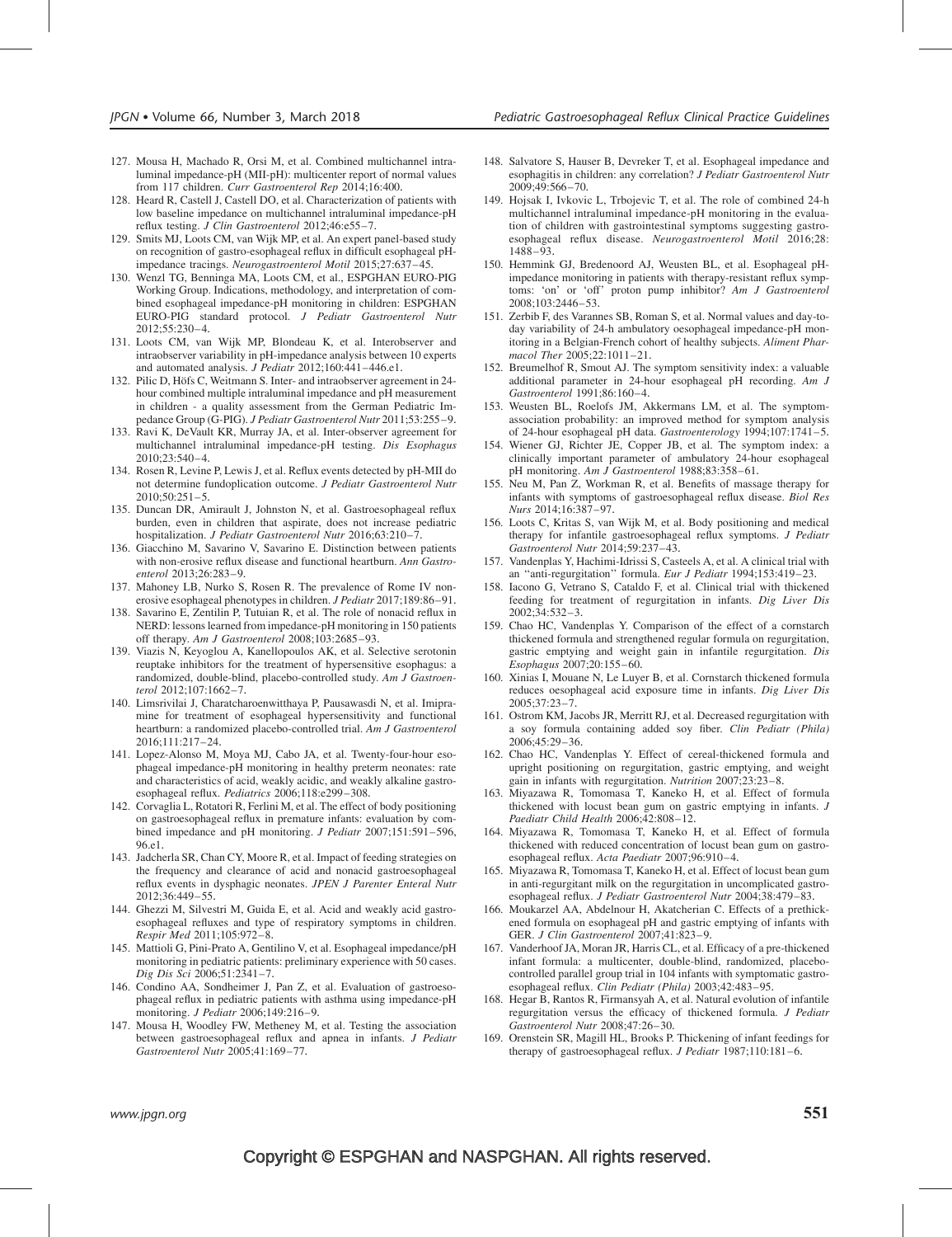127. Mousa H, Machado R, Orsi M, et al. Combined multichannel intraluminal impedance-pH (MII-pH): multicenter report of normal values from 117 children. *Curr Gastroenterol Rep* 2014;16:400.
128. Heard R, Castell J, Castell DO, et al. Characterization of patients with low baseline impedance on multichannel intraluminal impedance-pH reflux testing. *J Clin Gastroenterol* 2012;46:e55–7.
129. Smits MJ, Loots CM, van Wijk MP, et al. An expert panel-based study on recognition of gastro-esophageal reflux in difficult esophageal pH-impedance tracings. *Neurogastroenterol Motil* 2015;27:637–45.
130. Wenzl TG, Benninga MA, Loots CM, et al., ESPGHAN EURO-PIG Working Group. Indications, methodology, and interpretation of combined esophageal impedance-pH monitoring in children: ESPGHAN EURO-PIG standard protocol. *J Pediatr Gastroenterol Nutr* 2012;55:230–4.
131. Loots CM, van Wijk MP, Blondeau K, et al. Interobserver and intraobserver variability in pH-impedance analysis between 10 experts and automated analysis. *J Pediatr* 2012;160:441–446.e1.
132. Pilic D, Höfs C, Weitmann S. Inter- and intraobserver agreement in 24-hour combined multiple intraluminal impedance and pH measurement in children - a quality assessment from the German Pediatric Impedance Group (G-PIG). *J Pediatr Gastroenterol Nutr* 2011;53:255–9.
133. Ravi K, DeVault KR, Murray JA, et al. Inter-observer agreement for multichannel intraluminal impedance-pH testing. *Dis Esophagus* 2010;23:540–4.
134. Rosen R, Levine P, Lewis J, et al. Reflux events detected by pH-MII do not determine fundoplication outcome. *J Pediatr Gastroenterol Nutr* 2010;50:251–5.
135. Duncan DR, Amirault J, Johnston N, et al. Gastroesophageal reflux burden, even in children that aspirate, does not increase pediatric hospitalization. *J Pediatr Gastroenterol Nutr* 2016;63:210–7.
136. Giacchino M, Savarino V, Savarino E. Distinction between patients with non-erosive reflux disease and functional heartburn. *Ann Gastroenterol* 2013;26:283–9.
137. Mahoney LB, Nurko S, Rosen R. The prevalence of Rome IV nonerosive esophageal phenotypes in children. *J Pediatr* 2017;189:86–91.
138. Savarino E, Zentilin P, Tutuian R, et al. The role of nonacid reflux in NERD: lessons learned from impedance-pH monitoring in 150 patients off therapy. *Am J Gastroenterol* 2008;103:2685–93.
139. Viazis N, Keyoglou A, Kanellopoulos AK, et al. Selective serotonin reuptake inhibitors for the treatment of hypersensitive esophagus: a randomized, double-blind, placebo-controlled study. *Am J Gastroenterol* 2012;107:1662–7.
140. Limsrivilai J, Charatcharoenwitthaya P, Pausawasdi N, et al. Imipramine for treatment of esophageal hypersensitivity and functional heartburn: a randomized placebo-controlled trial. *Am J Gastroenterol* 2016;111:217–24.
141. Lopez-Alonso M, Moya MJ, Cabo JA, et al. Twenty-four-hour esophageal impedance-pH monitoring in healthy preterm neonates: rate and characteristics of acid, weakly acidic, and weakly alkaline gastroesophageal reflux. *Pediatrics* 2006;118:e299–308.
142. Corvaglia L, Rotatori R, Ferlini M, et al. The effect of body positioning on gastroesophageal reflux in premature infants: evaluation by combined impedance and pH monitoring. *J Pediatr* 2007;151:591–596, 96.e1.
143. Jadcherla SR, Chan CY, Moore R, et al. Impact of feeding strategies on the frequency and clearance of acid and nonacid gastroesophageal reflux events in dysphagic neonates. *JPEN J Parenter Enteral Nutr* 2012;36:449–55.
144. Ghezzi M, Silvestri M, Guida E, et al. Acid and weakly acid gastroesophageal refluxes and type of respiratory symptoms in children. *Respir Med* 2011;105:972–8.
145. Mattioli G, Pini-Prato A, Gentilino V, et al. Esophageal impedance/pH monitoring in pediatric patients: preliminary experience with 50 cases. *Dig Dis Sci* 2006;51:2341–7.
146. Condino AA, Sondheimer J, Pan Z, et al. Evaluation of gastroesophageal reflux in pediatric patients with asthma using impedance-pH monitoring. *J Pediatr* 2006;149:216–9.
147. Mousa H, Woodley FW, Metheney M, et al. Testing the association between gastroesophageal reflux and apnea in infants. *J Pediatr Gastroenterol Nutr* 2005;41:169–77.
148. Salvatore S, Hauser B, Devreker T, et al. Esophageal impedance and esophagitis in children: any correlation? *J Pediatr Gastroenterol Nutr* 2009;49:566–70.
149. Hojsak I, Ivkovic L, Trbojevic T, et al. The role of combined 24-h multichannel intraluminal impedance-pH monitoring in the evaluation of children with gastrointestinal symptoms suggesting gastroesophageal reflux disease. *Neurogastroenterol Motil* 2016;28: 1488–93.
150. Hemmink GJ, Bredenoord AJ, Weusten BL, et al. Esophageal pH-impedance monitoring in patients with therapy-resistant reflux symptoms: 'on' or 'off' proton pump inhibitor? *Am J Gastroenterol* 2008;103:2446–53.
151. Zerbib F, des Varannes SB, Roman S, et al. Normal values and day-to-day variability of 24-h ambulatory oesophageal impedance-pH monitoring in a Belgian-French cohort of healthy subjects. *Aliment Pharmacol Ther* 2005;22:1011–21.
152. Breumelhof R, Smout AJ. The symptom sensitivity index: a valuable additional parameter in 24-hour esophageal pH recording. *Am J Gastroenterol* 1991;86:160–4.
153. Weusten BL, Roelofs JM, Akkermans LM, et al. The symptom-association probability: an improved method for symptom analysis of 24-hour esophageal pH data. *Gastroenterology* 1994;107:1741–5.
154. Wiener GJ, Richter JE, Copper JB, et al. The symptom index: a clinically important parameter of ambulatory 24-hour esophageal pH monitoring. *Am J Gastroenterol* 1988;83:358–61.
155. Neu M, Pan Z, Workman R, et al. Benefits of massage therapy for infants with symptoms of gastroesophageal reflux disease. *Biol Res Nurs* 2014;16:387–97.
156. Loots C, Kritas S, van Wijk M, et al. Body positioning and medical therapy for infantile gastroesophageal reflux symptoms. *J Pediatr Gastroenterol Nutr* 2014;59:237–43.
157. Vandenplas Y, Hachimi-Idrissi S, Casteels A, et al. A clinical trial with an ''anti-regurgitation'' formula. *Eur J Pediatr* 1994;153:419–23.
158. Iacono G, Vetrano S, Cataldo F, et al. Clinical trial with thickened feeding for treatment of regurgitation in infants. *Dig Liver Dis* 2002;34:532–3.
159. Chao HC, Vandenplas Y. Comparison of the effect of a cornstarch thickened formula and strengthened regular formula on regurgitation, gastric emptying and weight gain in infantile regurgitation. *Dis Esophagus* 2007;20:155–60.
160. Xinias I, Mouane N, Le Luyer B, et al. Cornstarch thickened formula reduces oesophageal acid exposure time in infants. *Dig Liver Dis* 2005;37:23–7.
161. Ostrom KM, Jacobs JR, Merritt RJ, et al. Decreased regurgitation with a soy formula containing added soy fiber. *Clin Pediatr (Phila)* 2006;45:29–36.
162. Chao HC, Vandenplas Y. Effect of cereal-thickened formula and upright positioning on regurgitation, gastric emptying, and weight gain in infants with regurgitation. *Nutrition* 2007;23:23–8.
163. Miyazawa R, Tomomasa T, Kaneko H, et al. Effect of formula thickened with locust bean gum on gastric emptying in infants. *J Paediatr Child Health* 2006;42:808–12.
164. Miyazawa R, Tomomasa T, Kaneko H, et al. Effect of formula thickened with reduced concentration of locust bean gum on gastroesophageal reflux. *Acta Paediatr* 2007;96:910–4.
165. Miyazawa R, Tomomasa T, Kaneko H, et al. Effect of locust bean gum in anti-regurgitant milk on the regurgitation in uncomplicated gastroesophageal reflux. *J Pediatr Gastroenterol Nutr* 2004;38:479–83.
166. Moukarzel AA, Abdelnour H, Akatcherian C. Effects of a prethickened formula on esophageal pH and gastric emptying of infants with GER. *J Clin Gastroenterol* 2007;41:823–9.
167. Vanderhoof JA, Moran JR, Harris CL, et al. Efficacy of a pre-thickened infant formula: a multicenter, double-blind, randomized, placebo-controlled parallel group trial in 104 infants with symptomatic gastroesophageal reflux. *Clin Pediatr (Phila)* 2003;42:483–95.
168. Hegar B, Rantos R, Firmansyah A, et al. Natural evolution of infantile regurgitation versus the efficacy of thickened formula. *J Pediatr Gastroenterol Nutr* 2008;47:26–30.
169. Orenstein SR, Magill HL, Brooks P. Thickening of infant feedings for therapy of gastroesophageal reflux. *J Pediatr* 1987;110:181–6.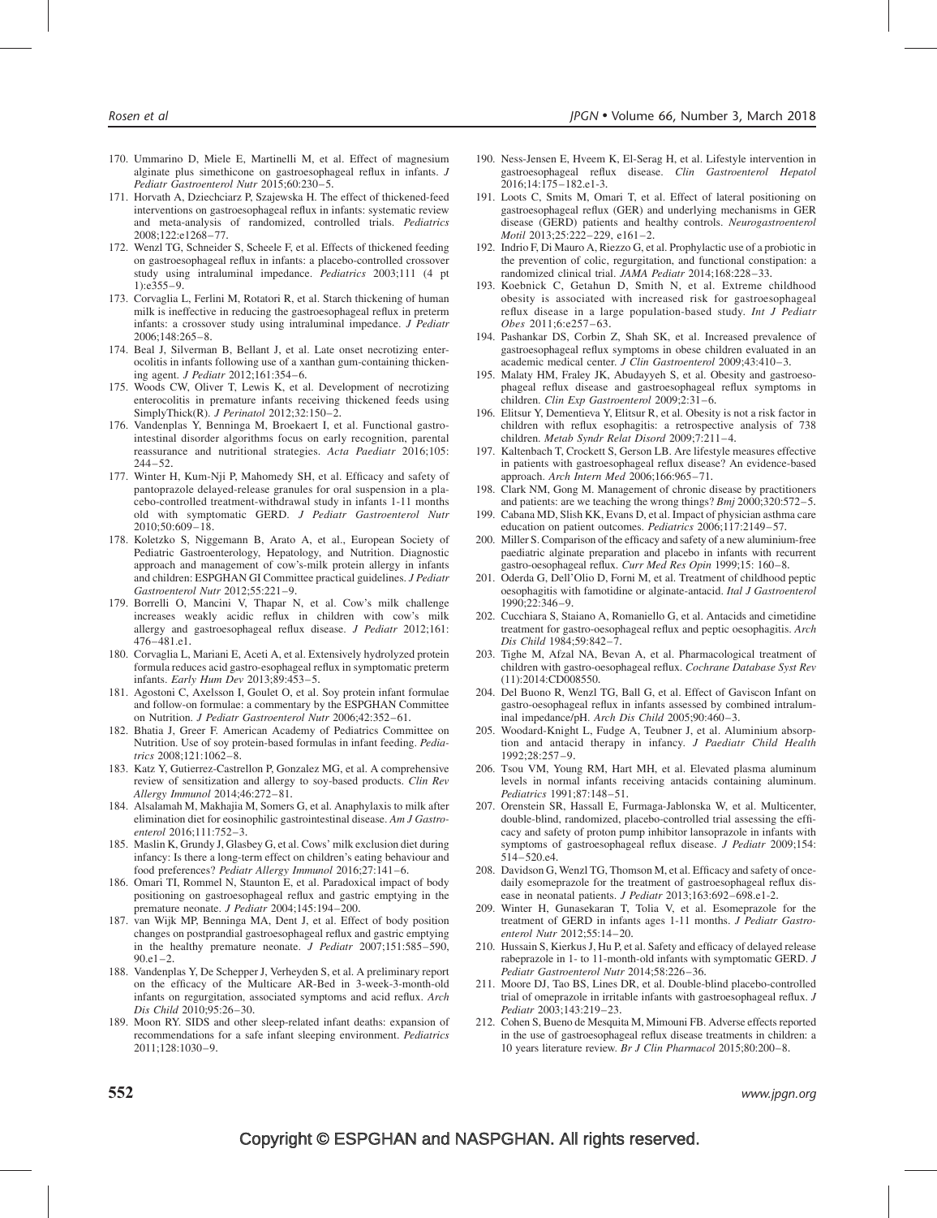170. Ummarino D, Miele E, Martinelli M, et al. Effect of magnesium alginate plus simethicone on gastroesophageal reflux in infants. *J Pediatr Gastroenterol Nutr* 2015;60:230–5.
171. Horvath A, Dziechciarz P, Szajewska H. The effect of thickened-feed interventions on gastroesophageal reflux in infants: systematic review and meta-analysis of randomized, controlled trials. *Pediatrics* 2008;122:e1268–77.
172. Wenzl TG, Schneider S, Scheele F, et al. Effects of thickened feeding on gastroesophageal reflux in infants: a placebo-controlled crossover study using intraluminal impedance. *Pediatrics* 2003;111 (4 pt 1):e355–9.
173. Corvaglia L, Ferlini M, Rotatori R, et al. Starch thickening of human milk is ineffective in reducing the gastroesophageal reflux in preterm infants: a crossover study using intraluminal impedance. *J Pediatr* 2006;148:265–8.
174. Beal J, Silverman B, Bellant J, et al. Late onset necrotizing enterocolitis in infants following use of a xanthan gum-containing thickening agent. *J Pediatr* 2012;161:354–6.
175. Woods CW, Oliver T, Lewis K, et al. Development of necrotizing enterocolitis in premature infants receiving thickened feeds using SimplyThick(R). *J Perinatol* 2012;32:150–2.
176. Vandenplas Y, Benninga M, Broekaert I, et al. Functional gastrointestinal disorder algorithms focus on early recognition, parental reassurance and nutritional strategies. *Acta Paediatr* 2016;105: 244–52.
177. Winter H, Kum-Nji P, Mahomedy SH, et al. Efficacy and safety of pantoprazole delayed-release granules for oral suspension in a placebo-controlled treatment-withdrawal study in infants 1-11 months old with symptomatic GERD. *J Pediatr Gastroenterol Nutr* 2010;50:609–18.
178. Koletzko S, Niggemann B, Arato A, et al., European Society of Pediatric Gastroenterology, Hepatology, and Nutrition. Diagnostic approach and management of cow's-milk protein allergy in infants and children: ESPGHAN GI Committee practical guidelines. *J Pediatr Gastroenterol Nutr* 2012;55:221–9.
179. Borrelli O, Mancini V, Thapar N, et al. Cow's milk challenge increases weakly acidic reflux in children with cow's milk allergy and gastroesophageal reflux disease. *J Pediatr* 2012;161: 476–481.e1.
180. Corvaglia L, Mariani E, Aceti A, et al. Extensively hydrolyzed protein formula reduces acid gastro-esophageal reflux in symptomatic preterm infants. *Early Hum Dev* 2013;89:453–5.
181. Agostoni C, Axelsson I, Goulet O, et al. Soy protein infant formulae and follow-on formulae: a commentary by the ESPGHAN Committee on Nutrition. *J Pediatr Gastroenterol Nutr* 2006;42:352–61.
182. Bhatia J, Greer F. American Academy of Pediatrics Committee on Nutrition. Use of soy protein-based formulas in infant feeding. *Pediatrics* 2008;121:1062–8.
183. Katz Y, Gutierrez-Castrellon P, Gonzalez MG, et al. A comprehensive review of sensitization and allergy to soy-based products. *Clin Rev Allergy Immunol* 2014;46:272–81.
184. Alsalamah M, Makhajia M, Somers G, et al. Anaphylaxis to milk after elimination diet for eosinophilic gastrointestinal disease. *Am J Gastroenterol* 2016;111:752–3.
185. Maslin K, Grundy J, Glasbey G, et al. Cows' milk exclusion diet during infancy: Is there a long-term effect on children's eating behaviour and food preferences? *Pediatr Allergy Immunol* 2016;27:141–6.
186. Omari TI, Rommel N, Staunton E, et al. Paradoxical impact of body positioning on gastroesophageal reflux and gastric emptying in the premature neonate. *J Pediatr* 2004;145:194–200.
187. van Wijk MP, Benninga MA, Dent J, et al. Effect of body position changes on postprandial gastroesophageal reflux and gastric emptying in the healthy premature neonate. *J Pediatr* 2007;151:585–590, 90.e1–2.
188. Vandenplas Y, De Schepper J, Verheyden S, et al. A preliminary report on the efficacy of the Multicare AR-Bed in 3-week-3-month-old infants on regurgitation, associated symptoms and acid reflux. *Arch Dis Child* 2010;95:26–30.
189. Moon RY. SIDS and other sleep-related infant deaths: expansion of recommendations for a safe infant sleeping environment. *Pediatrics* 2011;128:1030–9.
190. Ness-Jensen E, Hveem K, El-Serag H, et al. Lifestyle intervention in gastroesophageal reflux disease. *Clin Gastroenterol Hepatol* 2016;14:175–182.e1-3.
191. Loots C, Smits M, Omari T, et al. Effect of lateral positioning on gastroesophageal reflux (GER) and underlying mechanisms in GER disease (GERD) patients and healthy controls. *Neurogastroenterol Motil* 2013;25:222–229, e161–2.
192. Indrio F, Di Mauro A, Riezzo G, et al. Prophylactic use of a probiotic in the prevention of colic, regurgitation, and functional constipation: a randomized clinical trial. *JAMA Pediatr* 2014;168:228–33.
193. Koebnick C, Getahun D, Smith N, et al. Extreme childhood obesity is associated with increased risk for gastroesophageal reflux disease in a large population-based study. *Int J Pediatr Obes* 2011;6:e257–63.
194. Pashankar DS, Corbin Z, Shah SK, et al. Increased prevalence of gastroesophageal reflux symptoms in obese children evaluated in an academic medical center. *J Clin Gastroenterol* 2009;43:410–3.
195. Malaty HM, Fraley JK, Abudayyeh S, et al. Obesity and gastroesophageal reflux disease and gastroesophageal reflux symptoms in children. *Clin Exp Gastroenterol* 2009;2:31–6.
196. Elitsur Y, Dementieva Y, Elitsur R, et al. Obesity is not a risk factor in children with reflux esophagitis: a retrospective analysis of 738 children. *Metab Syndr Relat Disord* 2009;7:211–4.
197. Kaltenbach T, Crockett S, Gerson LB. Are lifestyle measures effective in patients with gastroesophageal reflux disease? An evidence-based approach. *Arch Intern Med* 2006;166:965–71.
198. Clark NM, Gong M. Management of chronic disease by practitioners and patients: are we teaching the wrong things? *Bmj* 2000;320:572–5.
199. Cabana MD, Slish KK, Evans D, et al. Impact of physician asthma care education on patient outcomes. *Pediatrics* 2006;117:2149–57.
200. Miller S. Comparison of the efficacy and safety of a new aluminium-free paediatric alginate preparation and placebo in infants with recurrent gastro-oesophageal reflux. *Curr Med Res Opin* 1999;15: 160–8.
201. Oderda G, Dell'Olio D, Forni M, et al. Treatment of childhood peptic oesophagitis with famotidine or alginate-antacid. *Ital J Gastroenterol* 1990;22:346–9.
202. Cucchiara S, Staiano A, Romaniello G, et al. Antacids and cimetidine treatment for gastro-oesophageal reflux and peptic oesophagitis. *Arch Dis Child* 1984;59:842–7.
203. Tighe M, Afzal NA, Bevan A, et al. Pharmacological treatment of children with gastro-oesophageal reflux. *Cochrane Database Syst Rev* (11):2014:CD008550.
204. Del Buono R, Wenzl TG, Ball G, et al. Effect of Gaviscon Infant on gastro-oesophageal reflux in infants assessed by combined intraluminal impedance/pH. *Arch Dis Child* 2005;90:460–3.
205. Woodard-Knight L, Fudge A, Teubner J, et al. Aluminium absorption and antacid therapy in infancy. *J Paediatr Child Health* 1992;28:257–9.
206. Tsou VM, Young RM, Hart MH, et al. Elevated plasma aluminum levels in normal infants receiving antacids containing aluminum. *Pediatrics* 1991;87:148–51.
207. Orenstein SR, Hassall E, Furmaga-Jablonska W, et al. Multicenter, double-blind, randomized, placebo-controlled trial assessing the efficacy and safety of proton pump inhibitor lansoprazole in infants with symptoms of gastroesophageal reflux disease. *J Pediatr* 2009;154: 514–520.e4.
208. Davidson G, Wenzl TG, Thomson M, et al. Efficacy and safety of once-daily esomeprazole for the treatment of gastroesophageal reflux disease in neonatal patients. *J Pediatr* 2013;163:692–698.e1-2.
209. Winter H, Gunasekaran T, Tolia V, et al. Esomeprazole for the treatment of GERD in infants ages 1-11 months. *J Pediatr Gastroenterol Nutr* 2012;55:14–20.
210. Hussain S, Kierkus J, Hu P, et al. Safety and efficacy of delayed release rabeprazole in 1- to 11-month-old infants with symptomatic GERD. *J Pediatr Gastroenterol Nutr* 2014;58:226–36.
211. Moore DJ, Tao BS, Lines DR, et al. Double-blind placebo-controlled trial of omeprazole in irritable infants with gastroesophageal reflux. *J Pediatr* 2003;143:219–23.
212. Cohen S, Bueno de Mesquita M, Mimouni FB. Adverse effects reported in the use of gastroesophageal reflux disease treatments in children: a 10 years literature review. *Br J Clin Pharmacol* 2015;80:200–8.

Copyright © ESPGHAN and NASPGHAN. All rights reserved.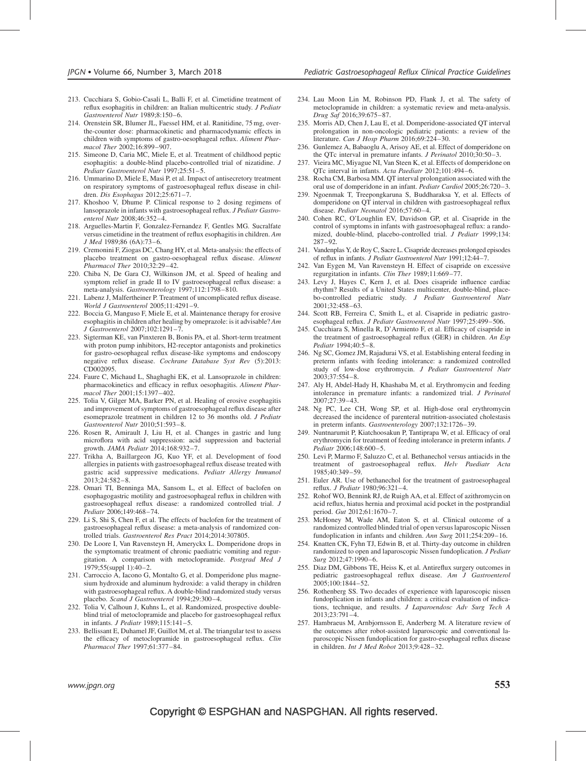213. Cucchiara S, Gobio-Casali L, Balli F, et al. Cimetidine treatment of reflux esophagitis in children: an Italian multicentric study. *J Pediatr Gastroenterol Nutr* 1989;8:150–6.
214. Orenstein SR, Blumer JL, Faessel HM, et al. Ranitidine, 75 mg, over-the-counter dose: pharmacokinetic and pharmacodynamic effects in children with symptoms of gastro-oesophageal reflux. *Aliment Pharmacol Ther* 2002;16:899–907.
215. Simeone D, Caria MC, Miele E, et al. Treatment of childhood peptic esophagitis: a double-blind placebo-controlled trial of nizatidine. *J Pediatr Gastroenterol Nutr* 1997;25:51–5.
216. Ummarino D, Miele E, Masi P, et al. Impact of antisecretory treatment on respiratory symptoms of gastroesophageal reflux disease in children. *Dis Esophagus* 2012;25:671–7.
217. Khoshoo V, Dhume P. Clinical response to 2 dosing regimens of lansoprazole in infants with gastroesophageal reflux. *J Pediatr Gastroenterol Nutr* 2008;46:352–4.
218. Arguelles-Martin F, Gonzalez-Fernandez F, Gentles MG. Sucralfate versus cimetidine in the treatment of reflux esophagitis in children. *Am J Med* 1989;86 (6A):73–6.
219. Cremonini F, Ziogas DC, Chang HY, et al. Meta-analysis: the effects of placebo treatment on gastro-oesophageal reflux disease. *Aliment Pharmacol Ther* 2010;32:29–42.
220. Chiba N, De Gara CJ, Wilkinson JM, et al. Speed of healing and symptom relief in grade II to IV gastroesophageal reflux disease: a meta-analysis. *Gastroenterology* 1997;112:1798–810.
221. Labenz J, Malfertheiner P. Treatment of uncomplicated reflux disease. *World J Gastroenterol* 2005;11:4291–9.
222. Boccia G, Manguso F, Miele E, et al. Maintenance therapy for erosive esophagitis in children after healing by omeprazole: is it advisable? *Am J Gastroenterol* 2007;102:1291–7.
223. Sigterman KE, van Pinxteren B, Bonis PA, et al. Short-term treatment with proton pump inhibitors, H2-receptor antagonists and prokinetics for gastro-oesophageal reflux disease-like symptoms and endoscopy negative reflux disease. *Cochrane Database Syst Rev* (5):2013: CD002095.
224. Faure C, Michaud L, Shaghaghi EK, et al. Lansoprazole in children: pharmacokinetics and efficacy in reflux oesophagitis. *Aliment Pharmacol Ther* 2001;15:1397–402.
225. Tolia V, Gilger MA, Barker PN, et al. Healing of erosive esophagitis and improvement of symptoms of gastroesophageal reflux disease after esomeprazole treatment in children 12 to 36 months old. *J Pediatr Gastroenterol Nutr* 2010;51:593–8.
226. Rosen R, Amirault J, Liu H, et al. Changes in gastric and lung microflora with acid suppression: acid suppression and bacterial growth. *JAMA Pediatr* 2014;168:932–7.
227. Trikha A, Baillargeon JG, Kuo YF, et al. Development of food allergies in patients with gastroesophageal reflux disease treated with gastric acid suppressive medications. *Pediatr Allergy Immunol* 2013;24:582–8.
228. Omari TI, Benninga MA, Sansom L, et al. Effect of baclofen on esophagogastric motility and gastroesophageal reflux in children with gastroesophageal reflux disease: a randomized controlled trial. *J Pediatr* 2006;149:468–74.
229. Li S, Shi S, Chen F, et al. The effects of baclofen for the treatment of gastroesophageal reflux disease: a meta-analysis of randomized controlled trials. *Gastroenterol Res Pract* 2014;2014:307805.
230. De Loore I, Van Ravensteyn H, Ameryckx L. Domperidone drops in the symptomatic treatment of chronic paediatric vomiting and regurgitation. A comparison with metoclopramide. *Postgrad Med J* 1979;55(suppl 1):40–2.
231. Carroccio A, Iacono G, Montalto G, et al. Domperidone plus magnesium hydroxide and aluminum hydroxide: a valid therapy in children with gastroesophageal reflux. A double-blind randomized study versus placebo. *Scand J Gastroenterol* 1994;29:300–4.
232. Tolia V, Calhoun J, Kuhns L, et al. Randomized, prospective double-blind trial of metoclopramide and placebo for gastroesophageal reflux in infants. *J Pediatr* 1989;115:141–5.
233. Bellissant E, Duhamel JF, Guillot M, et al. The triangular test to assess the efficacy of metoclopramide in gastroesophageal reflux. *Clin Pharmacol Ther* 1997;61:377–84.
234. Lau Moon Lin M, Robinson PD, Flank J, et al. The safety of metoclopramide in children: a systematic review and meta-analysis. *Drug Saf* 2016;39:675–87.
235. Morris AD, Chen J, Lau E, et al. Domperidone-associated QT interval prolongation in non-oncologic pediatric patients: a review of the literature. *Can J Hosp Pharm* 2016;69:224–30.
236. Gunlemez A, Babaoglu A, Arisoy AE, et al. Effect of domperidone on the QTc interval in premature infants. *J Perinatol* 2010;30:50–3.
237. Vieira MC, Miyague NI, Van Steen K, et al. Effects of domperidone on QTc interval in infants. *Acta Paediatr* 2012;101:494–6.
238. Rocha CM, Barbosa MM. QT interval prolongation associated with the oral use of domperidone in an infant. *Pediatr Cardiol* 2005;26:720–3.
239. Ngoenmak T, Treepongkaruna S, Buddharaksa Y, et al. Effects of domperidone on QT interval in children with gastroesophageal reflux disease. *Pediatr Neonatol* 2016;57:60–4.
240. Cohen RC, O'Loughlin EV, Davidson GP, et al. Cisapride in the control of symptoms in infants with gastroesophageal reflux: a randomized, double-blind, placebo-controlled trial. *J Pediatr* 1999;134: 287–92.
241. Vandenplas Y, de Roy C, Sacre L. Cisapride decreases prolonged episodes of reflux in infants. *J Pediatr Gastroenterol Nutr* 1991;12:44–7.
242. Van Eygen M, Van Ravensteyn H. Effect of cisapride on excessive regurgitation in infants. *Clin Ther* 1989;11:669–77.
243. Levy J, Hayes C, Kern J, et al. Does cisapride influence cardiac rhythm? Results of a United States multicenter, double-blind, placebo-controlled pediatric study. *J Pediatr Gastroenterol Nutr* 2001;32:458–63.
244. Scott RB, Ferreira C, Smith L, et al. Cisapride in pediatric gastroesophageal reflux. *J Pediatr Gastroenterol Nutr* 1997;25:499–506.
245. Cucchiara S, Minella R, D'Armiento F, et al. Efficacy of cisapride in the treatment of gastroesophageal reflux (GER) in children. *An Esp Pediatr* 1994;40:5–8.
246. Ng SC, Gomez JM, Rajadurai VS, et al. Establishing enteral feeding in preterm infants with feeding intolerance: a randomized controlled study of low-dose erythromycin. *J Pediatr Gastroenterol Nutr* 2003;37:554–8.
247. Aly H, Abdel-Hady H, Khashaba M, et al. Erythromycin and feeding intolerance in premature infants: a randomized trial. *J Perinatol* 2007;27:39–43.
248. Ng PC, Lee CH, Wong SP, et al. High-dose oral erythromycin decreased the incidence of parenteral nutrition-associated cholestasis in preterm infants. *Gastroenterology* 2007;132:1726–39.
249. Nuntnarumit P, Kiatchoosakun P, Tantiprapa W, et al. Efficacy of oral erythromycin for treatment of feeding intolerance in preterm infants. *J Pediatr* 2006;148:600–5.
250. Levi P, Marmo F, Saluzzo C, et al. Bethanechol versus antiacids in the treatment of gastroesophageal reflux. *Helv Paediatr Acta* 1985;40:349–59.
251. Euler AR. Use of bethanechol for the treatment of gastroesophageal reflux. *J Pediatr* 1980;96:321–4.
252. Rohof WO, Bennink RJ, de Ruigh AA, et al. Effect of azithromycin on acid reflux, hiatus hernia and proximal acid pocket in the postprandial period. *Gut* 2012;61:1670–7.
253. McHoney M, Wade AM, Eaton S, et al. Clinical outcome of a randomized controlled blinded trial of open versus laparoscopic Nissen fundoplication in infants and children. *Ann Surg* 2011;254:209–16.
254. Knatten CK, Fyhn TJ, Edwin B, et al. Thirty-day outcome in children randomized to open and laparoscopic Nissen fundoplication. *J Pediatr Surg* 2012;47:1990–6.
255. Diaz DM, Gibbons TE, Heiss K, et al. Antireflux surgery outcomes in pediatric gastroesophageal reflux disease. *Am J Gastroenterol* 2005;100:1844–52.
256. Rothenberg SS. Two decades of experience with laparoscopic nissen fundoplication in infants and children: a critical evaluation of indications, technique, and results. *J Laparoendosc Adv Surg Tech A* 2013;23:791–4.
257. Hambraeus M, Arnbjornsson E, Anderberg M. A literature review of the outcomes after robot-assisted laparoscopic and conventional laparoscopic Nissen fundoplication for gastro-esophageal reflux disease in children. *Int J Med Robot* 2013;9:428–32.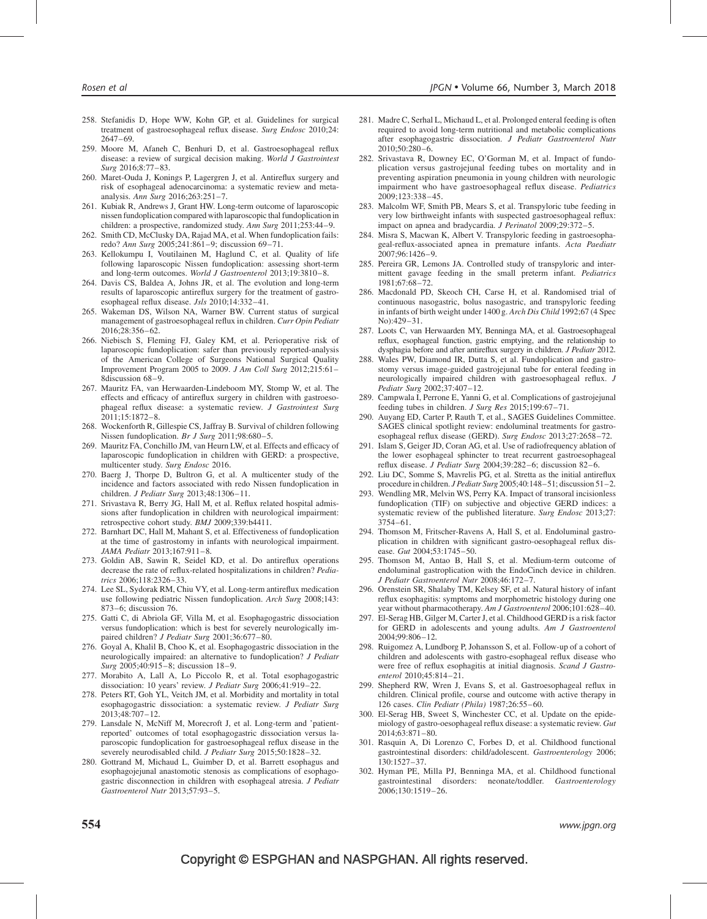258. Stefanidis D, Hope WW, Kohn GP, et al. Guidelines for surgical treatment of gastroesophageal reflux disease. *Surg Endosc* 2010;24: 2647–69.
259. Moore M, Afaneh C, Benhuri D, et al. Gastroesophageal reflux disease: a review of surgical decision making. *World J Gastrointest Surg* 2016;8:77–83.
260. Maret-Ouda J, Konings P, Lagergren J, et al. Antireflux surgery and risk of esophageal adenocarcinoma: a systematic review and meta-analysis. *Ann Surg* 2016;263:251–7.
261. Kubiak R, Andrews J, Grant HW. Long-term outcome of laparoscopic nissen fundoplication compared with laparoscopic thal fundoplication in children: a prospective, randomized study. *Ann Surg* 2011;253:44–9.
262. Smith CD, McClusky DA, Rajad MA, et al. When fundoplication fails: redo? *Ann Surg* 2005;241:861–9; discussion 69–71.
263. Kellokumpu I, Voutilainen M, Haglund C, et al. Quality of life following laparoscopic Nissen fundoplication: assessing short-term and long-term outcomes. *World J Gastroenterol* 2013;19:3810–8.
264. Davis CS, Baldea A, Johns JR, et al. The evolution and long-term results of laparoscopic antireflux surgery for the treatment of gastroesophageal reflux disease. *Jsls* 2010;14:332–41.
265. Wakeman DS, Wilson NA, Warner BW. Current status of surgical management of gastroesophageal reflux in children. *Curr Opin Pediatr* 2016;28:356–62.
266. Niebisch S, Fleming FJ, Galey KM, et al. Perioperative risk of laparoscopic fundoplication: safer than previously reported-analysis of the American College of Surgeons National Surgical Quality Improvement Program 2005 to 2009. *J Am Coll Surg* 2012;215:61–8discussion 68–9.
267. Mauritz FA, van Herwaarden-Lindeboom MY, Stomp W, et al. The effects and efficacy of antireflux surgery in children with gastroesophageal reflux disease: a systematic review. *J Gastrointest Surg* 2011;15:1872–8.
268. Wockenforth R, Gillespie CS, Jaffray B. Survival of children following Nissen fundoplication. *Br J Surg* 2011;98:680–5.
269. Mauritz FA, Conchillo JM, van Heurn LW, et al. Effects and efficacy of laparoscopic fundoplication in children with GERD: a prospective, multicenter study. *Surg Endosc* 2016.
270. Baerg J, Thorpe D, Bultron G, et al. A multicenter study of the incidence and factors associated with redo Nissen fundoplication in children. *J Pediatr Surg* 2013;48:1306–11.
271. Srivastava R, Berry JG, Hall M, et al. Reflux related hospital admissions after fundoplication in children with neurological impairment: retrospective cohort study. *BMJ* 2009;339:b4411.
272. Barnhart DC, Hall M, Mahant S, et al. Effectiveness of fundoplication at the time of gastrostomy in infants with neurological impairment. *JAMA Pediatr* 2013;167:911–8.
273. Goldin AB, Sawin R, Seidel KD, et al. Do antireflux operations decrease the rate of reflux-related hospitalizations in children? *Pediatrics* 2006;118:2326–33.
274. Lee SL, Sydorak RM, Chiu VY, et al. Long-term antireflux medication use following pediatric Nissen fundoplication. *Arch Surg* 2008;143: 873–6; discussion 76.
275. Gatti C, di Abriola GF, Villa M, et al. Esophagogastric dissociation versus fundoplication: which is best for severely neurologically impaired children? *J Pediatr Surg* 2001;36:677–80.
276. Goyal A, Khalil B, Choo K, et al. Esophagogastric dissociation in the neurologically impaired: an alternative to fundoplication? *J Pediatr Surg* 2005;40:915–8; discussion 18–9.
277. Morabito A, Lall A, Lo Piccolo R, et al. Total esophagogastric dissociation: 10 years' review. *J Pediatr Surg* 2006;41:919–22.
278. Peters RT, Goh YL, Veitch JM, et al. Morbidity and mortality in total esophagogastric dissociation: a systematic review. *J Pediatr Surg* 2013;48:707–12.
279. Lansdale N, McNiff M, Morecroft J, et al. Long-term and 'patient-reported' outcomes of total esophagogastric dissociation versus laparoscopic fundoplication for gastroesophageal reflux disease in the severely neurodisabled child. *J Pediatr Surg* 2015;50:1828–32.
280. Gottrand M, Michaud L, Guimber D, et al. Barrett esophagus and esophagojejunal anastomotic stenosis as complications of esophagogastric disconnection in children with esophageal atresia. *J Pediatr Gastroenterol Nutr* 2013;57:93–5.
281. Madre C, Serhal L, Michaud L, et al. Prolonged enteral feeding is often required to avoid long-term nutritional and metabolic complications after esophagogastric dissociation. *J Pediatr Gastroenterol Nutr* 2010;50:280–6.
282. Srivastava R, Downey EC, O'Gorman M, et al. Impact of fundoplication versus gastrojejunal feeding tubes on mortality and in preventing aspiration pneumonia in young children with neurologic impairment who have gastroesophageal reflux disease. *Pediatrics* 2009;123:338–45.
283. Malcolm WF, Smith PB, Mears S, et al. Transpyloric tube feeding in very low birthweight infants with suspected gastroesophageal reflux: impact on apnea and bradycardia. *J Perinatol* 2009;29:372–5.
284. Misra S, Macwan K, Albert V. Transpyloric feeding in gastroesophageal-reflux-associated apnea in premature infants. *Acta Paediatr* 2007;96:1426–9.
285. Pereira GR, Lemons JA. Controlled study of transpyloric and intermittent gavage feeding in the small preterm infant. *Pediatrics* 1981;67:68–72.
286. Macdonald PD, Skeoch CH, Carse H, et al. Randomised trial of continuous nasogastric, bolus nasogastric, and transpyloric feeding in infants of birth weight under 1400 g. *Arch Dis Child* 1992;67 (4 Spec No):429–31.
287. Loots C, van Herwaarden MY, Benninga MA, et al. Gastroesophageal reflux, esophageal function, gastric emptying, and the relationship to dysphagia before and after antireflux surgery in children. *J Pediatr* 2012.
288. Wales PW, Diamond IR, Dutta S, et al. Fundoplication and gastrostomy versus image-guided gastrojejunal tube for enteral feeding in neurologically impaired children with gastroesophageal reflux. *J Pediatr Surg* 2002;37:407–12.
289. Campwala I, Perrone E, Yanni G, et al. Complications of gastrojejunal feeding tubes in children. *J Surg Res* 2015;199:67–71.
290. Auyang ED, Carter P, Rauth T, et al., SAGES Guidelines Committee. SAGES clinical spotlight review: endoluminal treatments for gastroesophageal reflux disease (GERD). *Surg Endosc* 2013;27:2658–72.
291. Islam S, Geiger JD, Coran AG, et al. Use of radiofrequency ablation of the lower esophageal sphincter to treat recurrent gastroesophageal reflux disease. *J Pediatr Surg* 2004;39:282–6; discussion 82–6.
292. Liu DC, Somme S, Mavrelis PG, et al. Stretta as the initial antireflux procedure in children. *J Pediatr Surg* 2005;40:148–51; discussion 51–2.
293. Wendling MR, Melvin WS, Perry KA. Impact of transoral incisionless fundoplication (TIF) on subjective and objective GERD indices: a systematic review of the published literature. *Surg Endosc* 2013;27: 3754–61.
294. Thomson M, Fritscher-Ravens A, Hall S, et al. Endoluminal gastroplication in children with significant gastro-oesophageal reflux disease. *Gut* 2004;53:1745–50.
295. Thomson M, Antao B, Hall S, et al. Medium-term outcome of endoluminal gastroplication with the EndoCinch device in children. *J Pediatr Gastroenterol Nutr* 2008;46:172–7.
296. Orenstein SR, Shalaby TM, Kelsey SF, et al. Natural history of infant reflux esophagitis: symptoms and morphometric histology during one year without pharmacotherapy. *Am J Gastroenterol* 2006;101:628–40.
297. El-Serag HB, Gilger M, Carter J, et al. Childhood GERD is a risk factor for GERD in adolescents and young adults. *Am J Gastroenterol* 2004;99:806–12.
298. Ruigomez A, Lundborg P, Johansson S, et al. Follow-up of a cohort of children and adolescents with gastro-esophageal reflux disease who were free of reflux esophagitis at initial diagnosis. *Scand J Gastroenterol* 2010;45:814–21.
299. Shepherd RW, Wren J, Evans S, et al. Gastroesophageal reflux in children. Clinical profile, course and outcome with active therapy in 126 cases. *Clin Pediatr (Phila)* 1987;26:55–60.
300. El-Serag HB, Sweet S, Winchester CC, et al. Update on the epidemiology of gastro-oesophageal reflux disease: a systematic review. *Gut* 2014;63:871–80.
301. Rasquin A, Di Lorenzo C, Forbes D, et al. Childhood functional gastrointestinal disorders: child/adolescent. *Gastroenterology* 2006; 130:1527–37.
302. Hyman PE, Milla PJ, Benninga MA, et al. Childhood functional gastrointestinal disorders: neonate/toddler. *Gastroenterology* 2006;130:1519–26.

Copyright © ESPGHAN and NASPGHAN. All rights reserved.